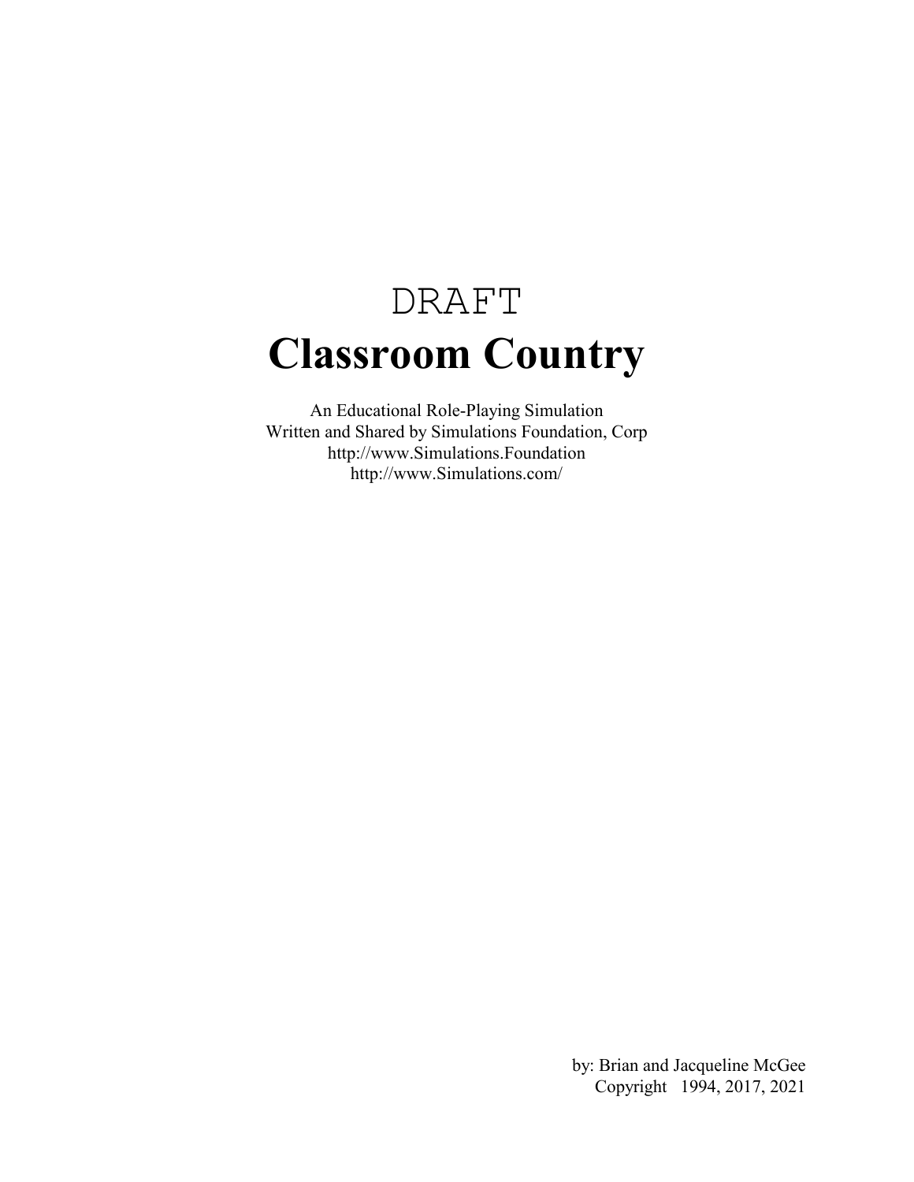DRAFT

# Classroom Country

An Educational Role-Playing Simulation
Written and Shared by Simulations Foundation, Corp
http://www.Simulations.Foundation
http://www.Simulations.com/

by: Brian and Jacqueline McGee
Copyright 1994, 2017, 2021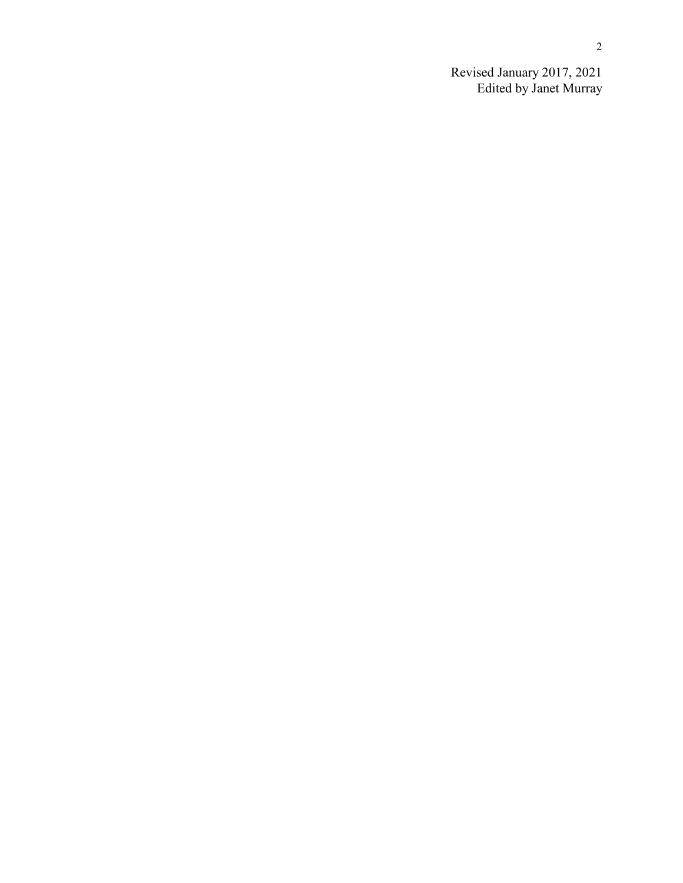Revised January 2017, 2021
Edited by Janet Murray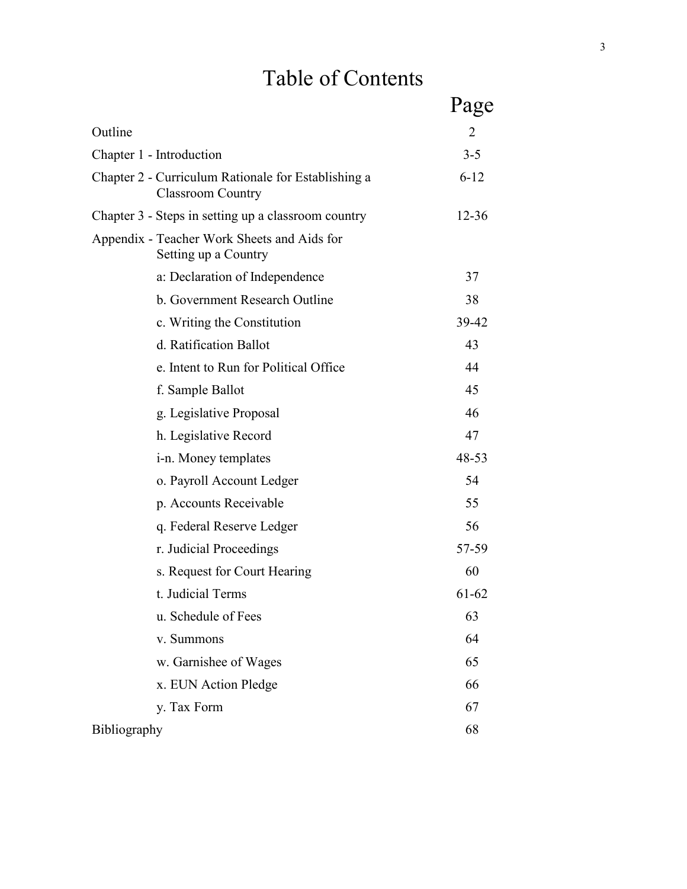# Table of Contents

| | Page |
|---|---|
| Outline | 2 |
| Chapter 1 - Introduction | 3-5 |
| Chapter 2 - Curriculum Rationale for Establishing a Classroom Country | 6-12 |
| Chapter 3 - Steps in setting up a classroom country | 12-36 |
| Appendix - Teacher Work Sheets and Aids for Setting up a Country | |
| a: Declaration of Independence | 37 |
| b. Government Research Outline | 38 |
| c. Writing the Constitution | 39-42 |
| d. Ratification Ballot | 43 |
| e. Intent to Run for Political Office | 44 |
| f. Sample Ballot | 45 |
| g. Legislative Proposal | 46 |
| h. Legislative Record | 47 |
| i-n. Money templates | 48-53 |
| o. Payroll Account Ledger | 54 |
| p. Accounts Receivable | 55 |
| q. Federal Reserve Ledger | 56 |
| r. Judicial Proceedings | 57-59 |
| s. Request for Court Hearing | 60 |
| t. Judicial Terms | 61-62 |
| u. Schedule of Fees | 63 |
| v. Summons | 64 |
| w. Garnishee of Wages | 65 |
| x. EUN Action Pledge | 66 |
| y. Tax Form | 67 |
| Bibliography | 68 |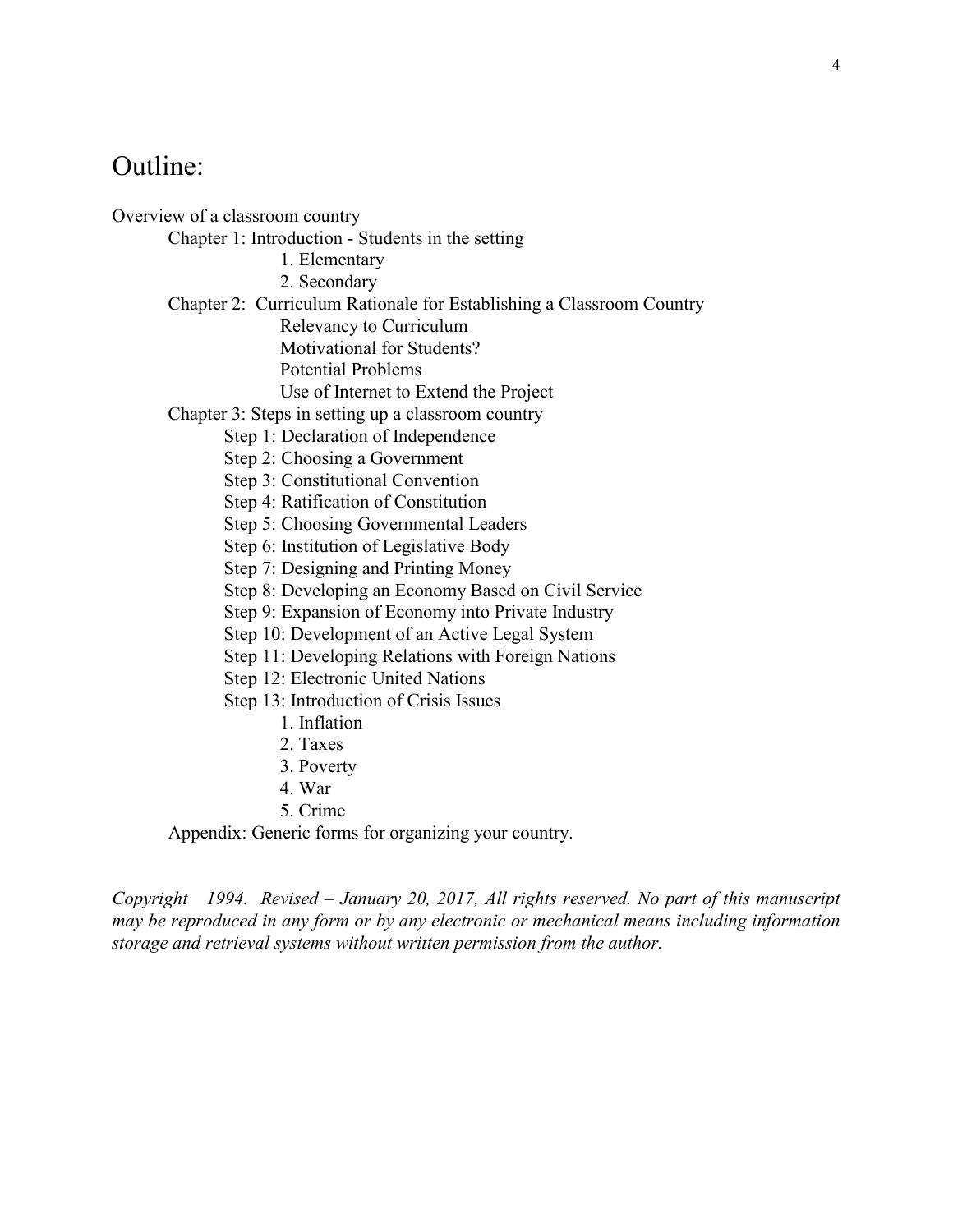# Outline:

Overview of a classroom country

- Chapter 1: Introduction - Students in the setting
    1. Elementary
    2. Secondary
- Chapter 2: Curriculum Rationale for Establishing a Classroom Country
    - Relevancy to Curriculum
    - Motivational for Students?
    - Potential Problems
    - Use of Internet to Extend the Project
- Chapter 3: Steps in setting up a classroom country
    - Step 1: Declaration of Independence
    - Step 2: Choosing a Government
    - Step 3: Constitutional Convention
    - Step 4: Ratification of Constitution
    - Step 5: Choosing Governmental Leaders
    - Step 6: Institution of Legislative Body
    - Step 7: Designing and Printing Money
    - Step 8: Developing an Economy Based on Civil Service
    - Step 9: Expansion of Economy into Private Industry
    - Step 10: Development of an Active Legal System
    - Step 11: Developing Relations with Foreign Nations
    - Step 12: Electronic United Nations
    - Step 13: Introduction of Crisis Issues
        1. Inflation
        2. Taxes
        3. Poverty
        4. War
        5. Crime
- Appendix: Generic forms for organizing your country.

*Copyright 1994. Revised – January 20, 2017, All rights reserved. No part of this manuscript may be reproduced in any form or by any electronic or mechanical means including information storage and retrieval systems without written permission from the author.*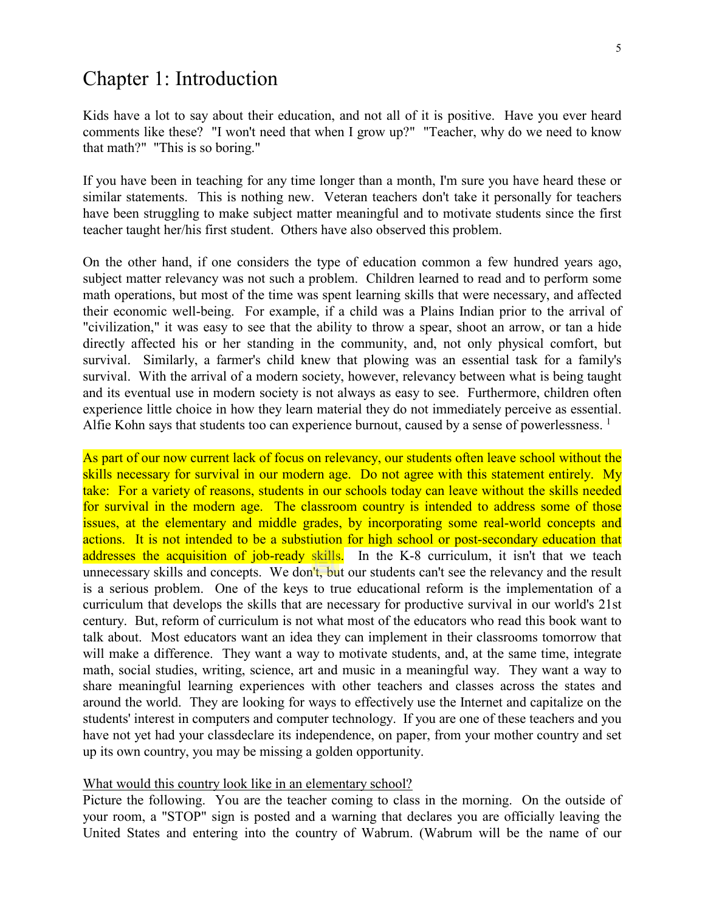# Chapter 1: Introduction

Kids have a lot to say about their education, and not all of it is positive. Have you ever heard comments like these? "I won't need that when I grow up?" "Teacher, why do we need to know that math?" "This is so boring."

If you have been in teaching for any time longer than a month, I'm sure you have heard these or similar statements. This is nothing new. Veteran teachers don't take it personally for teachers have been struggling to make subject matter meaningful and to motivate students since the first teacher taught her/his first student. Others have also observed this problem.

On the other hand, if one considers the type of education common a few hundred years ago, subject matter relevancy was not such a problem. Children learned to read and to perform some math operations, but most of the time was spent learning skills that were necessary, and affected their economic well-being. For example, if a child was a Plains Indian prior to the arrival of "civilization," it was easy to see that the ability to throw a spear, shoot an arrow, or tan a hide directly affected his or her standing in the community, and, not only physical comfort, but survival. Similarly, a farmer's child knew that plowing was an essential task for a family's survival. With the arrival of a modern society, however, relevancy between what is being taught and its eventual use in modern society is not always as easy to see. Furthermore, children often experience little choice in how they learn material they do not immediately perceive as essential. Alfie Kohn says that students too can experience burnout, caused by a sense of powerlessness. [1]

As part of our now current lack of focus on relevancy, our students often leave school without the skills necessary for survival in our modern age. Do not agree with this statement entirely. My take: For a variety of reasons, students in our schools today can leave without the skills needed for survival in the modern age. The classroom country is intended to address some of those issues, at the elementary and middle grades, by incorporating some real-world concepts and actions. It is not intended to be a substiution for high school or post-secondary education that addresses the acquisition of job-ready skills. In the K-8 curriculum, it isn't that we teach unnecessary skills and concepts. We don't, but our students can't see the relevancy and the result is a serious problem. One of the keys to true educational reform is the implementation of a curriculum that develops the skills that are necessary for productive survival in our world's 21st century. But, reform of curriculum is not what most of the educators who read this book want to talk about. Most educators want an idea they can implement in their classrooms tomorrow that will make a difference. They want a way to motivate students, and, at the same time, integrate math, social studies, writing, science, art and music in a meaningful way. They want a way to share meaningful learning experiences with other teachers and classes across the states and around the world. They are looking for ways to effectively use the Internet and capitalize on the students' interest in computers and computer technology. If you are one of these teachers and you have not yet had your classdeclare its independence, on paper, from your mother country and set up its own country, you may be missing a golden opportunity.

<u>What would this country look like in an elementary school?</u>

Picture the following. You are the teacher coming to class in the morning. On the outside of your room, a "STOP" sign is posted and a warning that declares you are officially leaving the United States and entering into the country of Wabrum. (Wabrum will be the name of our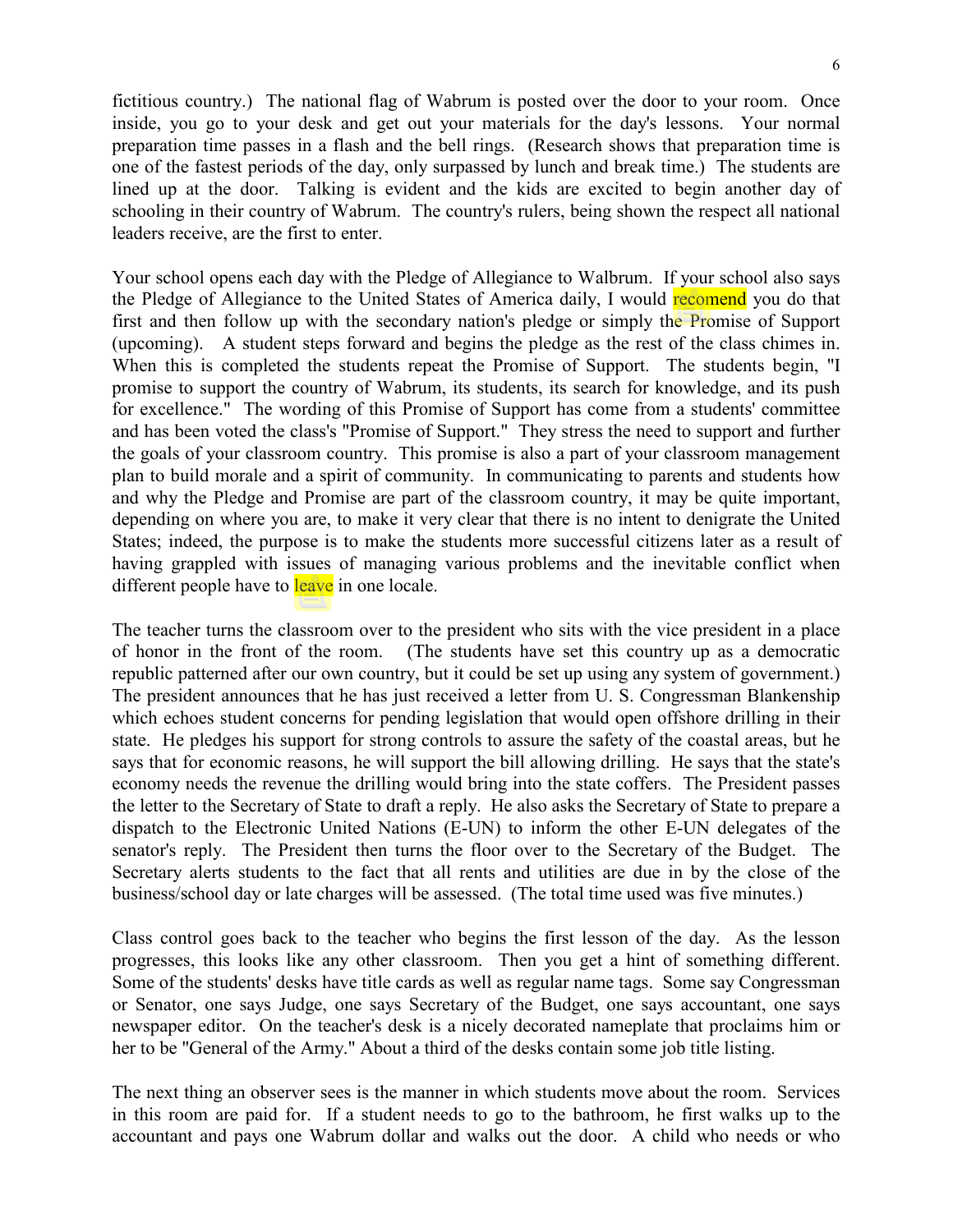fictitious country.) The national flag of Wabrum is posted over the door to your room. Once inside, you go to your desk and get out your materials for the day's lessons. Your normal preparation time passes in a flash and the bell rings. (Research shows that preparation time is one of the fastest periods of the day, only surpassed by lunch and break time.) The students are lined up at the door. Talking is evident and the kids are excited to begin another day of schooling in their country of Wabrum. The country's rulers, being shown the respect all national leaders receive, are the first to enter.

Your school opens each day with the Pledge of Allegiance to Walbrum. If your school also says the Pledge of Allegiance to the United States of America daily, I would recomend you do that first and then follow up with the secondary nation's pledge or simply the Promise of Support (upcoming). A student steps forward and begins the pledge as the rest of the class chimes in. When this is completed the students repeat the Promise of Support. The students begin, "I promise to support the country of Wabrum, its students, its search for knowledge, and its push for excellence." The wording of this Promise of Support has come from a students' committee and has been voted the class's "Promise of Support." They stress the need to support and further the goals of your classroom country. This promise is also a part of your classroom management plan to build morale and a spirit of community. In communicating to parents and students how and why the Pledge and Promise are part of the classroom country, it may be quite important, depending on where you are, to make it very clear that there is no intent to denigrate the United States; indeed, the purpose is to make the students more successful citizens later as a result of having grappled with issues of managing various problems and the inevitable conflict when different people have to leave in one locale.

The teacher turns the classroom over to the president who sits with the vice president in a place of honor in the front of the room. (The students have set this country up as a democratic republic patterned after our own country, but it could be set up using any system of government.) The president announces that he has just received a letter from U. S. Congressman Blankenship which echoes student concerns for pending legislation that would open offshore drilling in their state. He pledges his support for strong controls to assure the safety of the coastal areas, but he says that for economic reasons, he will support the bill allowing drilling. He says that the state's economy needs the revenue the drilling would bring into the state coffers. The President passes the letter to the Secretary of State to draft a reply. He also asks the Secretary of State to prepare a dispatch to the Electronic United Nations (E-UN) to inform the other E-UN delegates of the senator's reply. The President then turns the floor over to the Secretary of the Budget. The Secretary alerts students to the fact that all rents and utilities are due in by the close of the business/school day or late charges will be assessed. (The total time used was five minutes.)

Class control goes back to the teacher who begins the first lesson of the day. As the lesson progresses, this looks like any other classroom. Then you get a hint of something different. Some of the students' desks have title cards as well as regular name tags. Some say Congressman or Senator, one says Judge, one says Secretary of the Budget, one says accountant, one says newspaper editor. On the teacher's desk is a nicely decorated nameplate that proclaims him or her to be "General of the Army." About a third of the desks contain some job title listing.

The next thing an observer sees is the manner in which students move about the room. Services in this room are paid for. If a student needs to go to the bathroom, he first walks up to the accountant and pays one Wabrum dollar and walks out the door. A child who needs or who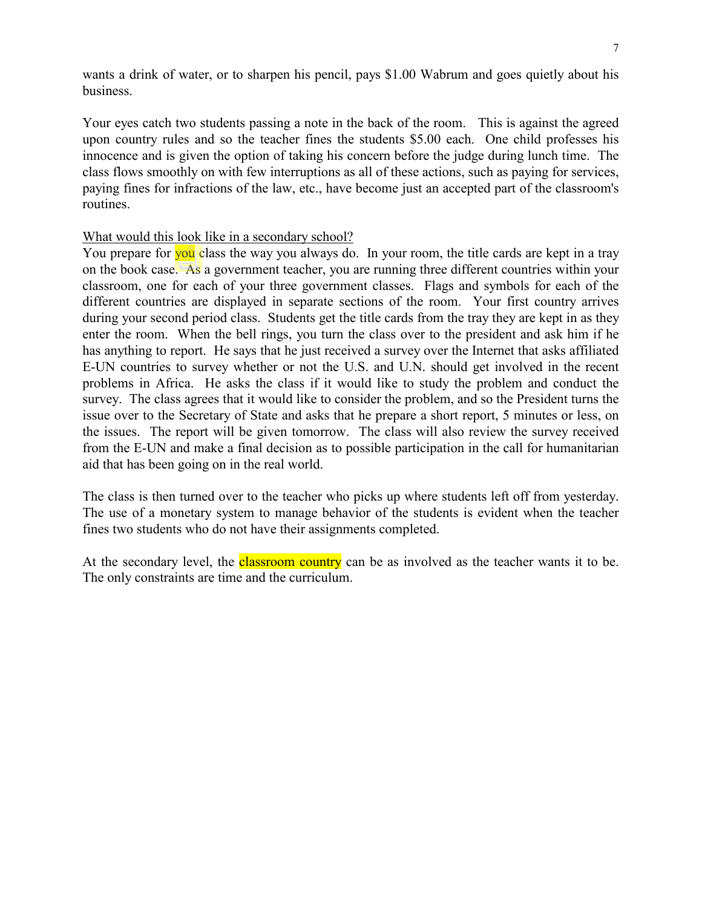wants a drink of water, or to sharpen his pencil, pays $1.00 Wabrum and goes quietly about his business.

Your eyes catch two students passing a note in the back of the room. This is against the agreed upon country rules and so the teacher fines the students $5.00 each. One child professes his innocence and is given the option of taking his concern before the judge during lunch time. The class flows smoothly on with few interruptions as all of these actions, such as paying for services, paying fines for infractions of the law, etc., have become just an accepted part of the classroom's routines.

<u>What would this look like in a secondary school?</u>

You prepare for you class the way you always do. In your room, the title cards are kept in a tray on the book case. As a government teacher, you are running three different countries within your classroom, one for each of your three government classes. Flags and symbols for each of the different countries are displayed in separate sections of the room. Your first country arrives during your second period class. Students get the title cards from the tray they are kept in as they enter the room. When the bell rings, you turn the class over to the president and ask him if he has anything to report. He says that he just received a survey over the Internet that asks affiliated E-UN countries to survey whether or not the U.S. and U.N. should get involved in the recent problems in Africa. He asks the class if it would like to study the problem and conduct the survey. The class agrees that it would like to consider the problem, and so the President turns the issue over to the Secretary of State and asks that he prepare a short report, 5 minutes or less, on the issues. The report will be given tomorrow. The class will also review the survey received from the E-UN and make a final decision as to possible participation in the call for humanitarian aid that has been going on in the real world.

The class is then turned over to the teacher who picks up where students left off from yesterday. The use of a monetary system to manage behavior of the students is evident when the teacher fines two students who do not have their assignments completed.

At the secondary level, the classroom country can be as involved as the teacher wants it to be. The only constraints are time and the curriculum.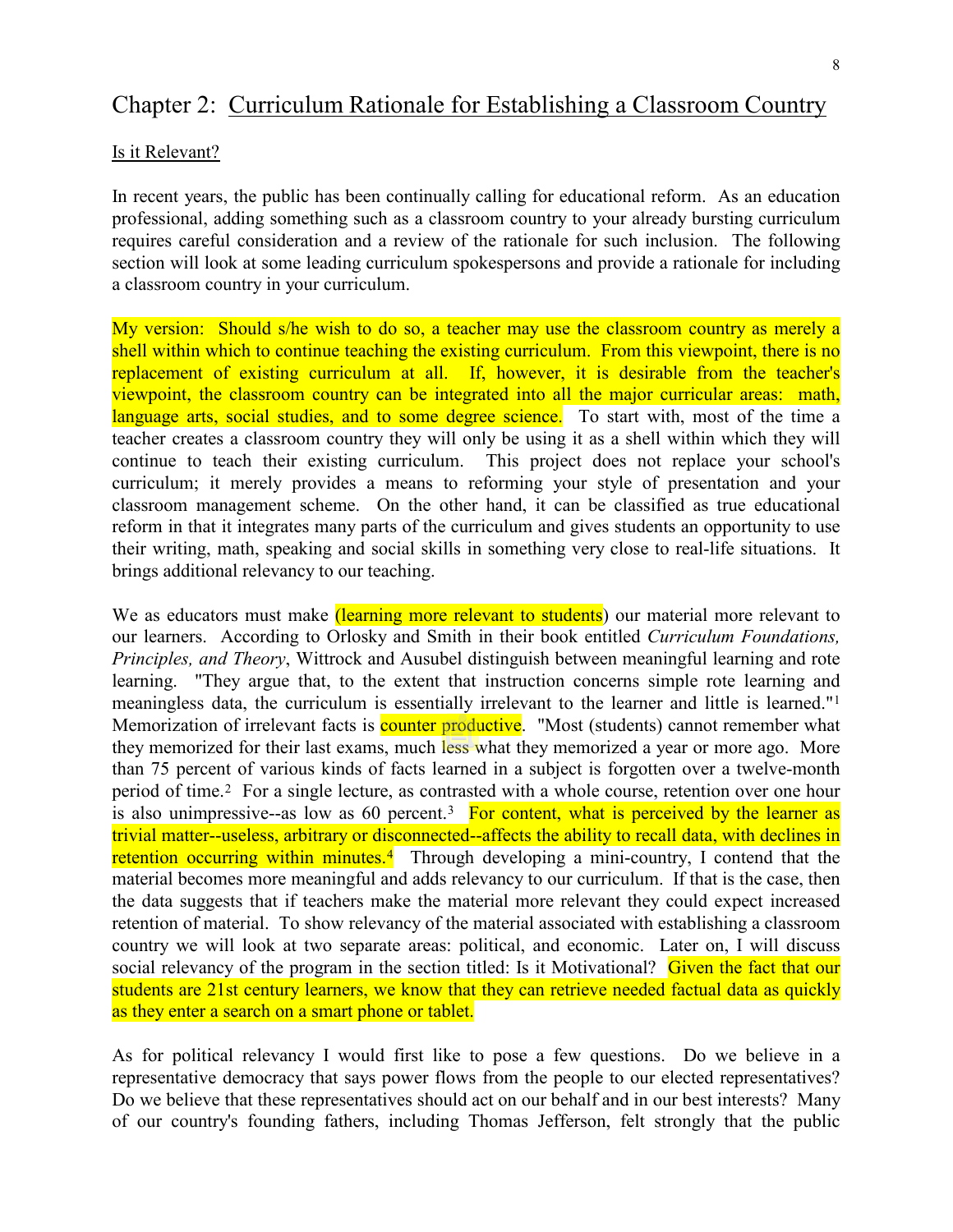## Chapter 2: Curriculum Rationale for Establishing a Classroom Country

### Is it Relevant?

In recent years, the public has been continually calling for educational reform. As an education professional, adding something such as a classroom country to your already bursting curriculum requires careful consideration and a review of the rationale for such inclusion. The following section will look at some leading curriculum spokespersons and provide a rationale for including a classroom country in your curriculum.

My version: Should s/he wish to do so, a teacher may use the classroom country as merely a shell within which to continue teaching the existing curriculum. From this viewpoint, there is no replacement of existing curriculum at all. If, however, it is desirable from the teacher's viewpoint, the classroom country can be integrated into all the major curricular areas: math, language arts, social studies, and to some degree science. To start with, most of the time a teacher creates a classroom country they will only be using it as a shell within which they will continue to teach their existing curriculum. This project does not replace your school's curriculum; it merely provides a means to reforming your style of presentation and your classroom management scheme. On the other hand, it can be classified as true educational reform in that it integrates many parts of the curriculum and gives students an opportunity to use their writing, math, speaking and social skills in something very close to real-life situations. It brings additional relevancy to our teaching.

We as educators must make (learning more relevant to students) our material more relevant to our learners. According to Orlosky and Smith in their book entitled *Curriculum Foundations, Principles, and Theory*, Wittrock and Ausubel distinguish between meaningful learning and rote learning. "They argue that, to the extent that instruction concerns simple rote learning and meaningless data, the curriculum is essentially irrelevant to the learner and little is learned."[1] Memorization of irrelevant facts is counter productive. "Most (students) cannot remember what they memorized for their last exams, much less what they memorized a year or more ago. More than 75 percent of various kinds of facts learned in a subject is forgotten over a twelve-month period of time.[2] For a single lecture, as contrasted with a whole course, retention over one hour is also unimpressive--as low as 60 percent.[3] For content, what is perceived by the learner as trivial matter--useless, arbitrary or disconnected--affects the ability to recall data, with declines in retention occurring within minutes.[4] Through developing a mini-country, I contend that the material becomes more meaningful and adds relevancy to our curriculum. If that is the case, then the data suggests that if teachers make the material more relevant they could expect increased retention of material. To show relevancy of the material associated with establishing a classroom country we will look at two separate areas: political, and economic. Later on, I will discuss social relevancy of the program in the section titled: Is it Motivational? Given the fact that our students are 21st century learners, we know that they can retrieve needed factual data as quickly as they enter a search on a smart phone or tablet.

As for political relevancy I would first like to pose a few questions. Do we believe in a representative democracy that says power flows from the people to our elected representatives? Do we believe that these representatives should act on our behalf and in our best interests? Many of our country's founding fathers, including Thomas Jefferson, felt strongly that the public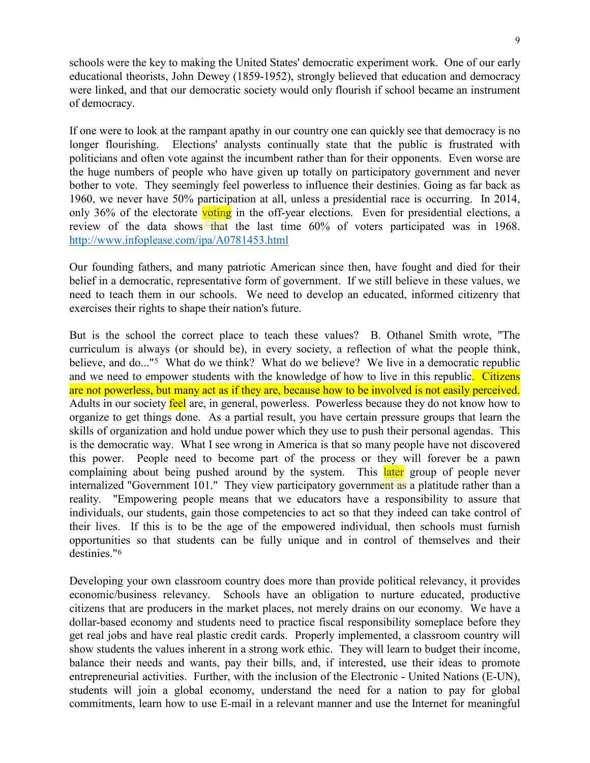schools were the key to making the United States' democratic experiment work. One of our early educational theorists, John Dewey (1859-1952), strongly believed that education and democracy were linked, and that our democratic society would only flourish if school became an instrument of democracy.

If one were to look at the rampant apathy in our country one can quickly see that democracy is no longer flourishing. Elections' analysts continually state that the public is frustrated with politicians and often vote against the incumbent rather than for their opponents. Even worse are the huge numbers of people who have given up totally on participatory government and never bother to vote. They seemingly feel powerless to influence their destinies. Going as far back as 1960, we never have 50% participation at all, unless a presidential race is occurring. In 2014, only 36% of the electorate voting in the off-year elections. Even for presidential elections, a review of the data shows that the last time 60% of voters participated was in 1968. http://www.infoplease.com/ipa/A0781453.html

Our founding fathers, and many patriotic American since then, have fought and died for their belief in a democratic, representative form of government. If we still believe in these values, we need to teach them in our schools. We need to develop an educated, informed citizenry that exercises their rights to shape their nation's future.

But is the school the correct place to teach these values? B. Othanel Smith wrote, "The curriculum is always (or should be), in every society, a reflection of what the people think, believe, and do..."[5] What do we think? What do we believe? We live in a democratic republic and we need to empower students with the knowledge of how to live in this republic. Citizens are not powerless, but many act as if they are, because how to be involved is not easily perceived. Adults in our society feel are, in general, powerless. Powerless because they do not know how to organize to get things done. As a partial result, you have certain pressure groups that learn the skills of organization and hold undue power which they use to push their personal agendas. This is the democratic way. What I see wrong in America is that so many people have not discovered this power. People need to become part of the process or they will forever be a pawn complaining about being pushed around by the system. This later group of people never internalized "Government 101." They view participatory government as a platitude rather than a reality. "Empowering people means that we educators have a responsibility to assure that individuals, our students, gain those competencies to act so that they indeed can take control of their lives. If this is to be the age of the empowered individual, then schools must furnish opportunities so that students can be fully unique and in control of themselves and their destinies."[6]

Developing your own classroom country does more than provide political relevancy, it provides economic/business relevancy. Schools have an obligation to nurture educated, productive citizens that are producers in the market places, not merely drains on our economy. We have a dollar-based economy and students need to practice fiscal responsibility someplace before they get real jobs and have real plastic credit cards. Properly implemented, a classroom country will show students the values inherent in a strong work ethic. They will learn to budget their income, balance their needs and wants, pay their bills, and, if interested, use their ideas to promote entrepreneurial activities. Further, with the inclusion of the Electronic - United Nations (E-UN), students will join a global economy, understand the need for a nation to pay for global commitments, learn how to use E-mail in a relevant manner and use the Internet for meaningful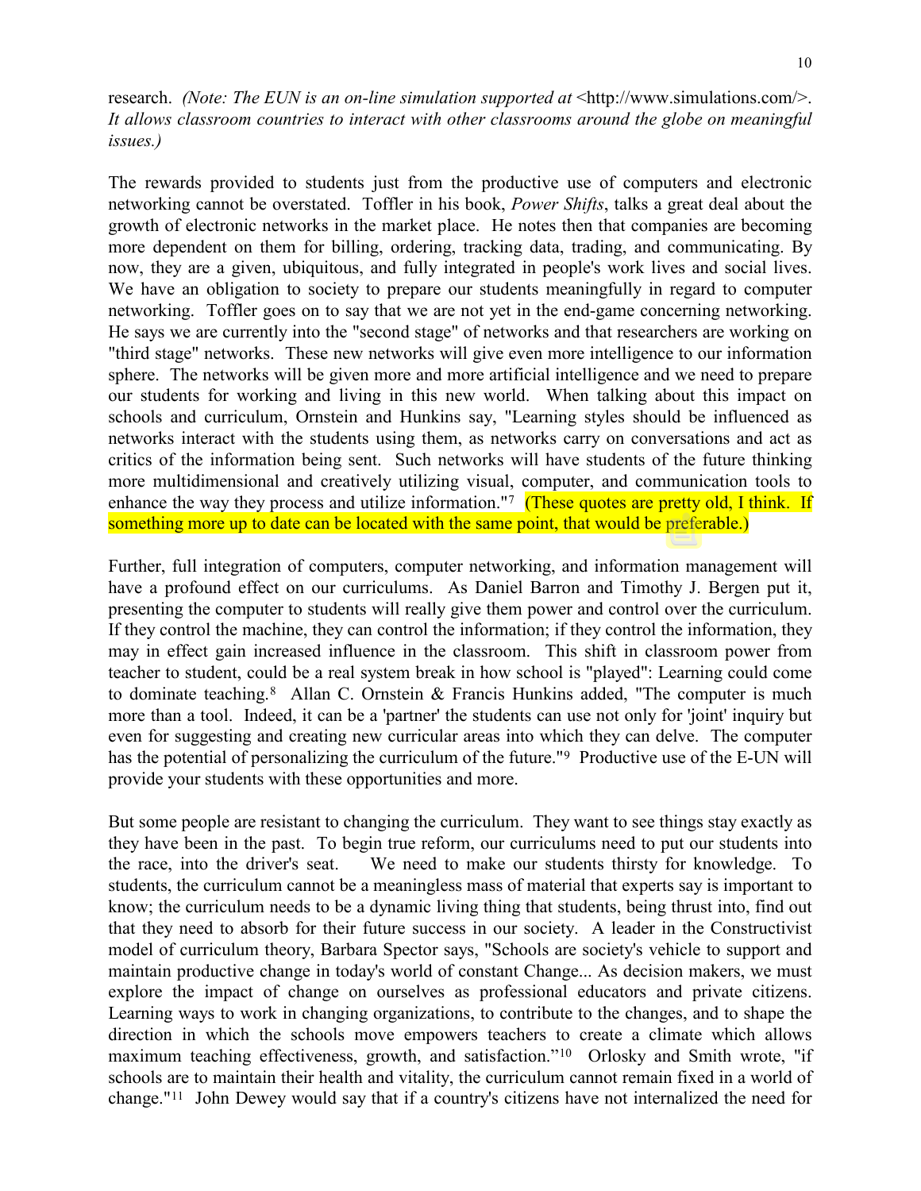research. *(Note: The EUN is an on-line simulation supported at* <http://www.simulations.com/>. *It allows classroom countries to interact with other classrooms around the globe on meaningful issues.)*

The rewards provided to students just from the productive use of computers and electronic networking cannot be overstated. Toffler in his book, *Power Shifts*, talks a great deal about the growth of electronic networks in the market place. He notes then that companies are becoming more dependent on them for billing, ordering, tracking data, trading, and communicating. By now, they are a given, ubiquitous, and fully integrated in people's work lives and social lives. We have an obligation to society to prepare our students meaningfully in regard to computer networking. Toffler goes on to say that we are not yet in the end-game concerning networking. He says we are currently into the "second stage" of networks and that researchers are working on "third stage" networks. These new networks will give even more intelligence to our information sphere. The networks will be given more and more artificial intelligence and we need to prepare our students for working and living in this new world. When talking about this impact on schools and curriculum, Ornstein and Hunkins say, "Learning styles should be influenced as networks interact with the students using them, as networks carry on conversations and act as critics of the information being sent. Such networks will have students of the future thinking more multidimensional and creatively utilizing visual, computer, and communication tools to enhance the way they process and utilize information."[7] (These quotes are pretty old, I think. If something more up to date can be located with the same point, that would be preferable.)

Further, full integration of computers, computer networking, and information management will have a profound effect on our curriculums. As Daniel Barron and Timothy J. Bergen put it, presenting the computer to students will really give them power and control over the curriculum. If they control the machine, they can control the information; if they control the information, they may in effect gain increased influence in the classroom. This shift in classroom power from teacher to student, could be a real system break in how school is "played": Learning could come to dominate teaching.[8] Allan C. Ornstein & Francis Hunkins added, "The computer is much more than a tool. Indeed, it can be a 'partner' the students can use not only for 'joint' inquiry but even for suggesting and creating new curricular areas into which they can delve. The computer has the potential of personalizing the curriculum of the future."[9] Productive use of the E-UN will provide your students with these opportunities and more.

But some people are resistant to changing the curriculum. They want to see things stay exactly as they have been in the past. To begin true reform, our curriculums need to put our students into the race, into the driver's seat. We need to make our students thirsty for knowledge. To students, the curriculum cannot be a meaningless mass of material that experts say is important to know; the curriculum needs to be a dynamic living thing that students, being thrust into, find out that they need to absorb for their future success in our society. A leader in the Constructivist model of curriculum theory, Barbara Spector says, "Schools are society's vehicle to support and maintain productive change in today's world of constant Change... As decision makers, we must explore the impact of change on ourselves as professional educators and private citizens. Learning ways to work in changing organizations, to contribute to the changes, and to shape the direction in which the schools move empowers teachers to create a climate which allows maximum teaching effectiveness, growth, and satisfaction."[10] Orlosky and Smith wrote, "if schools are to maintain their health and vitality, the curriculum cannot remain fixed in a world of change."[11] John Dewey would say that if a country's citizens have not internalized the need for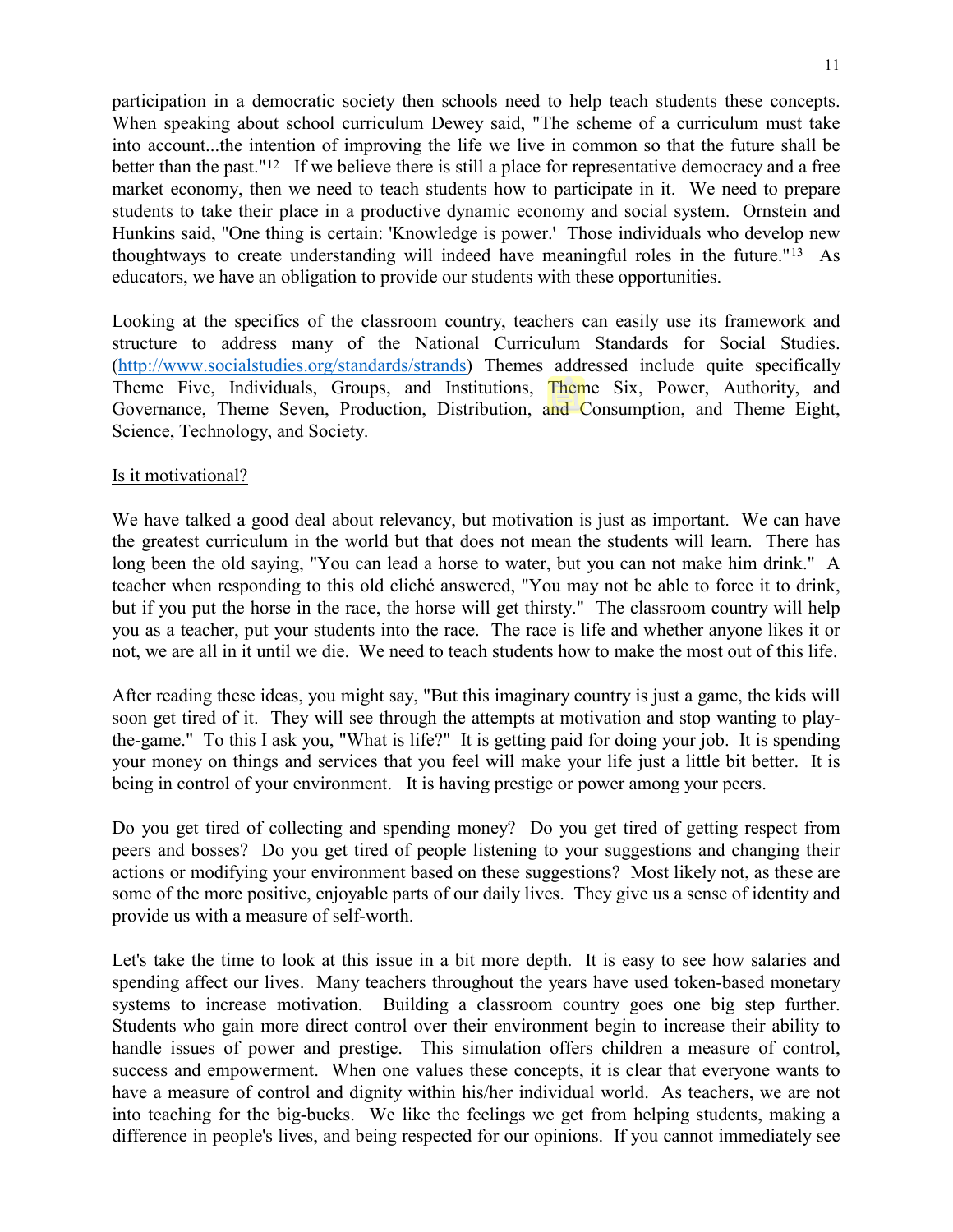participation in a democratic society then schools need to help teach students these concepts. When speaking about school curriculum Dewey said, "The scheme of a curriculum must take into account...the intention of improving the life we live in common so that the future shall be better than the past."[12] If we believe there is still a place for representative democracy and a free market economy, then we need to teach students how to participate in it. We need to prepare students to take their place in a productive dynamic economy and social system. Ornstein and Hunkins said, "One thing is certain: 'Knowledge is power.' Those individuals who develop new thoughtways to create understanding will indeed have meaningful roles in the future."[13] As educators, we have an obligation to provide our students with these opportunities.

Looking at the specifics of the classroom country, teachers can easily use its framework and structure to address many of the National Curriculum Standards for Social Studies. (http://www.socialstudies.org/standards/strands) Themes addressed include quite specifically Theme Five, Individuals, Groups, and Institutions, Theme Six, Power, Authority, and Governance, Theme Seven, Production, Distribution, and Consumption, and Theme Eight, Science, Technology, and Society.

Is it motivational?

We have talked a good deal about relevancy, but motivation is just as important. We can have the greatest curriculum in the world but that does not mean the students will learn. There has long been the old saying, "You can lead a horse to water, but you can not make him drink." A teacher when responding to this old cliché answered, "You may not be able to force it to drink, but if you put the horse in the race, the horse will get thirsty." The classroom country will help you as a teacher, put your students into the race. The race is life and whether anyone likes it or not, we are all in it until we die. We need to teach students how to make the most out of this life.

After reading these ideas, you might say, "But this imaginary country is just a game, the kids will soon get tired of it. They will see through the attempts at motivation and stop wanting to play-the-game." To this I ask you, "What is life?" It is getting paid for doing your job. It is spending your money on things and services that you feel will make your life just a little bit better. It is being in control of your environment. It is having prestige or power among your peers.

Do you get tired of collecting and spending money? Do you get tired of getting respect from peers and bosses? Do you get tired of people listening to your suggestions and changing their actions or modifying your environment based on these suggestions? Most likely not, as these are some of the more positive, enjoyable parts of our daily lives. They give us a sense of identity and provide us with a measure of self-worth.

Let's take the time to look at this issue in a bit more depth. It is easy to see how salaries and spending affect our lives. Many teachers throughout the years have used token-based monetary systems to increase motivation. Building a classroom country goes one big step further. Students who gain more direct control over their environment begin to increase their ability to handle issues of power and prestige. This simulation offers children a measure of control, success and empowerment. When one values these concepts, it is clear that everyone wants to have a measure of control and dignity within his/her individual world. As teachers, we are not into teaching for the big-bucks. We like the feelings we get from helping students, making a difference in people's lives, and being respected for our opinions. If you cannot immediately see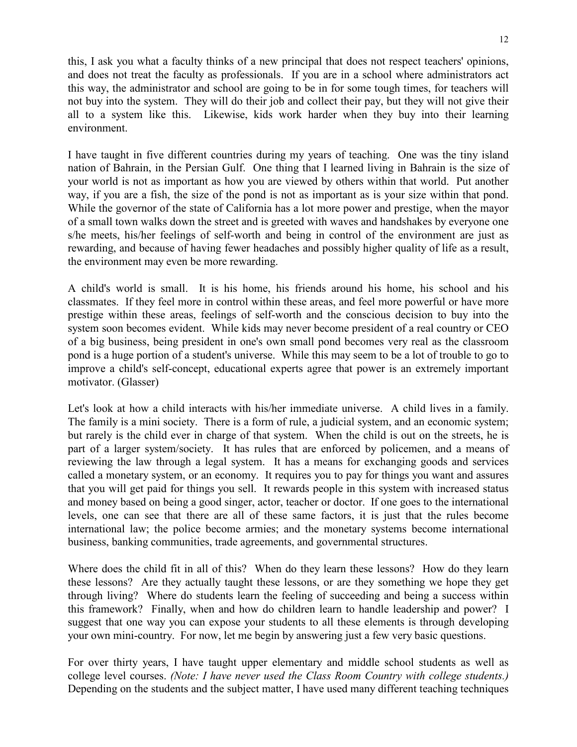this, I ask you what a faculty thinks of a new principal that does not respect teachers' opinions, and does not treat the faculty as professionals. If you are in a school where administrators act this way, the administrator and school are going to be in for some tough times, for teachers will not buy into the system. They will do their job and collect their pay, but they will not give their all to a system like this. Likewise, kids work harder when they buy into their learning environment.

I have taught in five different countries during my years of teaching. One was the tiny island nation of Bahrain, in the Persian Gulf. One thing that I learned living in Bahrain is the size of your world is not as important as how you are viewed by others within that world. Put another way, if you are a fish, the size of the pond is not as important as is your size within that pond. While the governor of the state of California has a lot more power and prestige, when the mayor of a small town walks down the street and is greeted with waves and handshakes by everyone one s/he meets, his/her feelings of self-worth and being in control of the environment are just as rewarding, and because of having fewer headaches and possibly higher quality of life as a result, the environment may even be more rewarding.

A child's world is small. It is his home, his friends around his home, his school and his classmates. If they feel more in control within these areas, and feel more powerful or have more prestige within these areas, feelings of self-worth and the conscious decision to buy into the system soon becomes evident. While kids may never become president of a real country or CEO of a big business, being president in one's own small pond becomes very real as the classroom pond is a huge portion of a student's universe. While this may seem to be a lot of trouble to go to improve a child's self-concept, educational experts agree that power is an extremely important motivator. (Glasser)

Let's look at how a child interacts with his/her immediate universe. A child lives in a family. The family is a mini society. There is a form of rule, a judicial system, and an economic system; but rarely is the child ever in charge of that system. When the child is out on the streets, he is part of a larger system/society. It has rules that are enforced by policemen, and a means of reviewing the law through a legal system. It has a means for exchanging goods and services called a monetary system, or an economy. It requires you to pay for things you want and assures that you will get paid for things you sell. It rewards people in this system with increased status and money based on being a good singer, actor, teacher or doctor. If one goes to the international levels, one can see that there are all of these same factors, it is just that the rules become international law; the police become armies; and the monetary systems become international business, banking communities, trade agreements, and governmental structures.

Where does the child fit in all of this? When do they learn these lessons? How do they learn these lessons? Are they actually taught these lessons, or are they something we hope they get through living? Where do students learn the feeling of succeeding and being a success within this framework? Finally, when and how do children learn to handle leadership and power? I suggest that one way you can expose your students to all these elements is through developing your own mini-country. For now, let me begin by answering just a few very basic questions.

For over thirty years, I have taught upper elementary and middle school students as well as college level courses. *(Note: I have never used the Class Room Country with college students.)* Depending on the students and the subject matter, I have used many different teaching techniques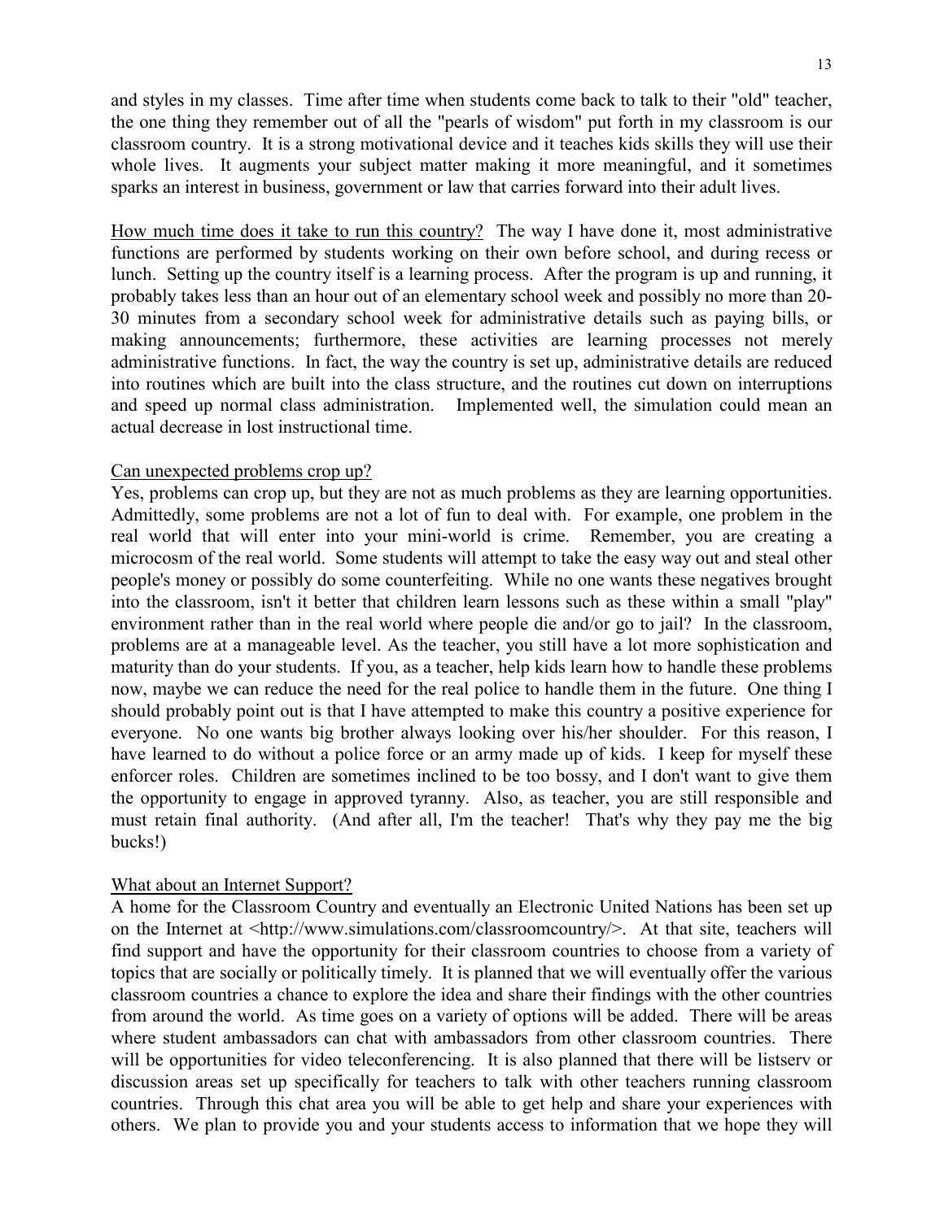and styles in my classes. Time after time when students come back to talk to their "old" teacher, the one thing they remember out of all the "pearls of wisdom" put forth in my classroom is our classroom country. It is a strong motivational device and it teaches kids skills they will use their whole lives. It augments your subject matter making it more meaningful, and it sometimes sparks an interest in business, government or law that carries forward into their adult lives.

<u>How much time does it take to run this country?</u> The way I have done it, most administrative functions are performed by students working on their own before school, and during recess or lunch. Setting up the country itself is a learning process. After the program is up and running, it probably takes less than an hour out of an elementary school week and possibly no more than 20-30 minutes from a secondary school week for administrative details such as paying bills, or making announcements; furthermore, these activities are learning processes not merely administrative functions. In fact, the way the country is set up, administrative details are reduced into routines which are built into the class structure, and the routines cut down on interruptions and speed up normal class administration. Implemented well, the simulation could mean an actual decrease in lost instructional time.

<u>Can unexpected problems crop up?</u>

Yes, problems can crop up, but they are not as much problems as they are learning opportunities. Admittedly, some problems are not a lot of fun to deal with. For example, one problem in the real world that will enter into your mini-world is crime. Remember, you are creating a microcosm of the real world. Some students will attempt to take the easy way out and steal other people's money or possibly do some counterfeiting. While no one wants these negatives brought into the classroom, isn't it better that children learn lessons such as these within a small "play" environment rather than in the real world where people die and/or go to jail? In the classroom, problems are at a manageable level. As the teacher, you still have a lot more sophistication and maturity than do your students. If you, as a teacher, help kids learn how to handle these problems now, maybe we can reduce the need for the real police to handle them in the future. One thing I should probably point out is that I have attempted to make this country a positive experience for everyone. No one wants big brother always looking over his/her shoulder. For this reason, I have learned to do without a police force or an army made up of kids. I keep for myself these enforcer roles. Children are sometimes inclined to be too bossy, and I don't want to give them the opportunity to engage in approved tyranny. Also, as teacher, you are still responsible and must retain final authority. (And after all, I'm the teacher! That's why they pay me the big bucks!)

<u>What about an Internet Support?</u>

A home for the Classroom Country and eventually an Electronic United Nations has been set up on the Internet at <http://www.simulations.com/classroomcountry/>. At that site, teachers will find support and have the opportunity for their classroom countries to choose from a variety of topics that are socially or politically timely. It is planned that we will eventually offer the various classroom countries a chance to explore the idea and share their findings with the other countries from around the world. As time goes on a variety of options will be added. There will be areas where student ambassadors can chat with ambassadors from other classroom countries. There will be opportunities for video teleconferencing. It is also planned that there will be listserv or discussion areas set up specifically for teachers to talk with other teachers running classroom countries. Through this chat area you will be able to get help and share your experiences with others. We plan to provide you and your students access to information that we hope they will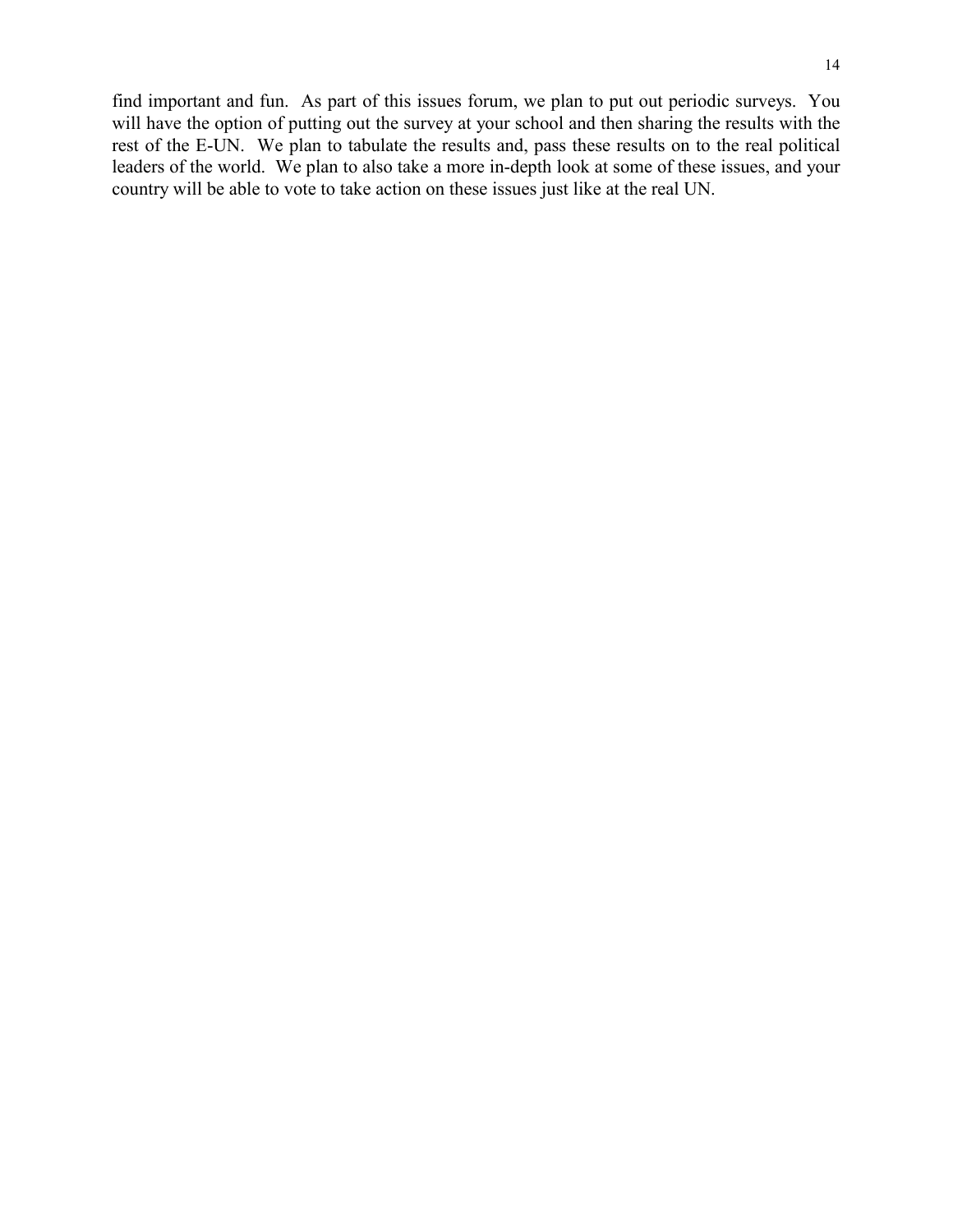find important and fun. As part of this issues forum, we plan to put out periodic surveys. You will have the option of putting out the survey at your school and then sharing the results with the rest of the E-UN. We plan to tabulate the results and, pass these results on to the real political leaders of the world. We plan to also take a more in-depth look at some of these issues, and your country will be able to vote to take action on these issues just like at the real UN.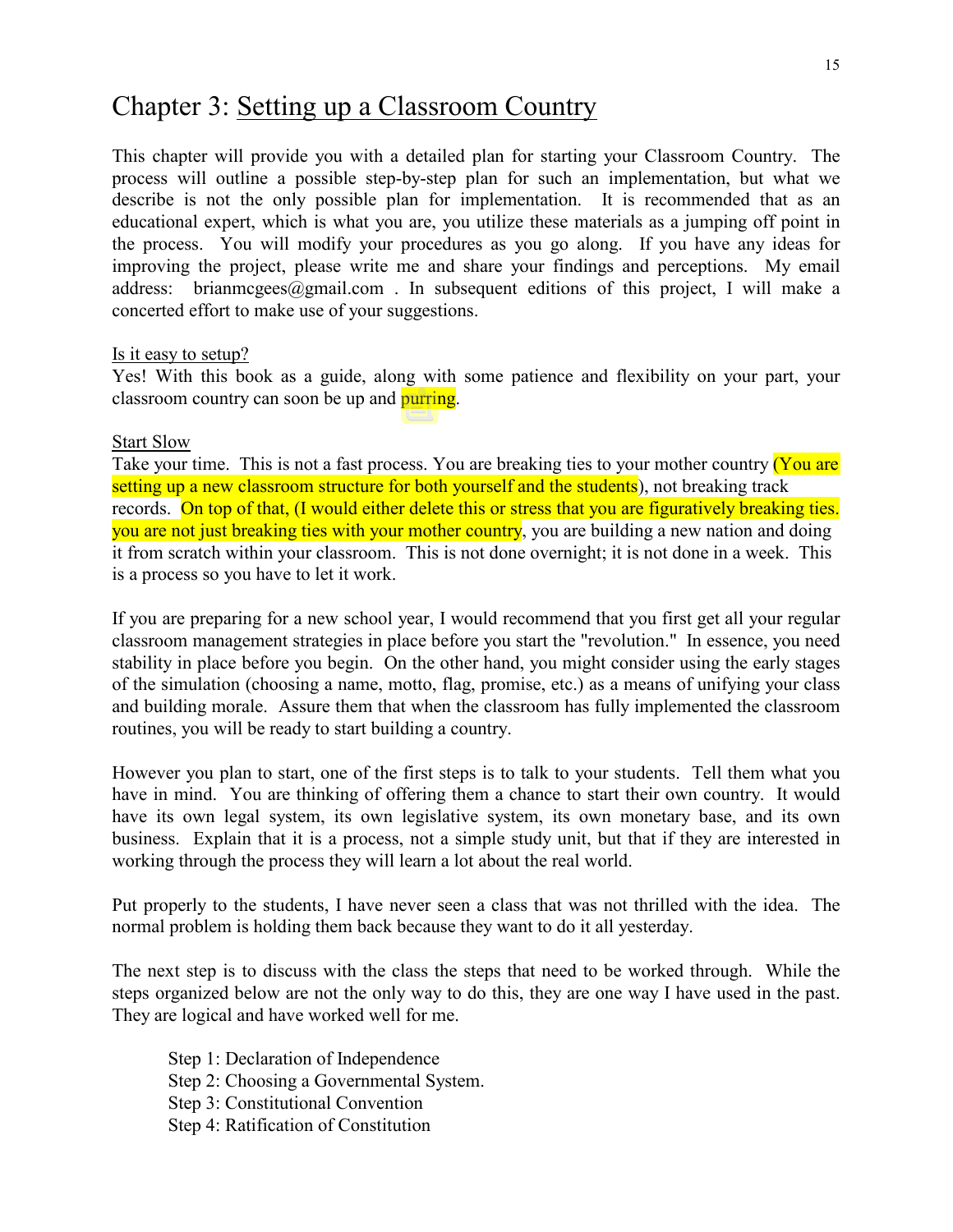# Chapter 3: Setting up a Classroom Country

This chapter will provide you with a detailed plan for starting your Classroom Country. The process will outline a possible step-by-step plan for such an implementation, but what we describe is not the only possible plan for implementation. It is recommended that as an educational expert, which is what you are, you utilize these materials as a jumping off point in the process. You will modify your procedures as you go along. If you have any ideas for improving the project, please write me and share your findings and perceptions. My email address: brianmcgees@gmail.com . In subsequent editions of this project, I will make a concerted effort to make use of your suggestions.

Is it easy to setup?

Yes! With this book as a guide, along with some patience and flexibility on your part, your classroom country can soon be up and purring.

Start Slow

Take your time. This is not a fast process. You are breaking ties to your mother country (You are setting up a new classroom structure for both yourself and the students), not breaking track records. On top of that, (I would either delete this or stress that you are figuratively breaking ties. you are not just breaking ties with your mother country, you are building a new nation and doing it from scratch within your classroom. This is not done overnight; it is not done in a week. This is a process so you have to let it work.

If you are preparing for a new school year, I would recommend that you first get all your regular classroom management strategies in place before you start the "revolution." In essence, you need stability in place before you begin. On the other hand, you might consider using the early stages of the simulation (choosing a name, motto, flag, promise, etc.) as a means of unifying your class and building morale. Assure them that when the classroom has fully implemented the classroom routines, you will be ready to start building a country.

However you plan to start, one of the first steps is to talk to your students. Tell them what you have in mind. You are thinking of offering them a chance to start their own country. It would have its own legal system, its own legislative system, its own monetary base, and its own business. Explain that it is a process, not a simple study unit, but that if they are interested in working through the process they will learn a lot about the real world.

Put properly to the students, I have never seen a class that was not thrilled with the idea. The normal problem is holding them back because they want to do it all yesterday.

The next step is to discuss with the class the steps that need to be worked through. While the steps organized below are not the only way to do this, they are one way I have used in the past. They are logical and have worked well for me.

Step 1: Declaration of Independence
Step 2: Choosing a Governmental System.
Step 3: Constitutional Convention
Step 4: Ratification of Constitution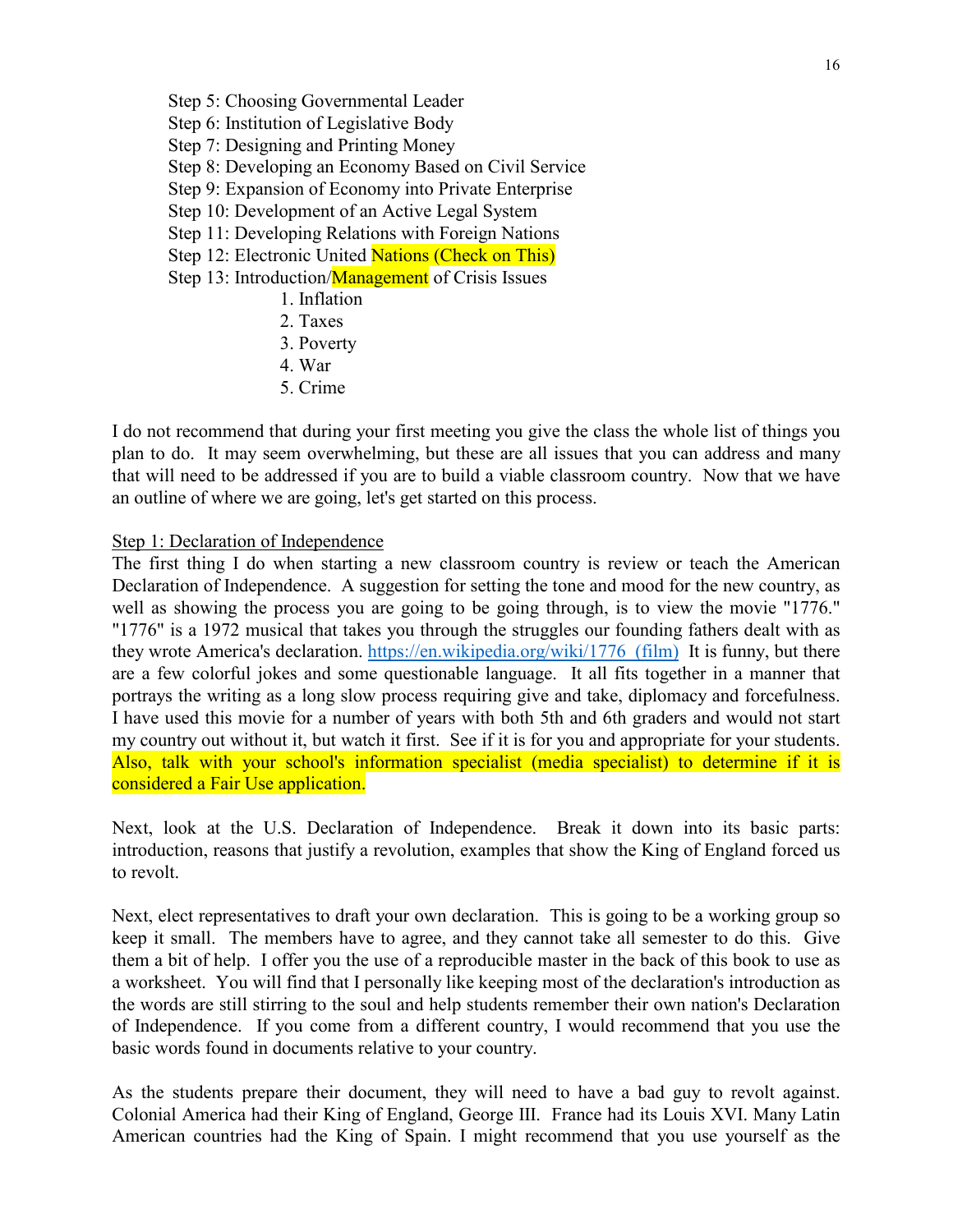Step 5: Choosing Governmental Leader  
Step 6: Institution of Legislative Body  
Step 7: Designing and Printing Money  
Step 8: Developing an Economy Based on Civil Service  
Step 9: Expansion of Economy into Private Enterprise  
Step 10: Development of an Active Legal System  
Step 11: Developing Relations with Foreign Nations  
Step 12: Electronic United Nations (Check on This)  
Step 13: Introduction/Management of Crisis Issues

1. Inflation
2. Taxes
3. Poverty
4. War
5. Crime

I do not recommend that during your first meeting you give the class the whole list of things you plan to do. It may seem overwhelming, but these are all issues that you can address and many that will need to be addressed if you are to build a viable classroom country. Now that we have an outline of where we are going, let's get started on this process.

Step 1: Declaration of Independence

The first thing I do when starting a new classroom country is review or teach the American Declaration of Independence. A suggestion for setting the tone and mood for the new country, as well as showing the process you are going to be going through, is to view the movie "1776." "1776" is a 1972 musical that takes you through the struggles our founding fathers dealt with as they wrote America's declaration. https://en.wikipedia.org/wiki/1776_(film) It is funny, but there are a few colorful jokes and some questionable language. It all fits together in a manner that portrays the writing as a long slow process requiring give and take, diplomacy and forcefulness. I have used this movie for a number of years with both 5th and 6th graders and would not start my country out without it, but watch it first. See if it is for you and appropriate for your students. Also, talk with your school's information specialist (media specialist) to determine if it is considered a Fair Use application.

Next, look at the U.S. Declaration of Independence. Break it down into its basic parts: introduction, reasons that justify a revolution, examples that show the King of England forced us to revolt.

Next, elect representatives to draft your own declaration. This is going to be a working group so keep it small. The members have to agree, and they cannot take all semester to do this. Give them a bit of help. I offer you the use of a reproducible master in the back of this book to use as a worksheet. You will find that I personally like keeping most of the declaration's introduction as the words are still stirring to the soul and help students remember their own nation's Declaration of Independence. If you come from a different country, I would recommend that you use the basic words found in documents relative to your country.

As the students prepare their document, they will need to have a bad guy to revolt against. Colonial America had their King of England, George III. France had its Louis XVI. Many Latin American countries had the King of Spain. I might recommend that you use yourself as the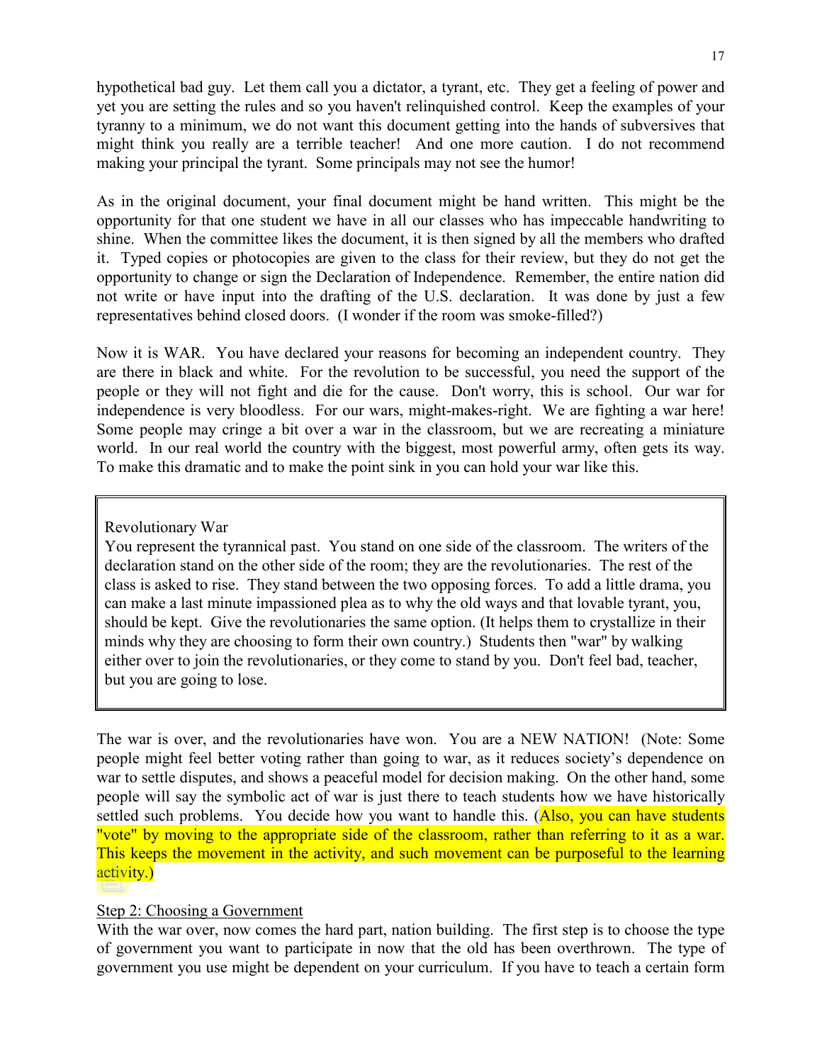hypothetical bad guy. Let them call you a dictator, a tyrant, etc. They get a feeling of power and yet you are setting the rules and so you haven't relinquished control. Keep the examples of your tyranny to a minimum, we do not want this document getting into the hands of subversives that might think you really are a terrible teacher! And one more caution. I do not recommend making your principal the tyrant. Some principals may not see the humor!

As in the original document, your final document might be hand written. This might be the opportunity for that one student we have in all our classes who has impeccable handwriting to shine. When the committee likes the document, it is then signed by all the members who drafted it. Typed copies or photocopies are given to the class for their review, but they do not get the opportunity to change or sign the Declaration of Independence. Remember, the entire nation did not write or have input into the drafting of the U.S. declaration. It was done by just a few representatives behind closed doors. (I wonder if the room was smoke-filled?)

Now it is WAR. You have declared your reasons for becoming an independent country. They are there in black and white. For the revolution to be successful, you need the support of the people or they will not fight and die for the cause. Don't worry, this is school. Our war for independence is very bloodless. For our wars, might-makes-right. We are fighting a war here! Some people may cringe a bit over a war in the classroom, but we are recreating a miniature world. In our real world the country with the biggest, most powerful army, often gets its way. To make this dramatic and to make the point sink in you can hold your war like this.

> Revolutionary War
> You represent the tyrannical past. You stand on one side of the classroom. The writers of the declaration stand on the other side of the room; they are the revolutionaries. The rest of the class is asked to rise. They stand between the two opposing forces. To add a little drama, you can make a last minute impassioned plea as to why the old ways and that lovable tyrant, you, should be kept. Give the revolutionaries the same option. (It helps them to crystallize in their minds why they are choosing to form their own country.) Students then "war" by walking either over to join the revolutionaries, or they come to stand by you. Don't feel bad, teacher, but you are going to lose.

The war is over, and the revolutionaries have won. You are a NEW NATION! (Note: Some people might feel better voting rather than going to war, as it reduces society's dependence on war to settle disputes, and shows a peaceful model for decision making. On the other hand, some people will say the symbolic act of war is just there to teach students how we have historically settled such problems. You decide how you want to handle this. (Also, you can have students "vote" by moving to the appropriate side of the classroom, rather than referring to it as a war. This keeps the movement in the activity, and such movement can be purposeful to the learning activity.)

<u>Step 2: Choosing a Government</u>

With the war over, now comes the hard part, nation building. The first step is to choose the type of government you want to participate in now that the old has been overthrown. The type of government you use might be dependent on your curriculum. If you have to teach a certain form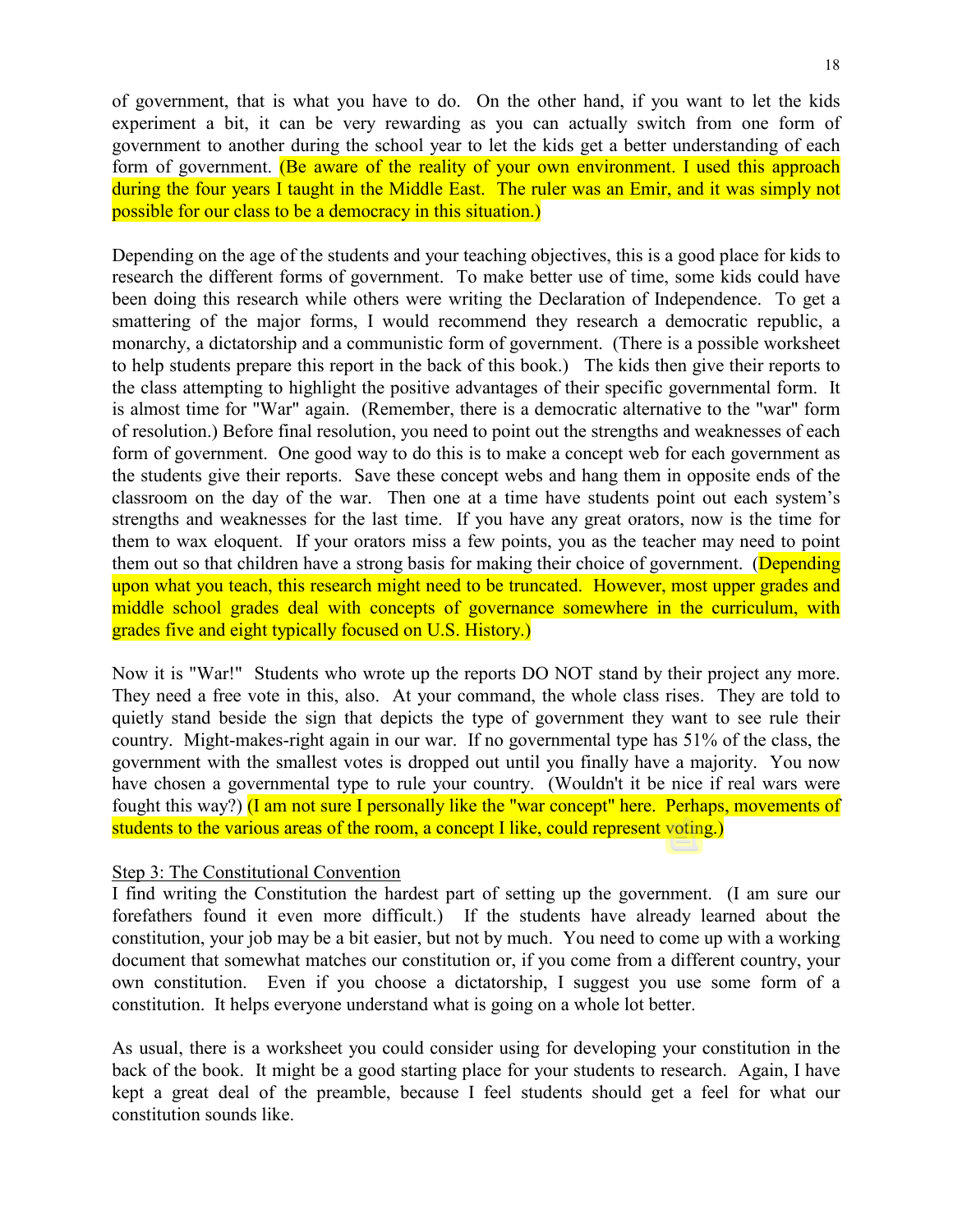of government, that is what you have to do. On the other hand, if you want to let the kids experiment a bit, it can be very rewarding as you can actually switch from one form of government to another during the school year to let the kids get a better understanding of each form of government. (Be aware of the reality of your own environment. I used this approach during the four years I taught in the Middle East. The ruler was an Emir, and it was simply not possible for our class to be a democracy in this situation.)

Depending on the age of the students and your teaching objectives, this is a good place for kids to research the different forms of government. To make better use of time, some kids could have been doing this research while others were writing the Declaration of Independence. To get a smattering of the major forms, I would recommend they research a democratic republic, a monarchy, a dictatorship and a communistic form of government. (There is a possible worksheet to help students prepare this report in the back of this book.) The kids then give their reports to the class attempting to highlight the positive advantages of their specific governmental form. It is almost time for "War" again. (Remember, there is a democratic alternative to the "war" form of resolution.) Before final resolution, you need to point out the strengths and weaknesses of each form of government. One good way to do this is to make a concept web for each government as the students give their reports. Save these concept webs and hang them in opposite ends of the classroom on the day of the war. Then one at a time have students point out each system's strengths and weaknesses for the last time. If you have any great orators, now is the time for them to wax eloquent. If your orators miss a few points, you as the teacher may need to point them out so that children have a strong basis for making their choice of government. (Depending upon what you teach, this research might need to be truncated. However, most upper grades and middle school grades deal with concepts of governance somewhere in the curriculum, with grades five and eight typically focused on U.S. History.)

Now it is "War!" Students who wrote up the reports DO NOT stand by their project any more. They need a free vote in this, also. At your command, the whole class rises. They are told to quietly stand beside the sign that depicts the type of government they want to see rule their country. Might-makes-right again in our war. If no governmental type has 51% of the class, the government with the smallest votes is dropped out until you finally have a majority. You now have chosen a governmental type to rule your country. (Wouldn't it be nice if real wars were fought this way?) (I am not sure I personally like the "war concept" here. Perhaps, movements of students to the various areas of the room, a concept I like, could represent voting.)

Step 3: The Constitutional Convention

I find writing the Constitution the hardest part of setting up the government. (I am sure our forefathers found it even more difficult.) If the students have already learned about the constitution, your job may be a bit easier, but not by much. You need to come up with a working document that somewhat matches our constitution or, if you come from a different country, your own constitution. Even if you choose a dictatorship, I suggest you use some form of a constitution. It helps everyone understand what is going on a whole lot better.

As usual, there is a worksheet you could consider using for developing your constitution in the back of the book. It might be a good starting place for your students to research. Again, I have kept a great deal of the preamble, because I feel students should get a feel for what our constitution sounds like.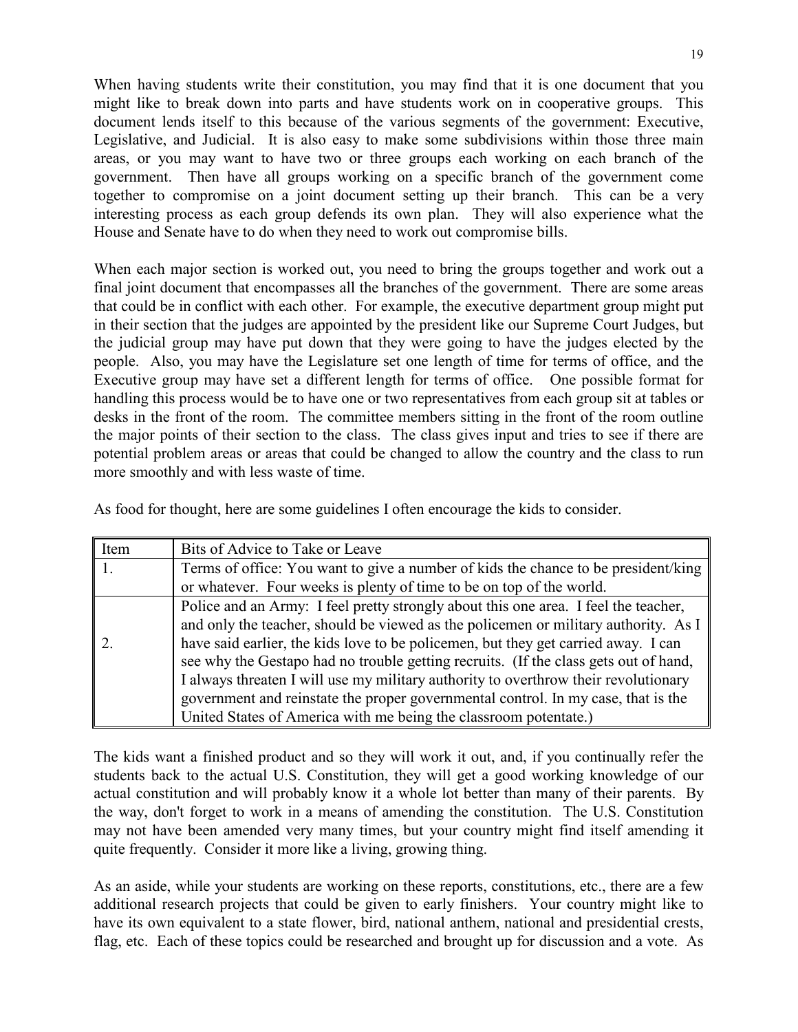When having students write their constitution, you may find that it is one document that you might like to break down into parts and have students work on in cooperative groups. This document lends itself to this because of the various segments of the government: Executive, Legislative, and Judicial. It is also easy to make some subdivisions within those three main areas, or you may want to have two or three groups each working on each branch of the government. Then have all groups working on a specific branch of the government come together to compromise on a joint document setting up their branch. This can be a very interesting process as each group defends its own plan. They will also experience what the House and Senate have to do when they need to work out compromise bills.

When each major section is worked out, you need to bring the groups together and work out a final joint document that encompasses all the branches of the government. There are some areas that could be in conflict with each other. For example, the executive department group might put in their section that the judges are appointed by the president like our Supreme Court Judges, but the judicial group may have put down that they were going to have the judges elected by the people. Also, you may have the Legislature set one length of time for terms of office, and the Executive group may have set a different length for terms of office. One possible format for handling this process would be to have one or two representatives from each group sit at tables or desks in the front of the room. The committee members sitting in the front of the room outline the major points of their section to the class. The class gives input and tries to see if there are potential problem areas or areas that could be changed to allow the country and the class to run more smoothly and with less waste of time.

As food for thought, here are some guidelines I often encourage the kids to consider.

| Item | Bits of Advice to Take or Leave |
|---|---|
| 1. | Terms of office: You want to give a number of kids the chance to be president/king or whatever. Four weeks is plenty of time to be on top of the world. |
| 2. | Police and an Army: I feel pretty strongly about this one area. I feel the teacher, and only the teacher, should be viewed as the policemen or military authority. As I have said earlier, the kids love to be policemen, but they get carried away. I can see why the Gestapo had no trouble getting recruits. (If the class gets out of hand, I always threaten I will use my military authority to overthrow their revolutionary government and reinstate the proper governmental control. In my case, that is the United States of America with me being the classroom potentate.) |

The kids want a finished product and so they will work it out, and, if you continually refer the students back to the actual U.S. Constitution, they will get a good working knowledge of our actual constitution and will probably know it a whole lot better than many of their parents. By the way, don't forget to work in a means of amending the constitution. The U.S. Constitution may not have been amended very many times, but your country might find itself amending it quite frequently. Consider it more like a living, growing thing.

As an aside, while your students are working on these reports, constitutions, etc., there are a few additional research projects that could be given to early finishers. Your country might like to have its own equivalent to a state flower, bird, national anthem, national and presidential crests, flag, etc. Each of these topics could be researched and brought up for discussion and a vote. As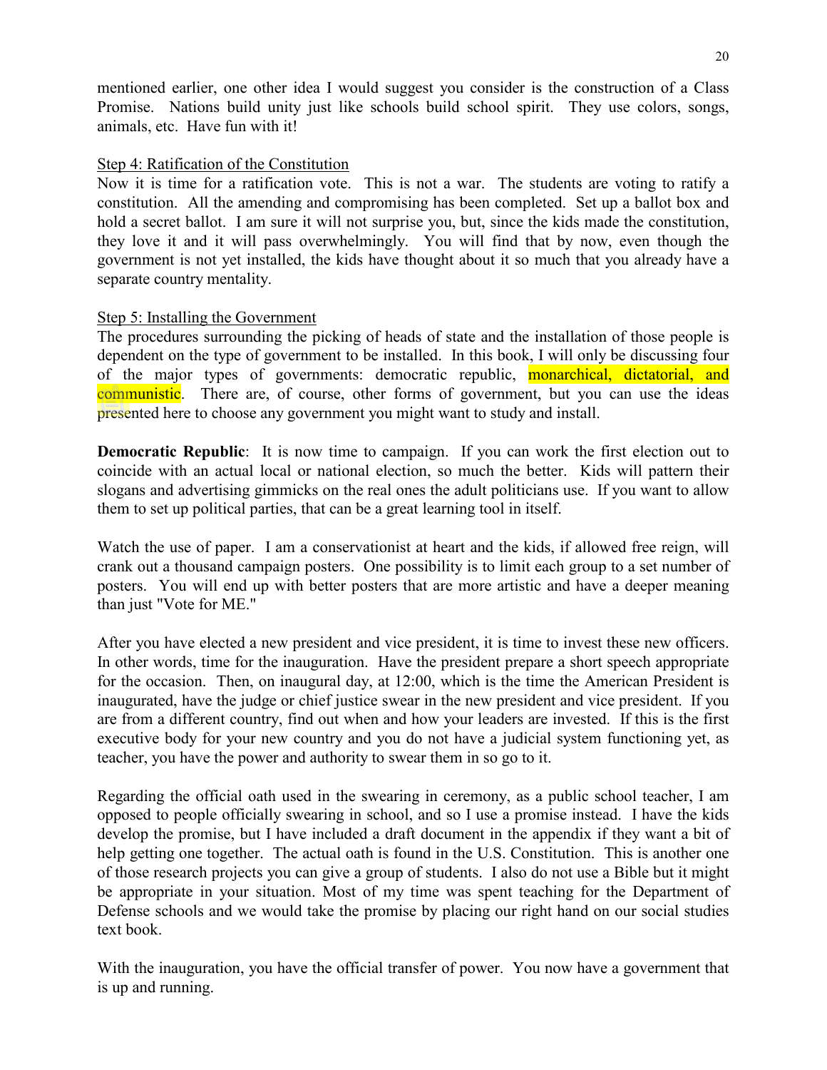mentioned earlier, one other idea I would suggest you consider is the construction of a Class Promise. Nations build unity just like schools build school spirit. They use colors, songs, animals, etc. Have fun with it!

Step 4: Ratification of the Constitution

Now it is time for a ratification vote. This is not a war. The students are voting to ratify a constitution. All the amending and compromising has been completed. Set up a ballot box and hold a secret ballot. I am sure it will not surprise you, but, since the kids made the constitution, they love it and it will pass overwhelmingly. You will find that by now, even though the government is not yet installed, the kids have thought about it so much that you already have a separate country mentality.

Step 5: Installing the Government

The procedures surrounding the picking of heads of state and the installation of those people is dependent on the type of government to be installed. In this book, I will only be discussing four of the major types of governments: democratic republic, monarchical, dictatorial, and communistic. There are, of course, other forms of government, but you can use the ideas presented here to choose any government you might want to study and install.

**Democratic Republic**: It is now time to campaign. If you can work the first election out to coincide with an actual local or national election, so much the better. Kids will pattern their slogans and advertising gimmicks on the real ones the adult politicians use. If you want to allow them to set up political parties, that can be a great learning tool in itself.

Watch the use of paper. I am a conservationist at heart and the kids, if allowed free reign, will crank out a thousand campaign posters. One possibility is to limit each group to a set number of posters. You will end up with better posters that are more artistic and have a deeper meaning than just "Vote for ME."

After you have elected a new president and vice president, it is time to invest these new officers. In other words, time for the inauguration. Have the president prepare a short speech appropriate for the occasion. Then, on inaugural day, at 12:00, which is the time the American President is inaugurated, have the judge or chief justice swear in the new president and vice president. If you are from a different country, find out when and how your leaders are invested. If this is the first executive body for your new country and you do not have a judicial system functioning yet, as teacher, you have the power and authority to swear them in so go to it.

Regarding the official oath used in the swearing in ceremony, as a public school teacher, I am opposed to people officially swearing in school, and so I use a promise instead. I have the kids develop the promise, but I have included a draft document in the appendix if they want a bit of help getting one together. The actual oath is found in the U.S. Constitution. This is another one of those research projects you can give a group of students. I also do not use a Bible but it might be appropriate in your situation. Most of my time was spent teaching for the Department of Defense schools and we would take the promise by placing our right hand on our social studies text book.

With the inauguration, you have the official transfer of power. You now have a government that is up and running.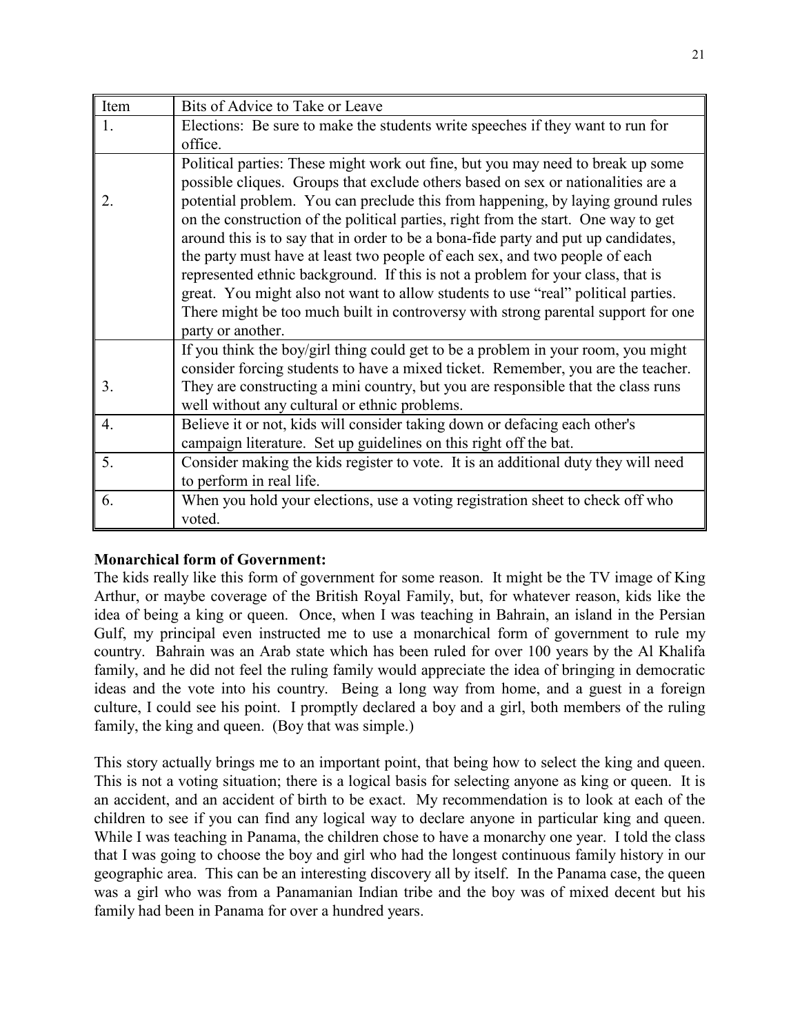| Item | Bits of Advice to Take or Leave |
|---|---|
| 1. | Elections: Be sure to make the students write speeches if they want to run for office. |
| 2. | Political parties: These might work out fine, but you may need to break up some possible cliques. Groups that exclude others based on sex or nationalities are a potential problem. You can preclude this from happening, by laying ground rules on the construction of the political parties, right from the start. One way to get around this is to say that in order to be a bona-fide party and put up candidates, the party must have at least two people of each sex, and two people of each represented ethnic background. If this is not a problem for your class, that is great. You might also not want to allow students to use "real" political parties. There might be too much built in controversy with strong parental support for one party or another. |
| 3. | If you think the boy/girl thing could get to be a problem in your room, you might consider forcing students to have a mixed ticket. Remember, you are the teacher. They are constructing a mini country, but you are responsible that the class runs well without any cultural or ethnic problems. |
| 4. | Believe it or not, kids will consider taking down or defacing each other's campaign literature. Set up guidelines on this right off the bat. |
| 5. | Consider making the kids register to vote. It is an additional duty they will need to perform in real life. |
| 6. | When you hold your elections, use a voting registration sheet to check off who voted. |

**Monarchical form of Government:**

The kids really like this form of government for some reason. It might be the TV image of King Arthur, or maybe coverage of the British Royal Family, but, for whatever reason, kids like the idea of being a king or queen. Once, when I was teaching in Bahrain, an island in the Persian Gulf, my principal even instructed me to use a monarchical form of government to rule my country. Bahrain was an Arab state which has been ruled for over 100 years by the Al Khalifa family, and he did not feel the ruling family would appreciate the idea of bringing in democratic ideas and the vote into his country. Being a long way from home, and a guest in a foreign culture, I could see his point. I promptly declared a boy and a girl, both members of the ruling family, the king and queen. (Boy that was simple.)

This story actually brings me to an important point, that being how to select the king and queen. This is not a voting situation; there is a logical basis for selecting anyone as king or queen. It is an accident, and an accident of birth to be exact. My recommendation is to look at each of the children to see if you can find any logical way to declare anyone in particular king and queen. While I was teaching in Panama, the children chose to have a monarchy one year. I told the class that I was going to choose the boy and girl who had the longest continuous family history in our geographic area. This can be an interesting discovery all by itself. In the Panama case, the queen was a girl who was from a Panamanian Indian tribe and the boy was of mixed decent but his family had been in Panama for over a hundred years.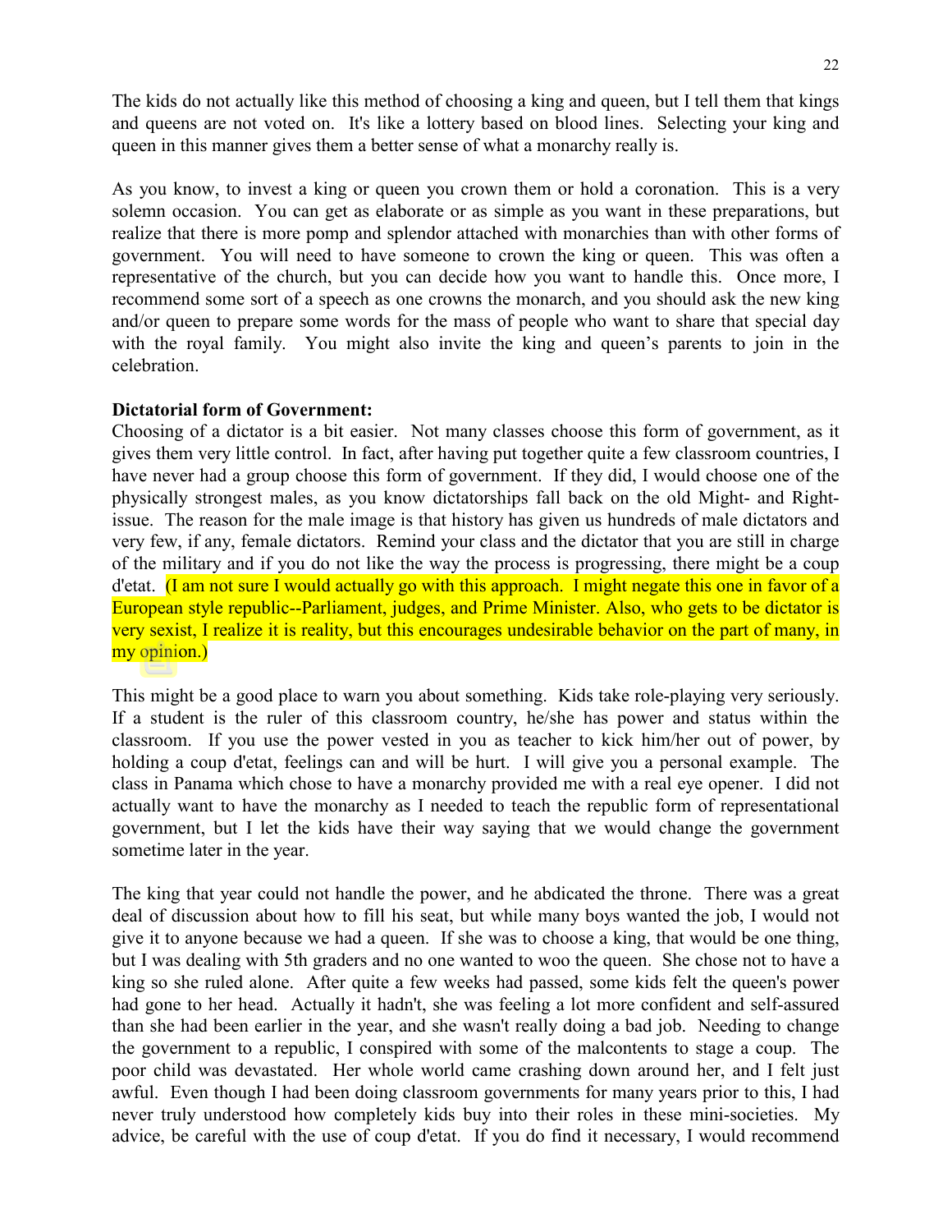The kids do not actually like this method of choosing a king and queen, but I tell them that kings and queens are not voted on. It's like a lottery based on blood lines. Selecting your king and queen in this manner gives them a better sense of what a monarchy really is.

As you know, to invest a king or queen you crown them or hold a coronation. This is a very solemn occasion. You can get as elaborate or as simple as you want in these preparations, but realize that there is more pomp and splendor attached with monarchies than with other forms of government. You will need to have someone to crown the king or queen. This was often a representative of the church, but you can decide how you want to handle this. Once more, I recommend some sort of a speech as one crowns the monarch, and you should ask the new king and/or queen to prepare some words for the mass of people who want to share that special day with the royal family. You might also invite the king and queen's parents to join in the celebration.

**Dictatorial form of Government:**
Choosing of a dictator is a bit easier. Not many classes choose this form of government, as it gives them very little control. In fact, after having put together quite a few classroom countries, I have never had a group choose this form of government. If they did, I would choose one of the physically strongest males, as you know dictatorships fall back on the old Might- and Right-issue. The reason for the male image is that history has given us hundreds of male dictators and very few, if any, female dictators. Remind your class and the dictator that you are still in charge of the military and if you do not like the way the process is progressing, there might be a coup d'etat. (I am not sure I would actually go with this approach. I might negate this one in favor of a European style republic--Parliament, judges, and Prime Minister. Also, who gets to be dictator is very sexist, I realize it is reality, but this encourages undesirable behavior on the part of many, in my opinion.)

This might be a good place to warn you about something. Kids take role-playing very seriously. If a student is the ruler of this classroom country, he/she has power and status within the classroom. If you use the power vested in you as teacher to kick him/her out of power, by holding a coup d'etat, feelings can and will be hurt. I will give you a personal example. The class in Panama which chose to have a monarchy provided me with a real eye opener. I did not actually want to have the monarchy as I needed to teach the republic form of representational government, but I let the kids have their way saying that we would change the government sometime later in the year.

The king that year could not handle the power, and he abdicated the throne. There was a great deal of discussion about how to fill his seat, but while many boys wanted the job, I would not give it to anyone because we had a queen. If she was to choose a king, that would be one thing, but I was dealing with 5th graders and no one wanted to woo the queen. She chose not to have a king so she ruled alone. After quite a few weeks had passed, some kids felt the queen's power had gone to her head. Actually it hadn't, she was feeling a lot more confident and self-assured than she had been earlier in the year, and she wasn't really doing a bad job. Needing to change the government to a republic, I conspired with some of the malcontents to stage a coup. The poor child was devastated. Her whole world came crashing down around her, and I felt just awful. Even though I had been doing classroom governments for many years prior to this, I had never truly understood how completely kids buy into their roles in these mini-societies. My advice, be careful with the use of coup d'etat. If you do find it necessary, I would recommend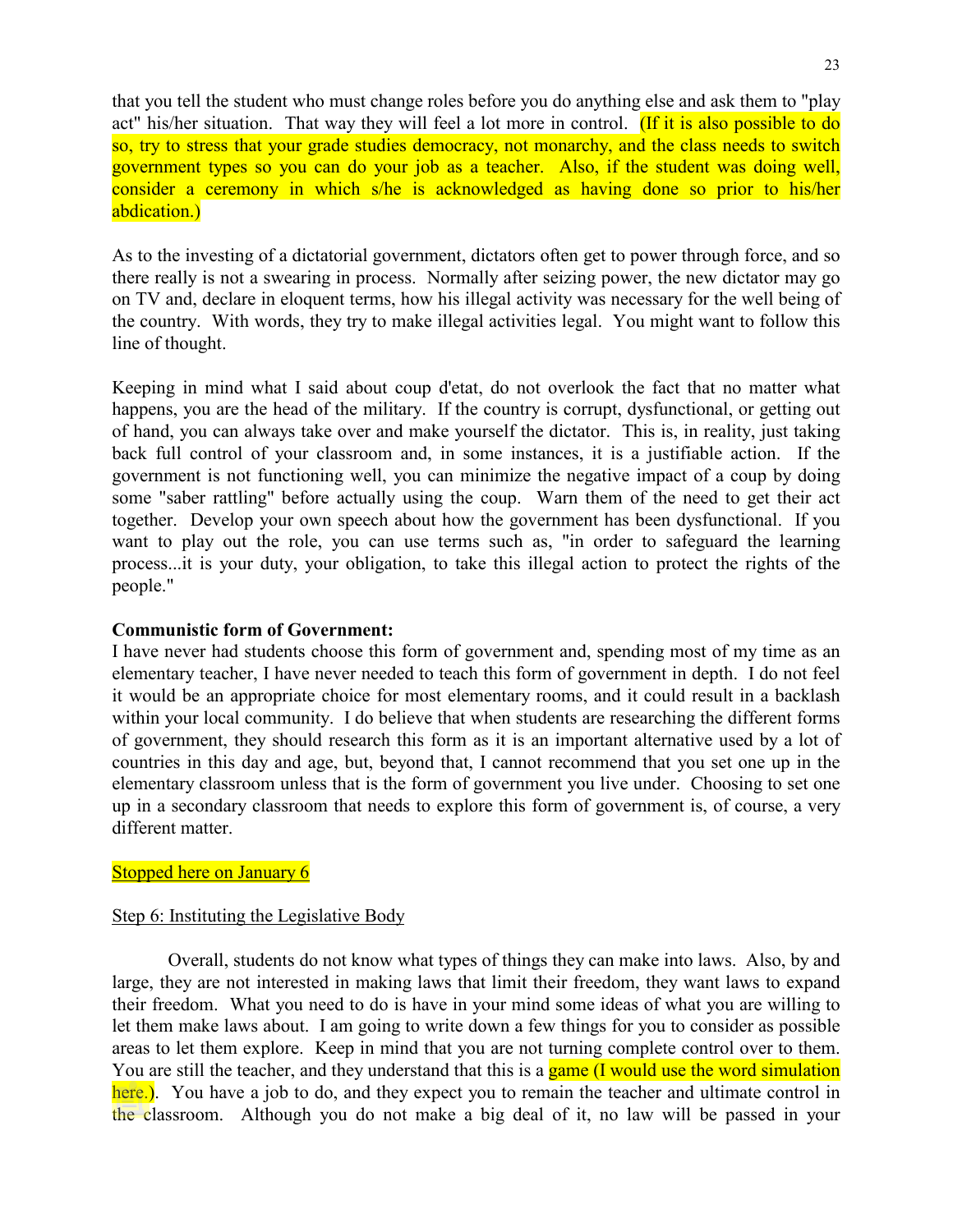that you tell the student who must change roles before you do anything else and ask them to "play act" his/her situation. That way they will feel a lot more in control. (If it is also possible to do so, try to stress that your grade studies democracy, not monarchy, and the class needs to switch government types so you can do your job as a teacher. Also, if the student was doing well, consider a ceremony in which s/he is acknowledged as having done so prior to his/her abdication.)

As to the investing of a dictatorial government, dictators often get to power through force, and so there really is not a swearing in process. Normally after seizing power, the new dictator may go on TV and, declare in eloquent terms, how his illegal activity was necessary for the well being of the country. With words, they try to make illegal activities legal. You might want to follow this line of thought.

Keeping in mind what I said about coup d'etat, do not overlook the fact that no matter what happens, you are the head of the military. If the country is corrupt, dysfunctional, or getting out of hand, you can always take over and make yourself the dictator. This is, in reality, just taking back full control of your classroom and, in some instances, it is a justifiable action. If the government is not functioning well, you can minimize the negative impact of a coup by doing some "saber rattling" before actually using the coup. Warn them of the need to get their act together. Develop your own speech about how the government has been dysfunctional. If you want to play out the role, you can use terms such as, "in order to safeguard the learning process...it is your duty, your obligation, to take this illegal action to protect the rights of the people."

**Communistic form of Government:**
I have never had students choose this form of government and, spending most of my time as an elementary teacher, I have never needed to teach this form of government in depth. I do not feel it would be an appropriate choice for most elementary rooms, and it could result in a backlash within your local community. I do believe that when students are researching the different forms of government, they should research this form as it is an important alternative used by a lot of countries in this day and age, but, beyond that, I cannot recommend that you set one up in the elementary classroom unless that is the form of government you live under. Choosing to set one up in a secondary classroom that needs to explore this form of government is, of course, a very different matter.

Stopped here on January 6

Step 6: Instituting the Legislative Body

Overall, students do not know what types of things they can make into laws. Also, by and large, they are not interested in making laws that limit their freedom, they want laws to expand their freedom. What you need to do is have in your mind some ideas of what you are willing to let them make laws about. I am going to write down a few things for you to consider as possible areas to let them explore. Keep in mind that you are not turning complete control over to them. You are still the teacher, and they understand that this is a game (I would use the word simulation here.). You have a job to do, and they expect you to remain the teacher and ultimate control in the classroom. Although you do not make a big deal of it, no law will be passed in your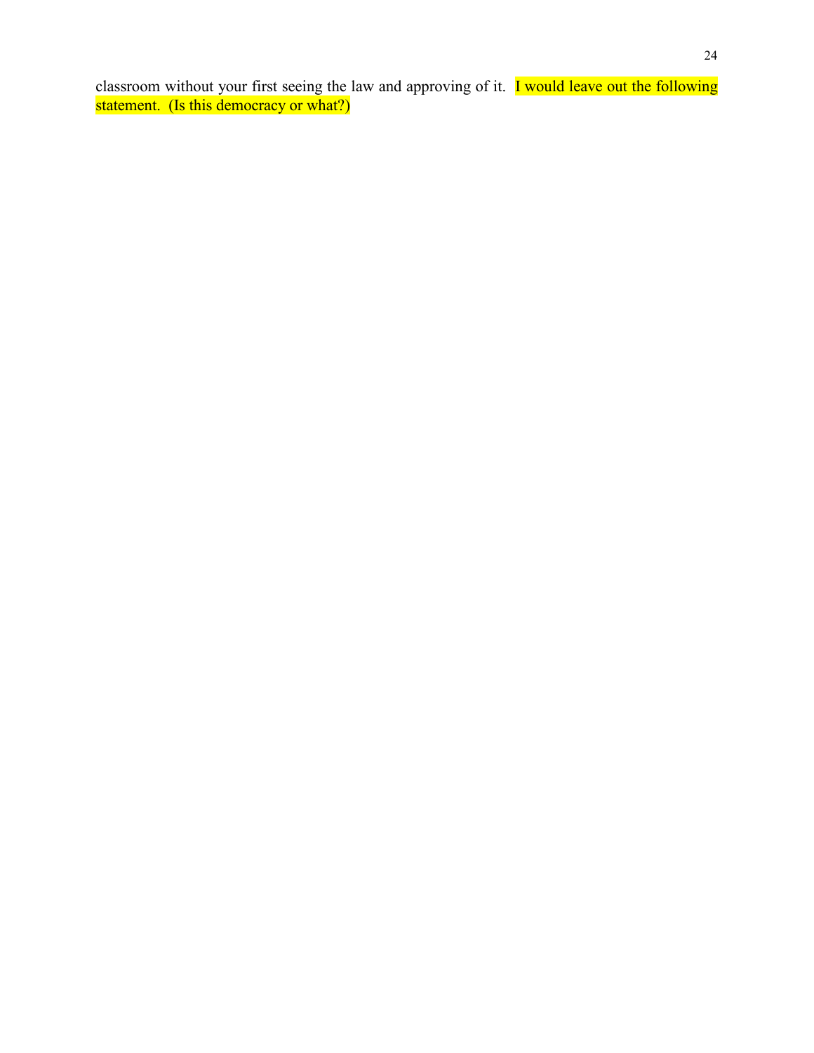classroom without your first seeing the law and approving of it. I would leave out the following statement. (Is this democracy or what?)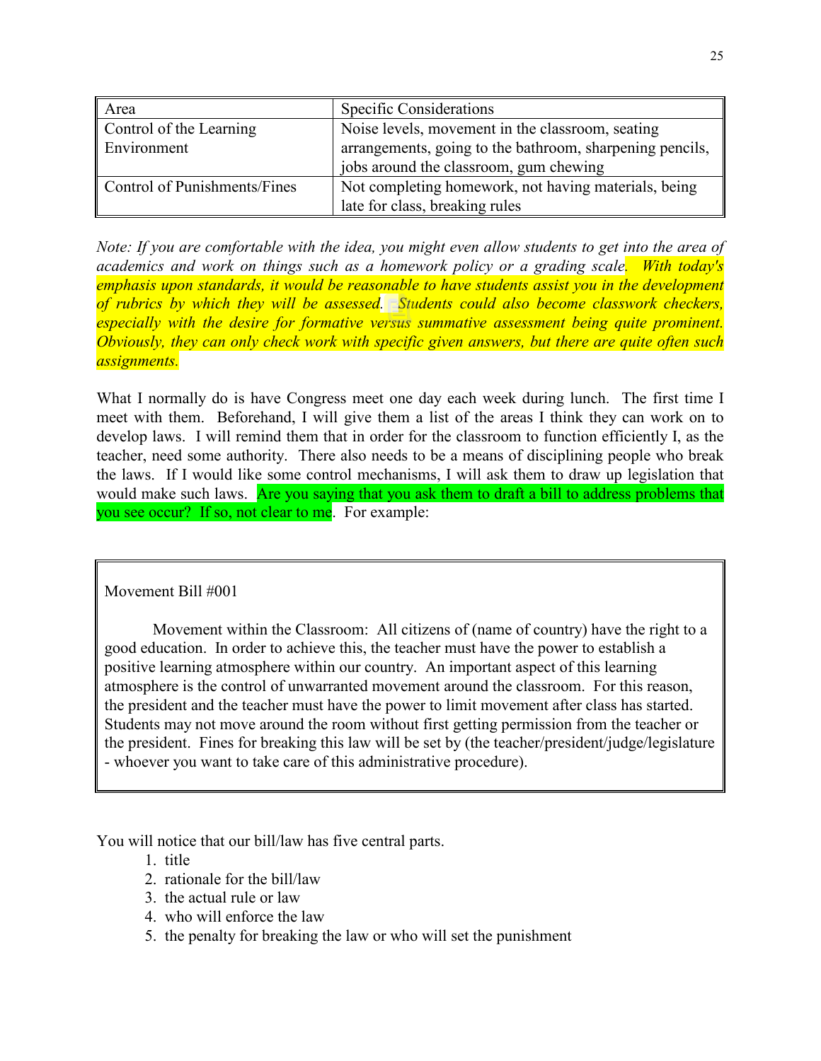| Area | Specific Considerations |
| --- | --- |
| Control of the Learning Environment | Noise levels, movement in the classroom, seating arrangements, going to the bathroom, sharpening pencils, jobs around the classroom, gum chewing |
| Control of Punishments/Fines | Not completing homework, not having materials, being late for class, breaking rules |

*Note: If you are comfortable with the idea, you might even allow students to get into the area of academics and work on things such as a homework policy or a grading scale. With today's emphasis upon standards, it would be reasonable to have students assist you in the development of rubrics by which they will be assessed. Students could also become classwork checkers, especially with the desire for formative versus summative assessment being quite prominent. Obviously, they can only check work with specific given answers, but there are quite often such assignments.*

What I normally do is have Congress meet one day each week during lunch. The first time I meet with them. Beforehand, I will give them a list of the areas I think they can work on to develop laws. I will remind them that in order for the classroom to function efficiently I, as the teacher, need some authority. There also needs to be a means of disciplining people who break the laws. If I would like some control mechanisms, I will ask them to draw up legislation that would make such laws. Are you saying that you ask them to draft a bill to address problems that you see occur? If so, not clear to me. For example:

> Movement Bill #001
>
> Movement within the Classroom: All citizens of (name of country) have the right to a good education. In order to achieve this, the teacher must have the power to establish a positive learning atmosphere within our country. An important aspect of this learning atmosphere is the control of unwarranted movement around the classroom. For this reason, the president and the teacher must have the power to limit movement after class has started. Students may not move around the room without first getting permission from the teacher or the president. Fines for breaking this law will be set by (the teacher/president/judge/legislature - whoever you want to take care of this administrative procedure).

You will notice that our bill/law has five central parts.

1. title
2. rationale for the bill/law
3. the actual rule or law
4. who will enforce the law
5. the penalty for breaking the law or who will set the punishment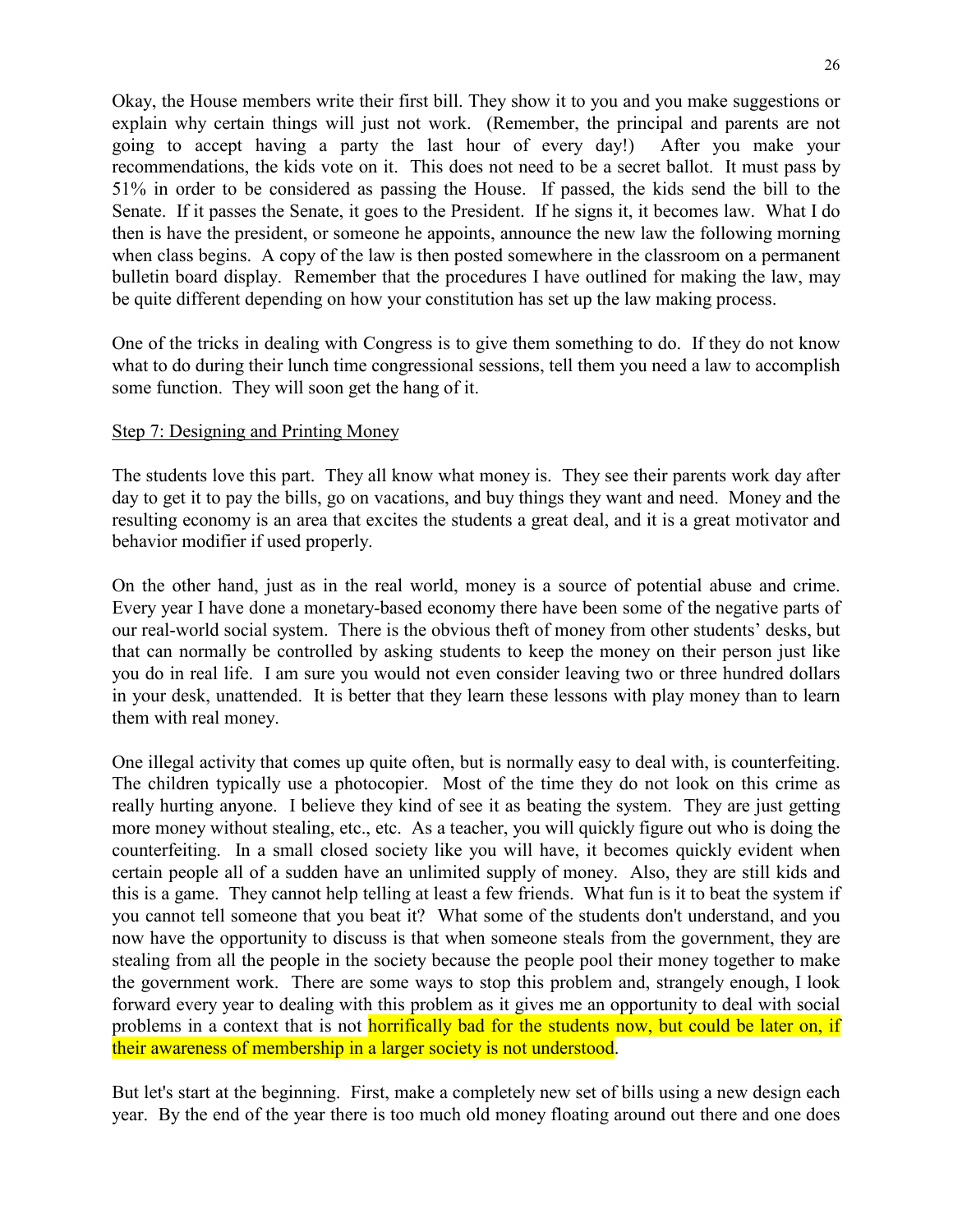Okay, the House members write their first bill. They show it to you and you make suggestions or explain why certain things will just not work. (Remember, the principal and parents are not going to accept having a party the last hour of every day!) After you make your recommendations, the kids vote on it. This does not need to be a secret ballot. It must pass by 51% in order to be considered as passing the House. If passed, the kids send the bill to the Senate. If it passes the Senate, it goes to the President. If he signs it, it becomes law. What I do then is have the president, or someone he appoints, announce the new law the following morning when class begins. A copy of the law is then posted somewhere in the classroom on a permanent bulletin board display. Remember that the procedures I have outlined for making the law, may be quite different depending on how your constitution has set up the law making process.

One of the tricks in dealing with Congress is to give them something to do. If they do not know what to do during their lunch time congressional sessions, tell them you need a law to accomplish some function. They will soon get the hang of it.

<u>Step 7: Designing and Printing Money</u>

The students love this part. They all know what money is. They see their parents work day after day to get it to pay the bills, go on vacations, and buy things they want and need. Money and the resulting economy is an area that excites the students a great deal, and it is a great motivator and behavior modifier if used properly.

On the other hand, just as in the real world, money is a source of potential abuse and crime. Every year I have done a monetary-based economy there have been some of the negative parts of our real-world social system. There is the obvious theft of money from other students' desks, but that can normally be controlled by asking students to keep the money on their person just like you do in real life. I am sure you would not even consider leaving two or three hundred dollars in your desk, unattended. It is better that they learn these lessons with play money than to learn them with real money.

One illegal activity that comes up quite often, but is normally easy to deal with, is counterfeiting. The children typically use a photocopier. Most of the time they do not look on this crime as really hurting anyone. I believe they kind of see it as beating the system. They are just getting more money without stealing, etc., etc. As a teacher, you will quickly figure out who is doing the counterfeiting. In a small closed society like you will have, it becomes quickly evident when certain people all of a sudden have an unlimited supply of money. Also, they are still kids and this is a game. They cannot help telling at least a few friends. What fun is it to beat the system if you cannot tell someone that you beat it? What some of the students don't understand, and you now have the opportunity to discuss is that when someone steals from the government, they are stealing from all the people in the society because the people pool their money together to make the government work. There are some ways to stop this problem and, strangely enough, I look forward every year to dealing with this problem as it gives me an opportunity to deal with social problems in a context that is not horrifically bad for the students now, but could be later on, if their awareness of membership in a larger society is not understood.

But let's start at the beginning. First, make a completely new set of bills using a new design each year. By the end of the year there is too much old money floating around out there and one does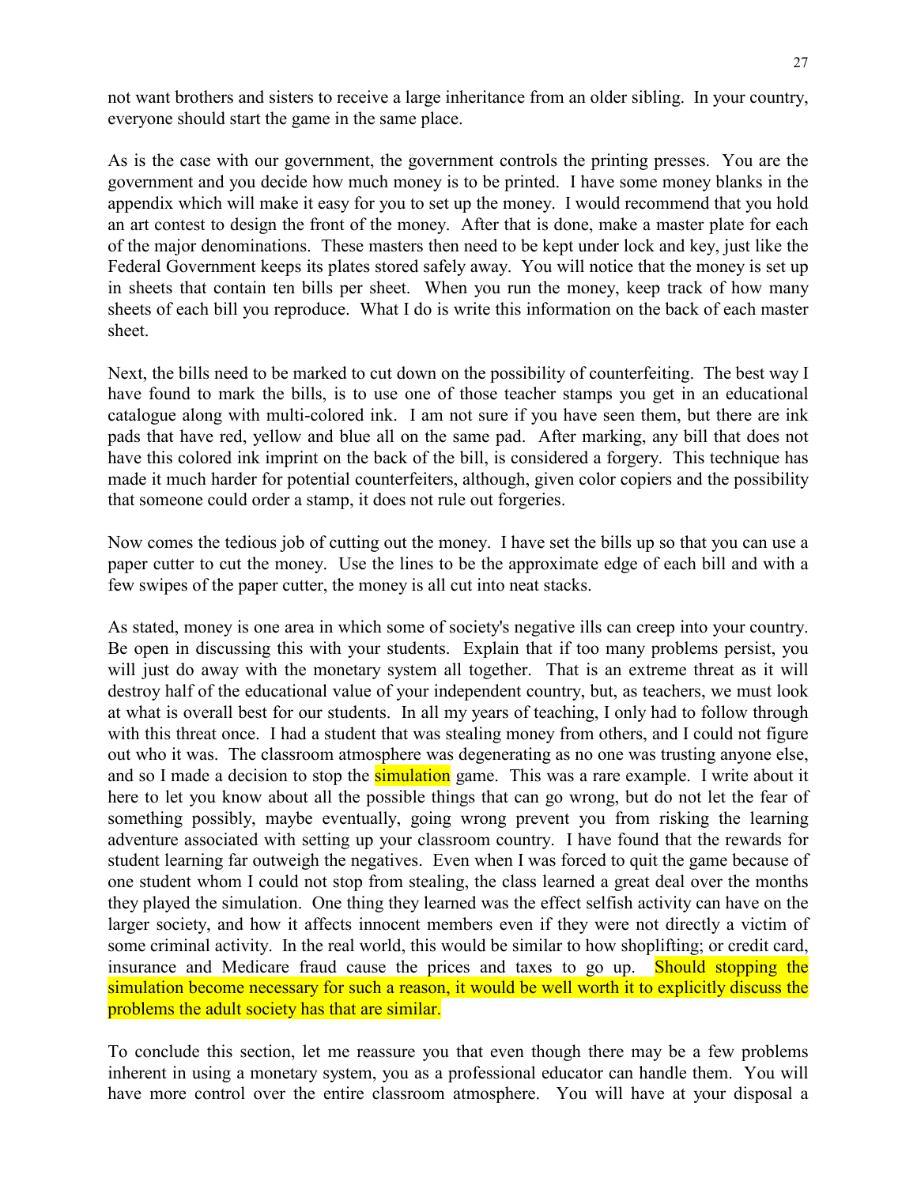not want brothers and sisters to receive a large inheritance from an older sibling. In your country, everyone should start the game in the same place.

As is the case with our government, the government controls the printing presses. You are the government and you decide how much money is to be printed. I have some money blanks in the appendix which will make it easy for you to set up the money. I would recommend that you hold an art contest to design the front of the money. After that is done, make a master plate for each of the major denominations. These masters then need to be kept under lock and key, just like the Federal Government keeps its plates stored safely away. You will notice that the money is set up in sheets that contain ten bills per sheet. When you run the money, keep track of how many sheets of each bill you reproduce. What I do is write this information on the back of each master sheet.

Next, the bills need to be marked to cut down on the possibility of counterfeiting. The best way I have found to mark the bills, is to use one of those teacher stamps you get in an educational catalogue along with multi-colored ink. I am not sure if you have seen them, but there are ink pads that have red, yellow and blue all on the same pad. After marking, any bill that does not have this colored ink imprint on the back of the bill, is considered a forgery. This technique has made it much harder for potential counterfeiters, although, given color copiers and the possibility that someone could order a stamp, it does not rule out forgeries.

Now comes the tedious job of cutting out the money. I have set the bills up so that you can use a paper cutter to cut the money. Use the lines to be the approximate edge of each bill and with a few swipes of the paper cutter, the money is all cut into neat stacks.

As stated, money is one area in which some of society's negative ills can creep into your country. Be open in discussing this with your students. Explain that if too many problems persist, you will just do away with the monetary system all together. That is an extreme threat as it will destroy half of the educational value of your independent country, but, as teachers, we must look at what is overall best for our students. In all my years of teaching, I only had to follow through with this threat once. I had a student that was stealing money from others, and I could not figure out who it was. The classroom atmosphere was degenerating as no one was trusting anyone else, and so I made a decision to stop the simulation game. This was a rare example. I write about it here to let you know about all the possible things that can go wrong, but do not let the fear of something possibly, maybe eventually, going wrong prevent you from risking the learning adventure associated with setting up your classroom country. I have found that the rewards for student learning far outweigh the negatives. Even when I was forced to quit the game because of one student whom I could not stop from stealing, the class learned a great deal over the months they played the simulation. One thing they learned was the effect selfish activity can have on the larger society, and how it affects innocent members even if they were not directly a victim of some criminal activity. In the real world, this would be similar to how shoplifting; or credit card, insurance and Medicare fraud cause the prices and taxes to go up. Should stopping the simulation become necessary for such a reason, it would be well worth it to explicitly discuss the problems the adult society has that are similar.

To conclude this section, let me reassure you that even though there may be a few problems inherent in using a monetary system, you as a professional educator can handle them. You will have more control over the entire classroom atmosphere. You will have at your disposal a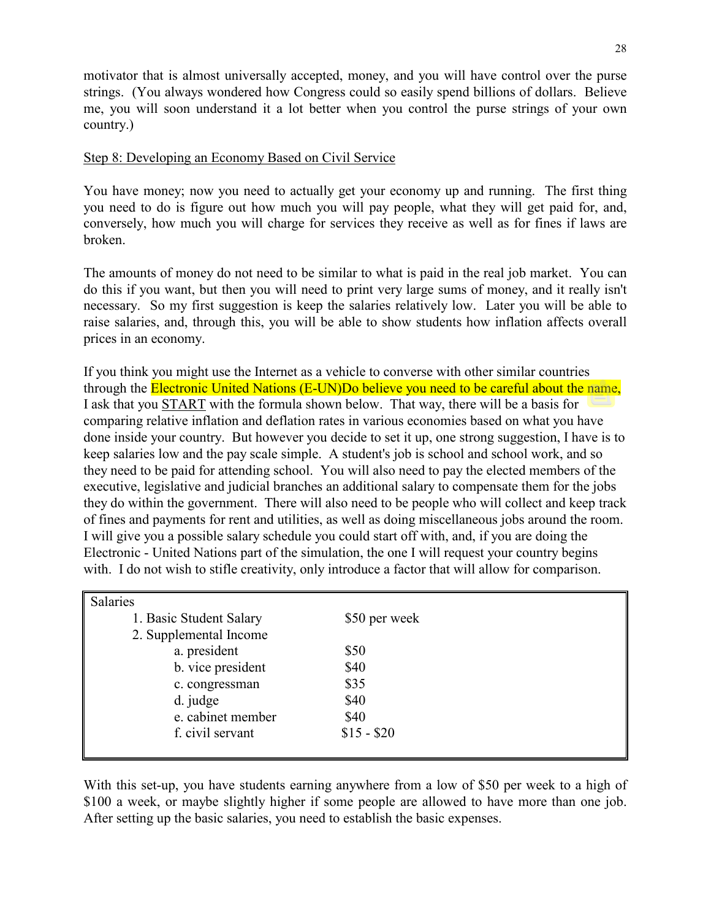motivator that is almost universally accepted, money, and you will have control over the purse strings. (You always wondered how Congress could so easily spend billions of dollars. Believe me, you will soon understand it a lot better when you control the purse strings of your own country.)

Step 8: Developing an Economy Based on Civil Service

You have money; now you need to actually get your economy up and running. The first thing you need to do is figure out how much you will pay people, what they will get paid for, and, conversely, how much you will charge for services they receive as well as for fines if laws are broken.

The amounts of money do not need to be similar to what is paid in the real job market. You can do this if you want, but then you will need to print very large sums of money, and it really isn't necessary. So my first suggestion is keep the salaries relatively low. Later you will be able to raise salaries, and, through this, you will be able to show students how inflation affects overall prices in an economy.

If you think you might use the Internet as a vehicle to converse with other similar countries through the Electronic United Nations (E-UN)Do believe you need to be careful about the name, I ask that you START with the formula shown below. That way, there will be a basis for comparing relative inflation and deflation rates in various economies based on what you have done inside your country. But however you decide to set it up, one strong suggestion, I have is to keep salaries low and the pay scale simple. A student's job is school and school work, and so they need to be paid for attending school. You will also need to pay the elected members of the executive, legislative and judicial branches an additional salary to compensate them for the jobs they do within the government. There will also need to be people who will collect and keep track of fines and payments for rent and utilities, as well as doing miscellaneous jobs around the room. I will give you a possible salary schedule you could start off with, and, if you are doing the Electronic - United Nations part of the simulation, the one I will request your country begins with. I do not wish to stifle creativity, only introduce a factor that will allow for comparison.

| Salaries | |
|---|---|
| 1. Basic Student Salary | $50 per week |
| 2. Supplemental Income | |
| a. president | $50 |
| b. vice president | $40 |
| c. congressman | $35 |
| d. judge | $40 |
| e. cabinet member | $40 |
| f. civil servant | $15 - $20 |

With this set-up, you have students earning anywhere from a low of $50 per week to a high of $100 a week, or maybe slightly higher if some people are allowed to have more than one job. After setting up the basic salaries, you need to establish the basic expenses.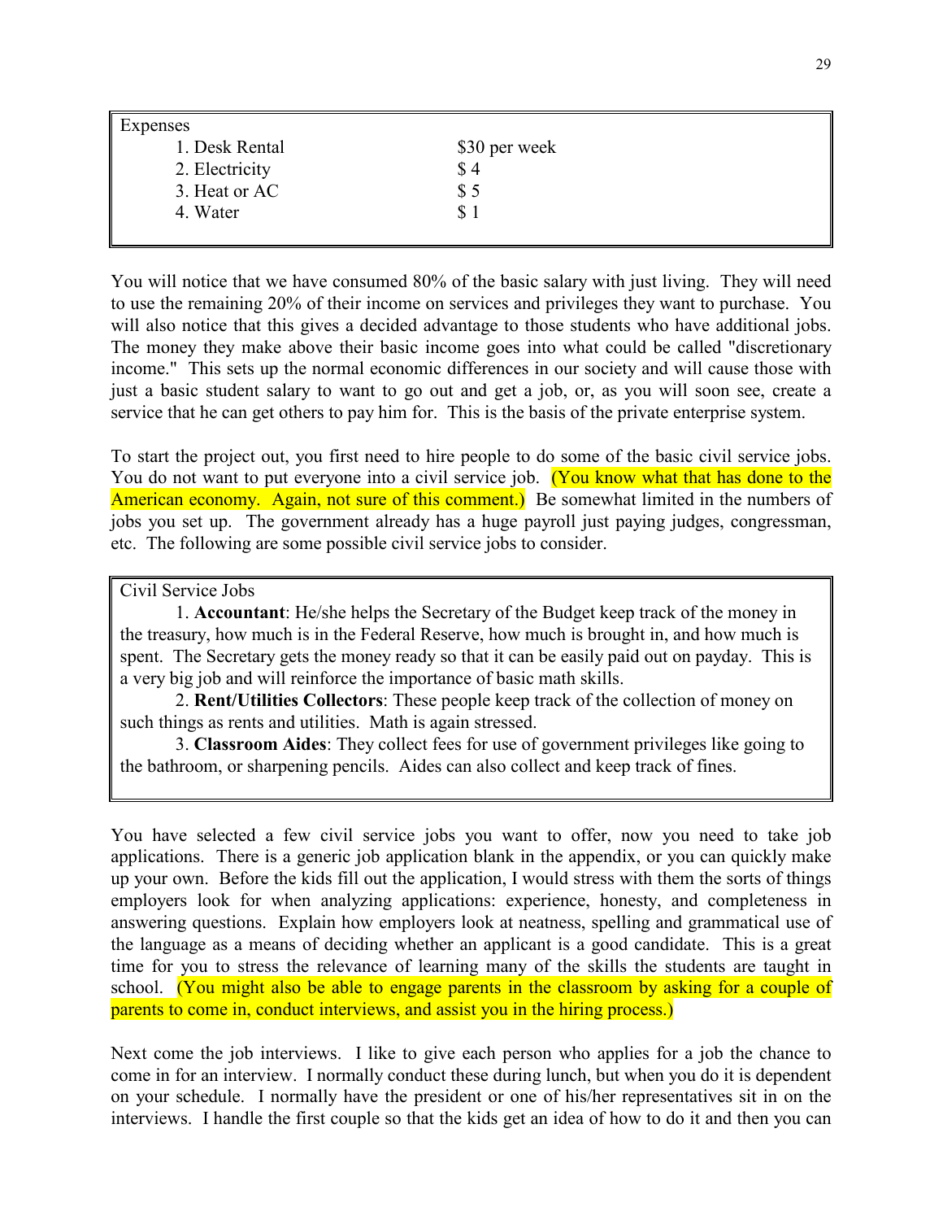Expenses

| | |
|---|---|
| 1. Desk Rental | $30 per week |
| 2. Electricity | $ 4 |
| 3. Heat or AC | $ 5 |
| 4. Water | $ 1 |

You will notice that we have consumed 80% of the basic salary with just living. They will need to use the remaining 20% of their income on services and privileges they want to purchase. You will also notice that this gives a decided advantage to those students who have additional jobs. The money they make above their basic income goes into what could be called "discretionary income." This sets up the normal economic differences in our society and will cause those with just a basic student salary to want to go out and get a job, or, as you will soon see, create a service that he can get others to pay him for. This is the basis of the private enterprise system.

To start the project out, you first need to hire people to do some of the basic civil service jobs. You do not want to put everyone into a civil service job. (You know what that has done to the American economy. Again, not sure of this comment.) Be somewhat limited in the numbers of jobs you set up. The government already has a huge payroll just paying judges, congressman, etc. The following are some possible civil service jobs to consider.

Civil Service Jobs

1. **Accountant**: He/she helps the Secretary of the Budget keep track of the money in the treasury, how much is in the Federal Reserve, how much is brought in, and how much is spent. The Secretary gets the money ready so that it can be easily paid out on payday. This is a very big job and will reinforce the importance of basic math skills.

2. **Rent/Utilities Collectors**: These people keep track of the collection of money on such things as rents and utilities. Math is again stressed.

3. **Classroom Aides**: They collect fees for use of government privileges like going to the bathroom, or sharpening pencils. Aides can also collect and keep track of fines.

You have selected a few civil service jobs you want to offer, now you need to take job applications. There is a generic job application blank in the appendix, or you can quickly make up your own. Before the kids fill out the application, I would stress with them the sorts of things employers look for when analyzing applications: experience, honesty, and completeness in answering questions. Explain how employers look at neatness, spelling and grammatical use of the language as a means of deciding whether an applicant is a good candidate. This is a great time for you to stress the relevance of learning many of the skills the students are taught in school. (You might also be able to engage parents in the classroom by asking for a couple of parents to come in, conduct interviews, and assist you in the hiring process.)

Next come the job interviews. I like to give each person who applies for a job the chance to come in for an interview. I normally conduct these during lunch, but when you do it is dependent on your schedule. I normally have the president or one of his/her representatives sit in on the interviews. I handle the first couple so that the kids get an idea of how to do it and then you can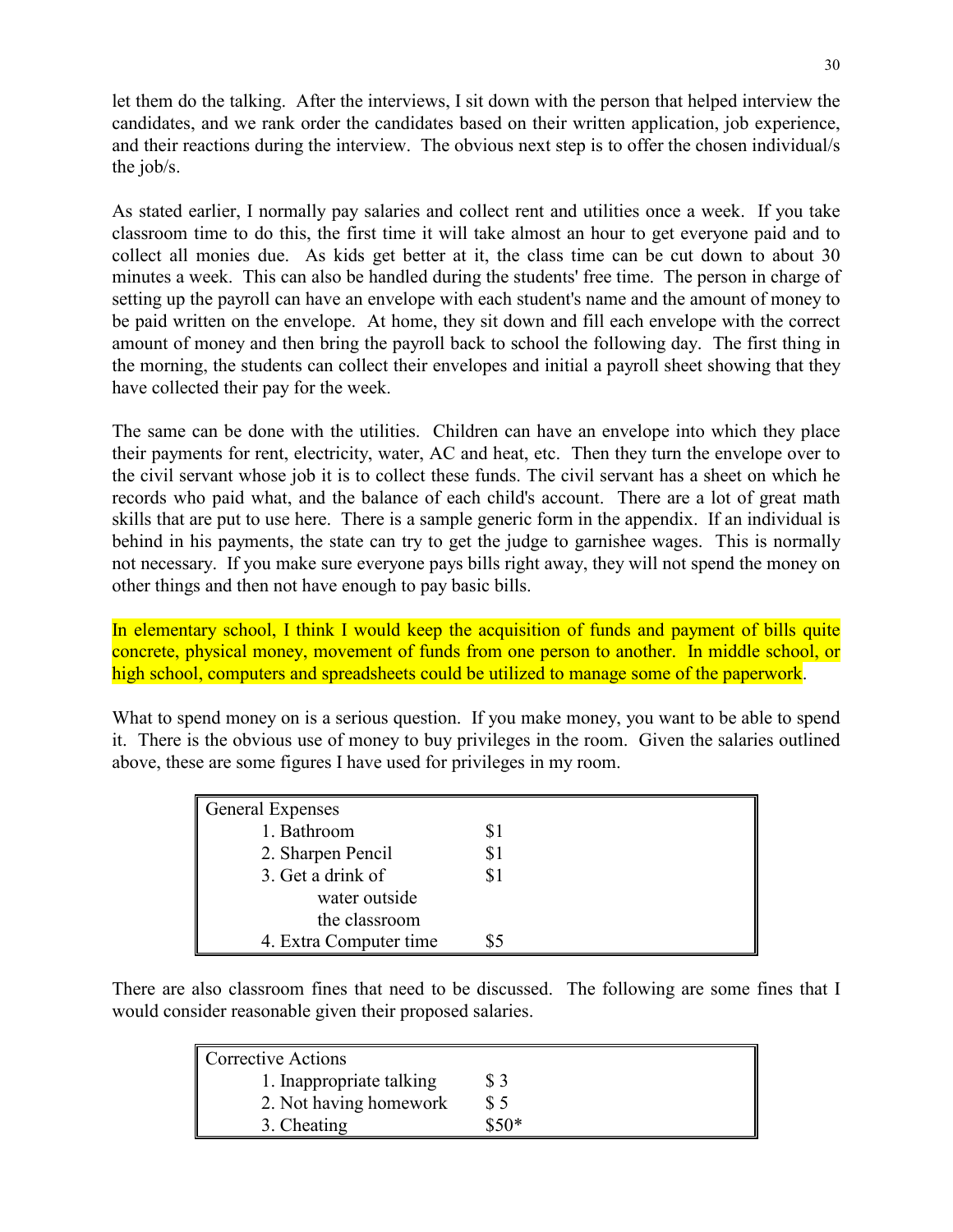let them do the talking. After the interviews, I sit down with the person that helped interview the candidates, and we rank order the candidates based on their written application, job experience, and their reactions during the interview. The obvious next step is to offer the chosen individual/s the job/s.

As stated earlier, I normally pay salaries and collect rent and utilities once a week. If you take classroom time to do this, the first time it will take almost an hour to get everyone paid and to collect all monies due. As kids get better at it, the class time can be cut down to about 30 minutes a week. This can also be handled during the students' free time. The person in charge of setting up the payroll can have an envelope with each student's name and the amount of money to be paid written on the envelope. At home, they sit down and fill each envelope with the correct amount of money and then bring the payroll back to school the following day. The first thing in the morning, the students can collect their envelopes and initial a payroll sheet showing that they have collected their pay for the week.

The same can be done with the utilities. Children can have an envelope into which they place their payments for rent, electricity, water, AC and heat, etc. Then they turn the envelope over to the civil servant whose job it is to collect these funds. The civil servant has a sheet on which he records who paid what, and the balance of each child's account. There are a lot of great math skills that are put to use here. There is a sample generic form in the appendix. If an individual is behind in his payments, the state can try to get the judge to garnishee wages. This is normally not necessary. If you make sure everyone pays bills right away, they will not spend the money on other things and then not have enough to pay basic bills.

In elementary school, I think I would keep the acquisition of funds and payment of bills quite concrete, physical money, movement of funds from one person to another. In middle school, or high school, computers and spreadsheets could be utilized to manage some of the paperwork.

What to spend money on is a serious question. If you make money, you want to be able to spend it. There is the obvious use of money to buy privileges in the room. Given the salaries outlined above, these are some figures I have used for privileges in my room.

| General Expenses | |
|---|---|
| 1. Bathroom | $1 |
| 2. Sharpen Pencil | $1 |
| 3. Get a drink of water outside the classroom | $1 |
| 4. Extra Computer time | $5 |

There are also classroom fines that need to be discussed. The following are some fines that I would consider reasonable given their proposed salaries.

| Corrective Actions | |
|---|---|
| 1. Inappropriate talking | $ 3 |
| 2. Not having homework | $ 5 |
| 3. Cheating | $50* |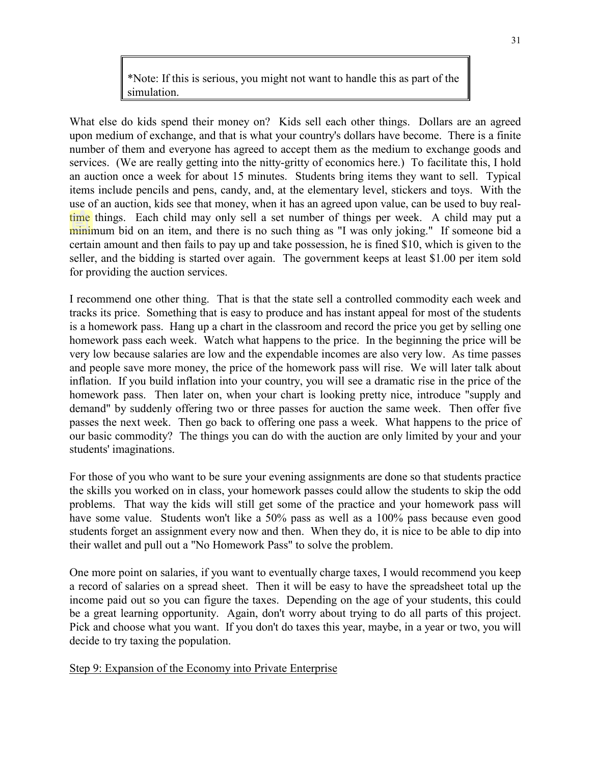> *Note: If this is serious, you might not want to handle this as part of the simulation.

What else do kids spend their money on? Kids sell each other things. Dollars are an agreed upon medium of exchange, and that is what your country's dollars have become. There is a finite number of them and everyone has agreed to accept them as the medium to exchange goods and services. (We are really getting into the nitty-gritty of economics here.) To facilitate this, I hold an auction once a week for about 15 minutes. Students bring items they want to sell. Typical items include pencils and pens, candy, and, at the elementary level, stickers and toys. With the use of an auction, kids see that money, when it has an agreed upon value, can be used to buy real-time things. Each child may only sell a set number of things per week. A child may put a minimum bid on an item, and there is no such thing as "I was only joking." If someone bid a certain amount and then fails to pay up and take possession, he is fined $10, which is given to the seller, and the bidding is started over again. The government keeps at least $1.00 per item sold for providing the auction services.

I recommend one other thing. That is that the state sell a controlled commodity each week and tracks its price. Something that is easy to produce and has instant appeal for most of the students is a homework pass. Hang up a chart in the classroom and record the price you get by selling one homework pass each week. Watch what happens to the price. In the beginning the price will be very low because salaries are low and the expendable incomes are also very low. As time passes and people save more money, the price of the homework pass will rise. We will later talk about inflation. If you build inflation into your country, you will see a dramatic rise in the price of the homework pass. Then later on, when your chart is looking pretty nice, introduce "supply and demand" by suddenly offering two or three passes for auction the same week. Then offer five passes the next week. Then go back to offering one pass a week. What happens to the price of our basic commodity? The things you can do with the auction are only limited by your and your students' imaginations.

For those of you who want to be sure your evening assignments are done so that students practice the skills you worked on in class, your homework passes could allow the students to skip the odd problems. That way the kids will still get some of the practice and your homework pass will have some value. Students won't like a 50% pass as well as a 100% pass because even good students forget an assignment every now and then. When they do, it is nice to be able to dip into their wallet and pull out a "No Homework Pass" to solve the problem.

One more point on salaries, if you want to eventually charge taxes, I would recommend you keep a record of salaries on a spread sheet. Then it will be easy to have the spreadsheet total up the income paid out so you can figure the taxes. Depending on the age of your students, this could be a great learning opportunity. Again, don't worry about trying to do all parts of this project. Pick and choose what you want. If you don't do taxes this year, maybe, in a year or two, you will decide to try taxing the population.

<u>Step 9: Expansion of the Economy into Private Enterprise</u>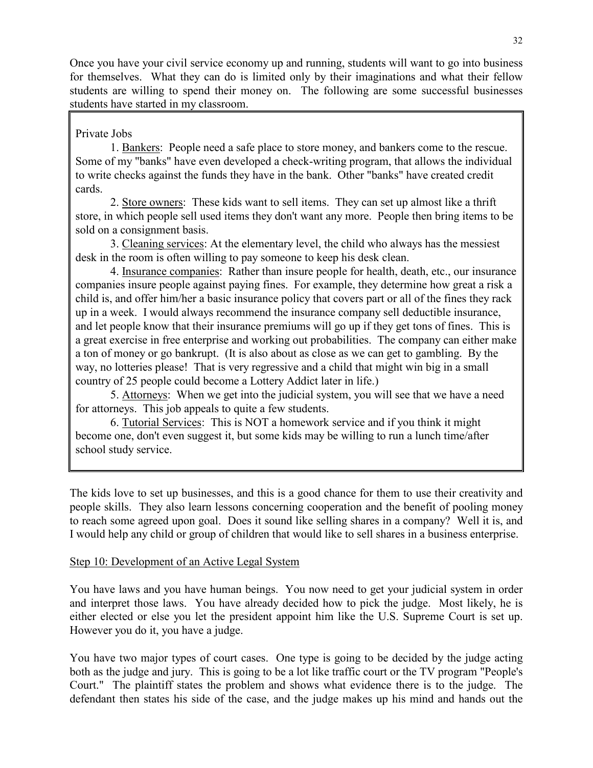Once you have your civil service economy up and running, students will want to go into business for themselves. What they can do is limited only by their imaginations and what their fellow students are willing to spend their money on. The following are some successful businesses students have started in my classroom.

Private Jobs

1. Bankers: People need a safe place to store money, and bankers come to the rescue. Some of my "banks" have even developed a check-writing program, that allows the individual to write checks against the funds they have in the bank. Other "banks" have created credit cards.

2. Store owners: These kids want to sell items. They can set up almost like a thrift store, in which people sell used items they don't want any more. People then bring items to be sold on a consignment basis.

3. Cleaning services: At the elementary level, the child who always has the messiest desk in the room is often willing to pay someone to keep his desk clean.

4. Insurance companies: Rather than insure people for health, death, etc., our insurance companies insure people against paying fines. For example, they determine how great a risk a child is, and offer him/her a basic insurance policy that covers part or all of the fines they rack up in a week. I would always recommend the insurance company sell deductible insurance, and let people know that their insurance premiums will go up if they get tons of fines. This is a great exercise in free enterprise and working out probabilities. The company can either make a ton of money or go bankrupt. (It is also about as close as we can get to gambling. By the way, no lotteries please! That is very regressive and a child that might win big in a small country of 25 people could become a Lottery Addict later in life.)

5. Attorneys: When we get into the judicial system, you will see that we have a need for attorneys. This job appeals to quite a few students.

6. Tutorial Services: This is NOT a homework service and if you think it might become one, don't even suggest it, but some kids may be willing to run a lunch time/after school study service.

The kids love to set up businesses, and this is a good chance for them to use their creativity and people skills. They also learn lessons concerning cooperation and the benefit of pooling money to reach some agreed upon goal. Does it sound like selling shares in a company? Well it is, and I would help any child or group of children that would like to sell shares in a business enterprise.

## Step 10: Development of an Active Legal System

You have laws and you have human beings. You now need to get your judicial system in order and interpret those laws. You have already decided how to pick the judge. Most likely, he is either elected or else you let the president appoint him like the U.S. Supreme Court is set up. However you do it, you have a judge.

You have two major types of court cases. One type is going to be decided by the judge acting both as the judge and jury. This is going to be a lot like traffic court or the TV program "People's Court." The plaintiff states the problem and shows what evidence there is to the judge. The defendant then states his side of the case, and the judge makes up his mind and hands out the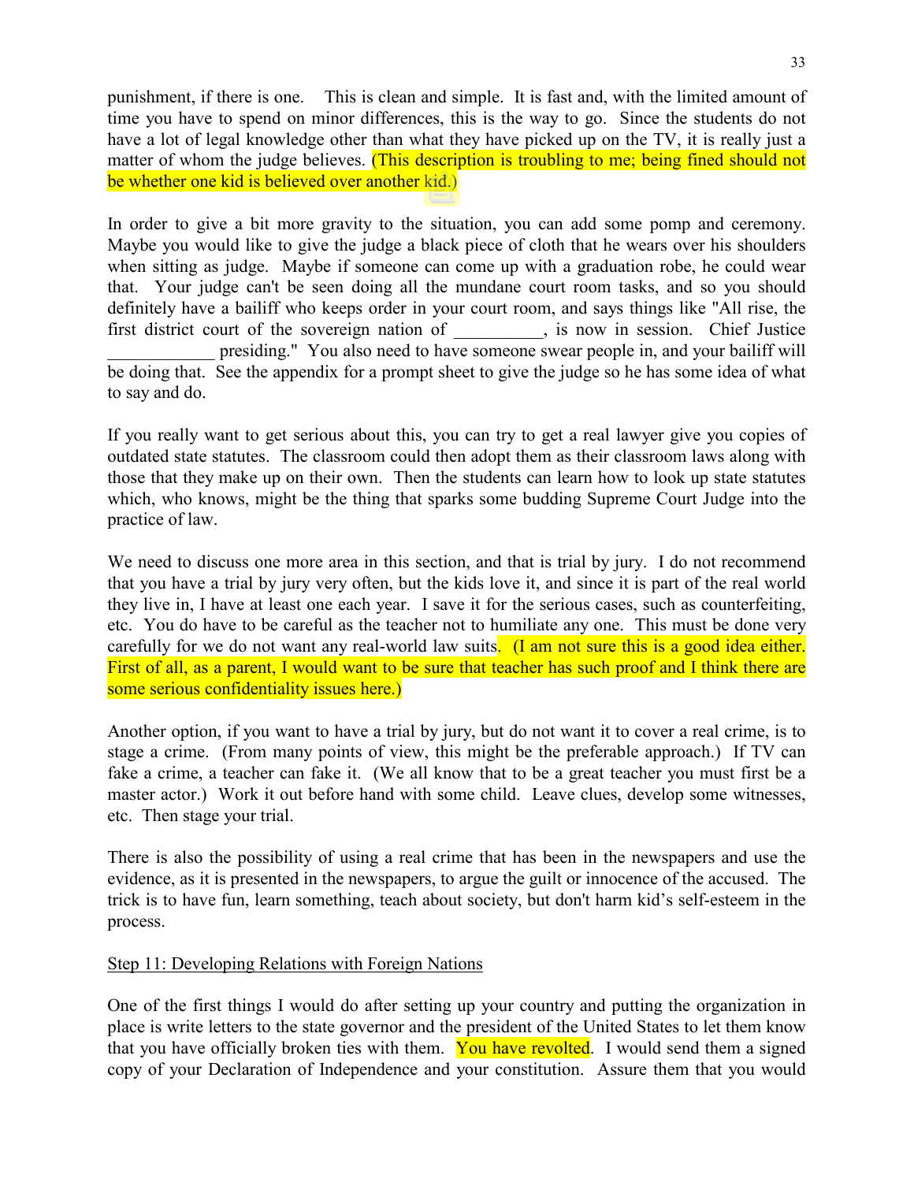punishment, if there is one. This is clean and simple. It is fast and, with the limited amount of time you have to spend on minor differences, this is the way to go. Since the students do not have a lot of legal knowledge other than what they have picked up on the TV, it is really just a matter of whom the judge believes. (This description is troubling to me; being fined should not be whether one kid is believed over another kid.)

In order to give a bit more gravity to the situation, you can add some pomp and ceremony. Maybe you would like to give the judge a black piece of cloth that he wears over his shoulders when sitting as judge. Maybe if someone can come up with a graduation robe, he could wear that. Your judge can't be seen doing all the mundane court room tasks, and so you should definitely have a bailiff who keeps order in your court room, and says things like "All rise, the first district court of the sovereign nation of __________, is now in session. Chief Justice ____________ presiding." You also need to have someone swear people in, and your bailiff will be doing that. See the appendix for a prompt sheet to give the judge so he has some idea of what to say and do.

If you really want to get serious about this, you can try to get a real lawyer give you copies of outdated state statutes. The classroom could then adopt them as their classroom laws along with those that they make up on their own. Then the students can learn how to look up state statutes which, who knows, might be the thing that sparks some budding Supreme Court Judge into the practice of law.

We need to discuss one more area in this section, and that is trial by jury. I do not recommend that you have a trial by jury very often, but the kids love it, and since it is part of the real world they live in, I have at least one each year. I save it for the serious cases, such as counterfeiting, etc. You do have to be careful as the teacher not to humiliate any one. This must be done very carefully for we do not want any real-world law suits. (I am not sure this is a good idea either. First of all, as a parent, I would want to be sure that teacher has such proof and I think there are some serious confidentiality issues here.)

Another option, if you want to have a trial by jury, but do not want it to cover a real crime, is to stage a crime. (From many points of view, this might be the preferable approach.) If TV can fake a crime, a teacher can fake it. (We all know that to be a great teacher you must first be a master actor.) Work it out before hand with some child. Leave clues, develop some witnesses, etc. Then stage your trial.

There is also the possibility of using a real crime that has been in the newspapers and use the evidence, as it is presented in the newspapers, to argue the guilt or innocence of the accused. The trick is to have fun, learn something, teach about society, but don't harm kid's self-esteem in the process.

## Step 11: Developing Relations with Foreign Nations

One of the first things I would do after setting up your country and putting the organization in place is write letters to the state governor and the president of the United States to let them know that you have officially broken ties with them. You have revolted. I would send them a signed copy of your Declaration of Independence and your constitution. Assure them that you would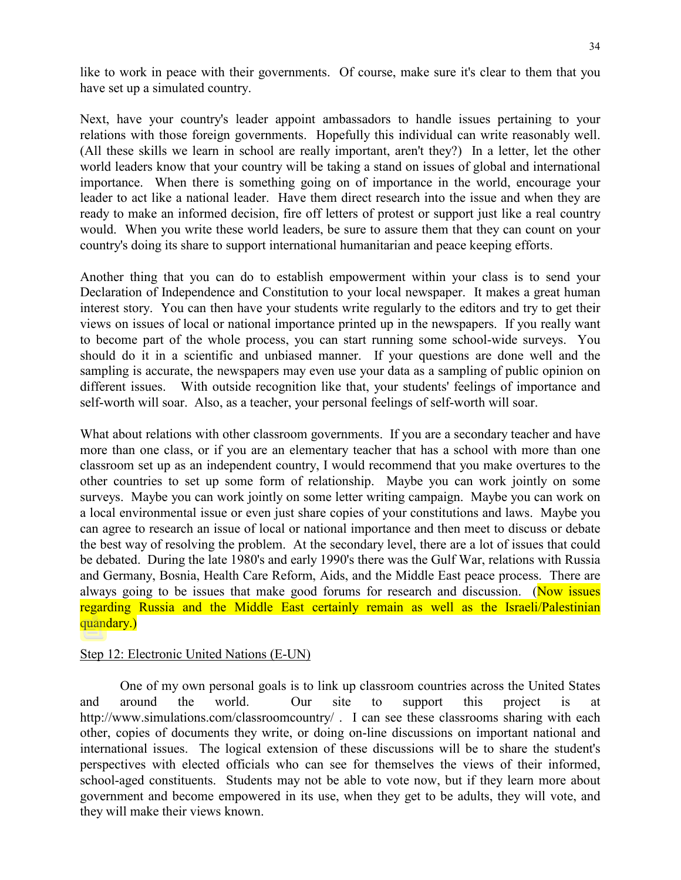like to work in peace with their governments. Of course, make sure it's clear to them that you have set up a simulated country.

Next, have your country's leader appoint ambassadors to handle issues pertaining to your relations with those foreign governments. Hopefully this individual can write reasonably well. (All these skills we learn in school are really important, aren't they?) In a letter, let the other world leaders know that your country will be taking a stand on issues of global and international importance. When there is something going on of importance in the world, encourage your leader to act like a national leader. Have them direct research into the issue and when they are ready to make an informed decision, fire off letters of protest or support just like a real country would. When you write these world leaders, be sure to assure them that they can count on your country's doing its share to support international humanitarian and peace keeping efforts.

Another thing that you can do to establish empowerment within your class is to send your Declaration of Independence and Constitution to your local newspaper. It makes a great human interest story. You can then have your students write regularly to the editors and try to get their views on issues of local or national importance printed up in the newspapers. If you really want to become part of the whole process, you can start running some school-wide surveys. You should do it in a scientific and unbiased manner. If your questions are done well and the sampling is accurate, the newspapers may even use your data as a sampling of public opinion on different issues. With outside recognition like that, your students' feelings of importance and self-worth will soar. Also, as a teacher, your personal feelings of self-worth will soar.

What about relations with other classroom governments. If you are a secondary teacher and have more than one class, or if you are an elementary teacher that has a school with more than one classroom set up as an independent country, I would recommend that you make overtures to the other countries to set up some form of relationship. Maybe you can work jointly on some surveys. Maybe you can work jointly on some letter writing campaign. Maybe you can work on a local environmental issue or even just share copies of your constitutions and laws. Maybe you can agree to research an issue of local or national importance and then meet to discuss or debate the best way of resolving the problem. At the secondary level, there are a lot of issues that could be debated. During the late 1980's and early 1990's there was the Gulf War, relations with Russia and Germany, Bosnia, Health Care Reform, Aids, and the Middle East peace process. There are always going to be issues that make good forums for research and discussion. (Now issues regarding Russia and the Middle East certainly remain as well as the Israeli/Palestinian quandary.)

Step 12: Electronic United Nations (E-UN)

One of my own personal goals is to link up classroom countries across the United States and around the world. Our site to support this project is at http://www.simulations.com/classroomcountry/ . I can see these classrooms sharing with each other, copies of documents they write, or doing on-line discussions on important national and international issues. The logical extension of these discussions will be to share the student's perspectives with elected officials who can see for themselves the views of their informed, school-aged constituents. Students may not be able to vote now, but if they learn more about government and become empowered in its use, when they get to be adults, they will vote, and they will make their views known.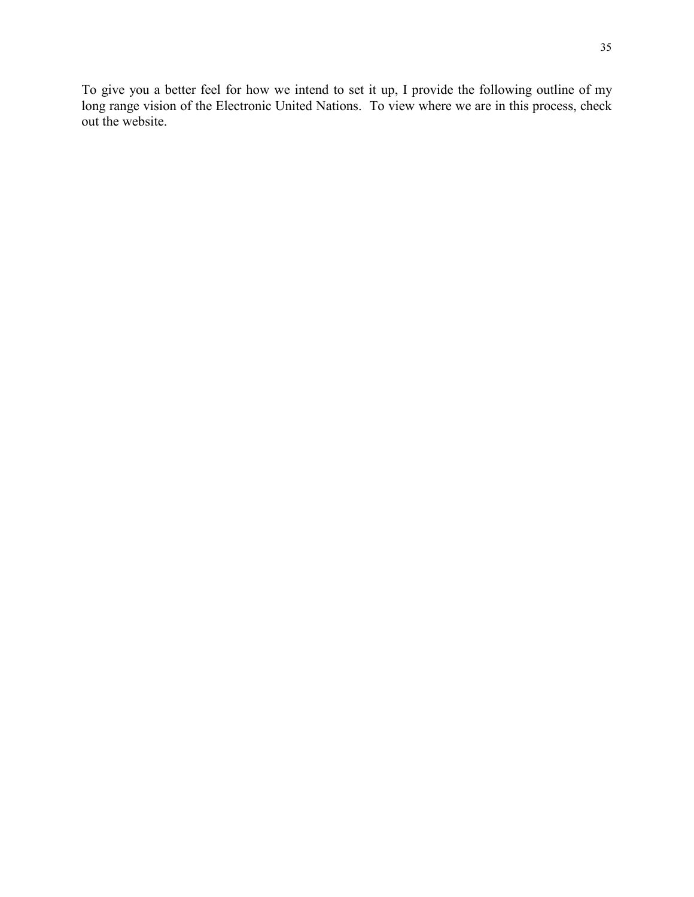To give you a better feel for how we intend to set it up, I provide the following outline of my long range vision of the Electronic United Nations. To view where we are in this process, check out the website.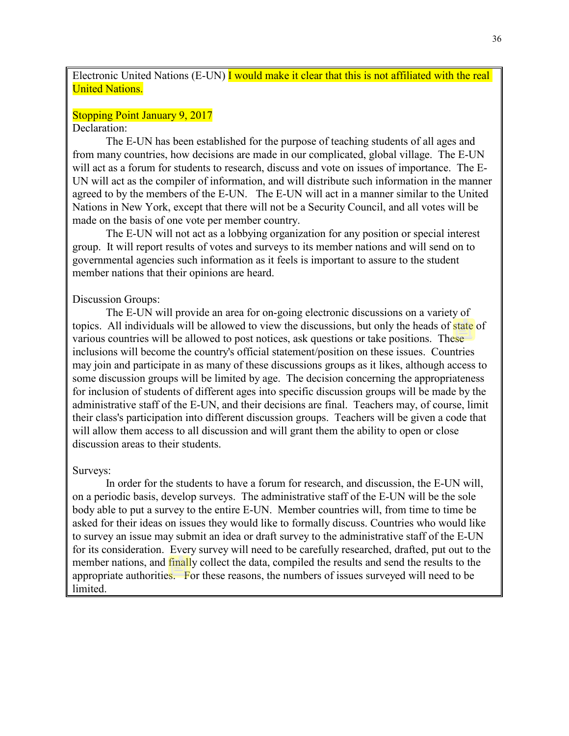Electronic United Nations (E-UN) I would make it clear that this is not affiliated with the real United Nations.

Stopping Point January 9, 2017

Declaration:

The E-UN has been established for the purpose of teaching students of all ages and from many countries, how decisions are made in our complicated, global village. The E-UN will act as a forum for students to research, discuss and vote on issues of importance. The E-UN will act as the compiler of information, and will distribute such information in the manner agreed to by the members of the E-UN. The E-UN will act in a manner similar to the United Nations in New York, except that there will not be a Security Council, and all votes will be made on the basis of one vote per member country.

The E-UN will not act as a lobbying organization for any position or special interest group. It will report results of votes and surveys to its member nations and will send on to governmental agencies such information as it feels is important to assure to the student member nations that their opinions are heard.

Discussion Groups:

The E-UN will provide an area for on-going electronic discussions on a variety of topics. All individuals will be allowed to view the discussions, but only the heads of state of various countries will be allowed to post notices, ask questions or take positions. These inclusions will become the country's official statement/position on these issues. Countries may join and participate in as many of these discussions groups as it likes, although access to some discussion groups will be limited by age. The decision concerning the appropriateness for inclusion of students of different ages into specific discussion groups will be made by the administrative staff of the E-UN, and their decisions are final. Teachers may, of course, limit their class's participation into different discussion groups. Teachers will be given a code that will allow them access to all discussion and will grant them the ability to open or close discussion areas to their students.

Surveys:

In order for the students to have a forum for research, and discussion, the E-UN will, on a periodic basis, develop surveys. The administrative staff of the E-UN will be the sole body able to put a survey to the entire E-UN. Member countries will, from time to time be asked for their ideas on issues they would like to formally discuss. Countries who would like to survey an issue may submit an idea or draft survey to the administrative staff of the E-UN for its consideration. Every survey will need to be carefully researched, drafted, put out to the member nations, and finally collect the data, compiled the results and send the results to the appropriate authorities. For these reasons, the numbers of issues surveyed will need to be limited.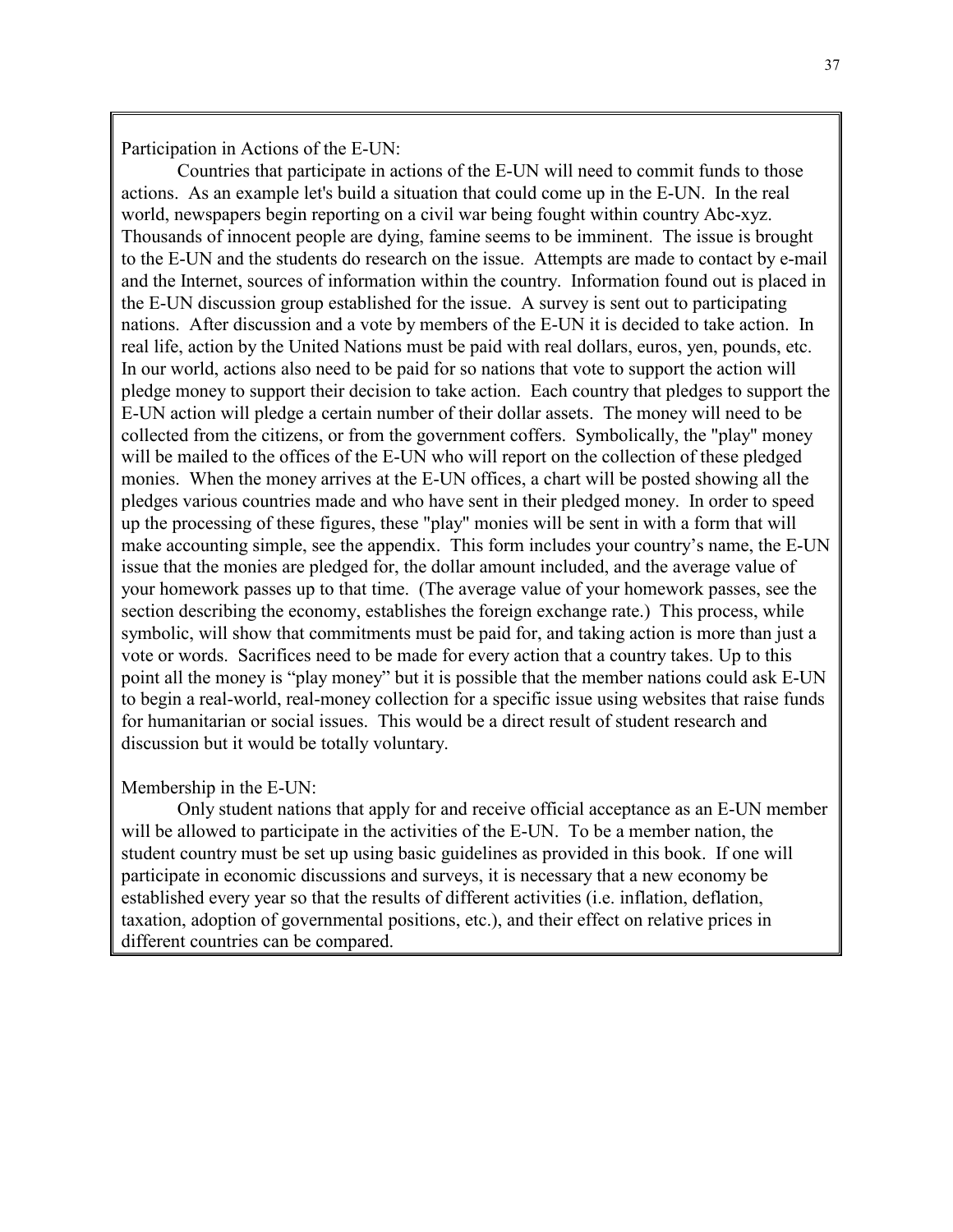Participation in Actions of the E-UN:

Countries that participate in actions of the E-UN will need to commit funds to those actions. As an example let's build a situation that could come up in the E-UN. In the real world, newspapers begin reporting on a civil war being fought within country Abc-xyz. Thousands of innocent people are dying, famine seems to be imminent. The issue is brought to the E-UN and the students do research on the issue. Attempts are made to contact by e-mail and the Internet, sources of information within the country. Information found out is placed in the E-UN discussion group established for the issue. A survey is sent out to participating nations. After discussion and a vote by members of the E-UN it is decided to take action. In real life, action by the United Nations must be paid with real dollars, euros, yen, pounds, etc. In our world, actions also need to be paid for so nations that vote to support the action will pledge money to support their decision to take action. Each country that pledges to support the E-UN action will pledge a certain number of their dollar assets. The money will need to be collected from the citizens, or from the government coffers. Symbolically, the "play" money will be mailed to the offices of the E-UN who will report on the collection of these pledged monies. When the money arrives at the E-UN offices, a chart will be posted showing all the pledges various countries made and who have sent in their pledged money. In order to speed up the processing of these figures, these "play" monies will be sent in with a form that will make accounting simple, see the appendix. This form includes your country's name, the E-UN issue that the monies are pledged for, the dollar amount included, and the average value of your homework passes up to that time. (The average value of your homework passes, see the section describing the economy, establishes the foreign exchange rate.) This process, while symbolic, will show that commitments must be paid for, and taking action is more than just a vote or words. Sacrifices need to be made for every action that a country takes. Up to this point all the money is "play money" but it is possible that the member nations could ask E-UN to begin a real-world, real-money collection for a specific issue using websites that raise funds for humanitarian or social issues. This would be a direct result of student research and discussion but it would be totally voluntary.

Membership in the E-UN:

Only student nations that apply for and receive official acceptance as an E-UN member will be allowed to participate in the activities of the E-UN. To be a member nation, the student country must be set up using basic guidelines as provided in this book. If one will participate in economic discussions and surveys, it is necessary that a new economy be established every year so that the results of different activities (i.e. inflation, deflation, taxation, adoption of governmental positions, etc.), and their effect on relative prices in different countries can be compared.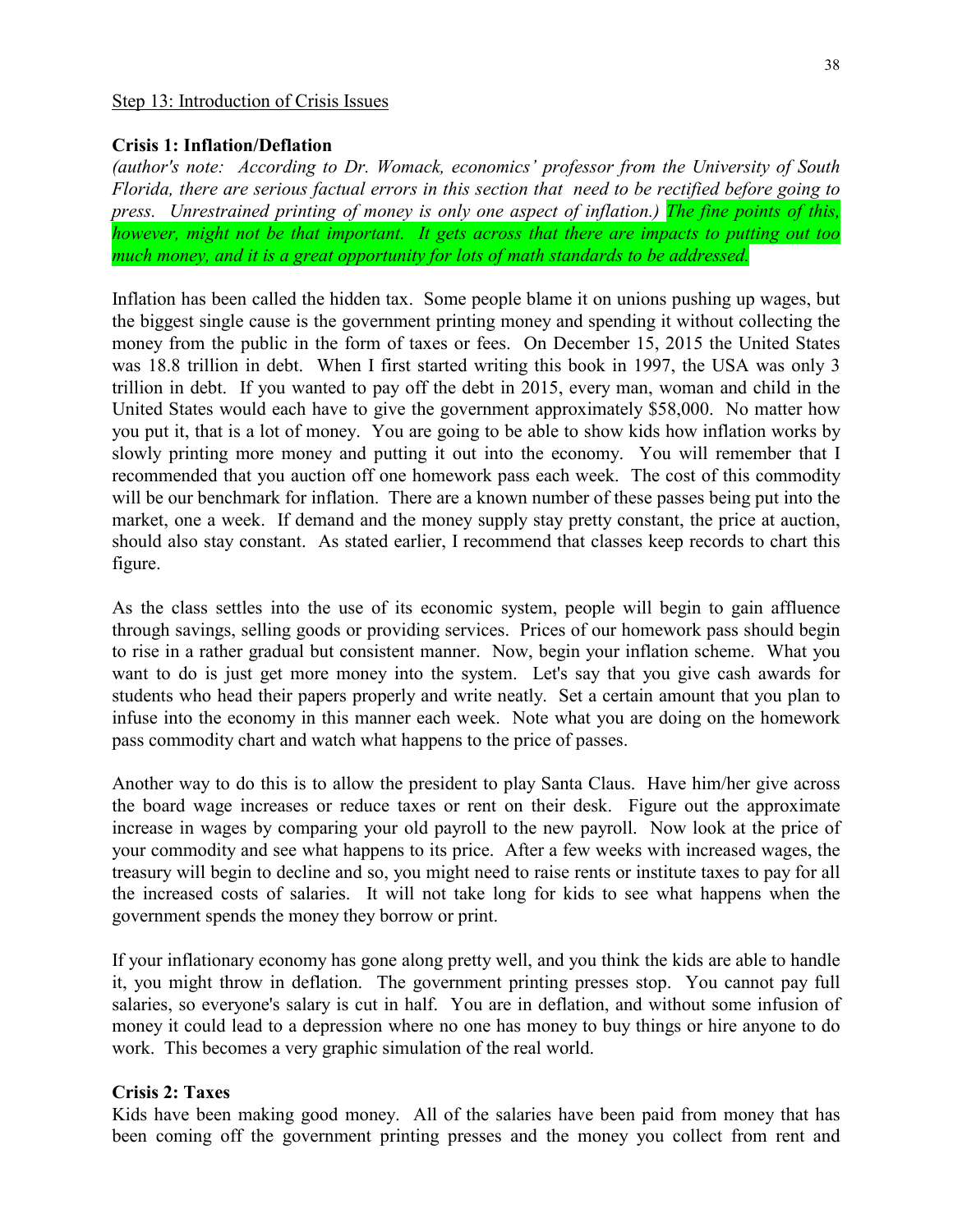Step 13: Introduction of Crisis Issues

**Crisis 1: Inflation/Deflation**

*(author's note: According to Dr. Womack, economics' professor from the University of South Florida, there are serious factual errors in this section that need to be rectified before going to press. Unrestrained printing of money is only one aspect of inflation.) The fine points of this, however, might not be that important. It gets across that there are impacts to putting out too much money, and it is a great opportunity for lots of math standards to be addressed.*

Inflation has been called the hidden tax. Some people blame it on unions pushing up wages, but the biggest single cause is the government printing money and spending it without collecting the money from the public in the form of taxes or fees. On December 15, 2015 the United States was 18.8 trillion in debt. When I first started writing this book in 1997, the USA was only 3 trillion in debt. If you wanted to pay off the debt in 2015, every man, woman and child in the United States would each have to give the government approximately $58,000. No matter how you put it, that is a lot of money. You are going to be able to show kids how inflation works by slowly printing more money and putting it out into the economy. You will remember that I recommended that you auction off one homework pass each week. The cost of this commodity will be our benchmark for inflation. There are a known number of these passes being put into the market, one a week. If demand and the money supply stay pretty constant, the price at auction, should also stay constant. As stated earlier, I recommend that classes keep records to chart this figure.

As the class settles into the use of its economic system, people will begin to gain affluence through savings, selling goods or providing services. Prices of our homework pass should begin to rise in a rather gradual but consistent manner. Now, begin your inflation scheme. What you want to do is just get more money into the system. Let's say that you give cash awards for students who head their papers properly and write neatly. Set a certain amount that you plan to infuse into the economy in this manner each week. Note what you are doing on the homework pass commodity chart and watch what happens to the price of passes.

Another way to do this is to allow the president to play Santa Claus. Have him/her give across the board wage increases or reduce taxes or rent on their desk. Figure out the approximate increase in wages by comparing your old payroll to the new payroll. Now look at the price of your commodity and see what happens to its price. After a few weeks with increased wages, the treasury will begin to decline and so, you might need to raise rents or institute taxes to pay for all the increased costs of salaries. It will not take long for kids to see what happens when the government spends the money they borrow or print.

If your inflationary economy has gone along pretty well, and you think the kids are able to handle it, you might throw in deflation. The government printing presses stop. You cannot pay full salaries, so everyone's salary is cut in half. You are in deflation, and without some infusion of money it could lead to a depression where no one has money to buy things or hire anyone to do work. This becomes a very graphic simulation of the real world.

**Crisis 2: Taxes**

Kids have been making good money. All of the salaries have been paid from money that has been coming off the government printing presses and the money you collect from rent and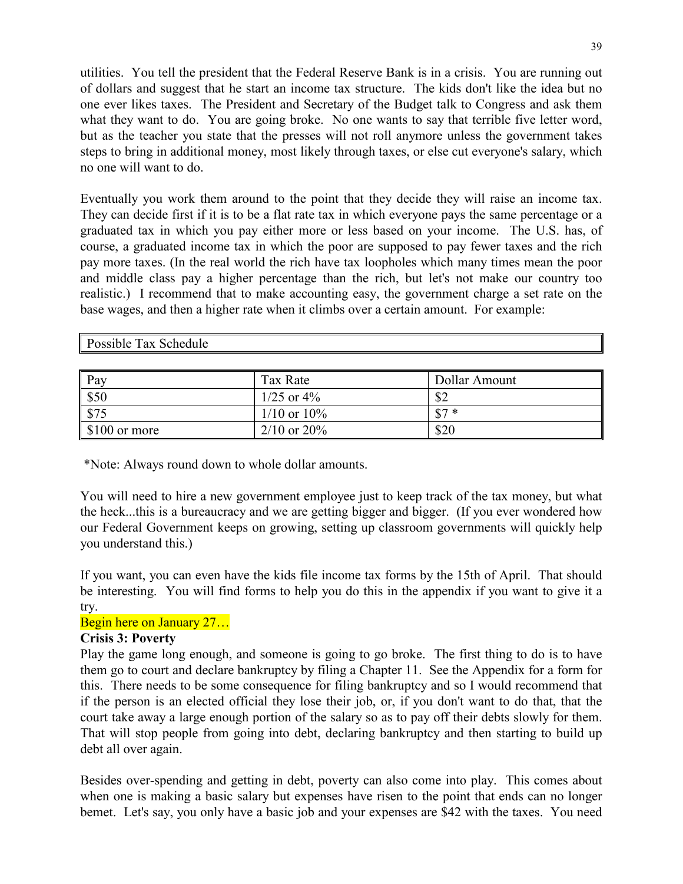utilities. You tell the president that the Federal Reserve Bank is in a crisis. You are running out of dollars and suggest that he start an income tax structure. The kids don't like the idea but no one ever likes taxes. The President and Secretary of the Budget talk to Congress and ask them what they want to do. You are going broke. No one wants to say that terrible five letter word, but as the teacher you state that the presses will not roll anymore unless the government takes steps to bring in additional money, most likely through taxes, or else cut everyone's salary, which no one will want to do.

Eventually you work them around to the point that they decide they will raise an income tax. They can decide first if it is to be a flat rate tax in which everyone pays the same percentage or a graduated tax in which you pay either more or less based on your income. The U.S. has, of course, a graduated income tax in which the poor are supposed to pay fewer taxes and the rich pay more taxes. (In the real world the rich have tax loopholes which many times mean the poor and middle class pay a higher percentage than the rich, but let's not make our country too realistic.) I recommend that to make accounting easy, the government charge a set rate on the base wages, and then a higher rate when it climbs over a certain amount. For example:

**Possible Tax Schedule**

| Pay | Tax Rate | Dollar Amount |
|---|---|---|
| $50 | 1/25 or 4% | $2 |
| $75 | 1/10 or 10% | $7 * |
| $100 or more | 2/10 or 20% | $20 |

*Note: Always round down to whole dollar amounts.

You will need to hire a new government employee just to keep track of the tax money, but what the heck...this is a bureaucracy and we are getting bigger and bigger. (If you ever wondered how our Federal Government keeps on growing, setting up classroom governments will quickly help you understand this.)

If you want, you can even have the kids file income tax forms by the 15th of April. That should be interesting. You will find forms to help you do this in the appendix if you want to give it a try.

Begin here on January 27…

**Crisis 3: Poverty**

Play the game long enough, and someone is going to go broke. The first thing to do is to have them go to court and declare bankruptcy by filing a Chapter 11. See the Appendix for a form for this. There needs to be some consequence for filing bankruptcy and so I would recommend that if the person is an elected official they lose their job, or, if you don't want to do that, that the court take away a large enough portion of the salary so as to pay off their debts slowly for them. That will stop people from going into debt, declaring bankruptcy and then starting to build up debt all over again.

Besides over-spending and getting in debt, poverty can also come into play. This comes about when one is making a basic salary but expenses have risen to the point that ends can no longer bemet. Let's say, you only have a basic job and your expenses are $42 with the taxes. You need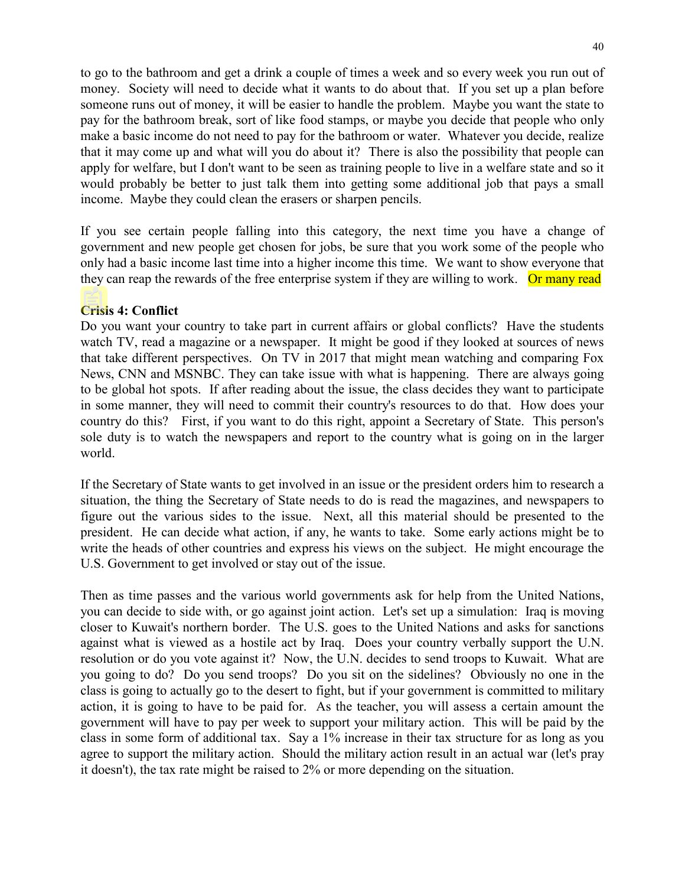to go to the bathroom and get a drink a couple of times a week and so every week you run out of money. Society will need to decide what it wants to do about that. If you set up a plan before someone runs out of money, it will be easier to handle the problem. Maybe you want the state to pay for the bathroom break, sort of like food stamps, or maybe you decide that people who only make a basic income do not need to pay for the bathroom or water. Whatever you decide, realize that it may come up and what will you do about it? There is also the possibility that people can apply for welfare, but I don't want to be seen as training people to live in a welfare state and so it would probably be better to just talk them into getting some additional job that pays a small income. Maybe they could clean the erasers or sharpen pencils.

If you see certain people falling into this category, the next time you have a change of government and new people get chosen for jobs, be sure that you work some of the people who only had a basic income last time into a higher income this time. We want to show everyone that they can reap the rewards of the free enterprise system if they are willing to work. Or many read

**Crisis 4: Conflict**

Do you want your country to take part in current affairs or global conflicts? Have the students watch TV, read a magazine or a newspaper. It might be good if they looked at sources of news that take different perspectives. On TV in 2017 that might mean watching and comparing Fox News, CNN and MSNBC. They can take issue with what is happening. There are always going to be global hot spots. If after reading about the issue, the class decides they want to participate in some manner, they will need to commit their country's resources to do that. How does your country do this? First, if you want to do this right, appoint a Secretary of State. This person's sole duty is to watch the newspapers and report to the country what is going on in the larger world.

If the Secretary of State wants to get involved in an issue or the president orders him to research a situation, the thing the Secretary of State needs to do is read the magazines, and newspapers to figure out the various sides to the issue. Next, all this material should be presented to the president. He can decide what action, if any, he wants to take. Some early actions might be to write the heads of other countries and express his views on the subject. He might encourage the U.S. Government to get involved or stay out of the issue.

Then as time passes and the various world governments ask for help from the United Nations, you can decide to side with, or go against joint action. Let's set up a simulation: Iraq is moving closer to Kuwait's northern border. The U.S. goes to the United Nations and asks for sanctions against what is viewed as a hostile act by Iraq. Does your country verbally support the U.N. resolution or do you vote against it? Now, the U.N. decides to send troops to Kuwait. What are you going to do? Do you send troops? Do you sit on the sidelines? Obviously no one in the class is going to actually go to the desert to fight, but if your government is committed to military action, it is going to have to be paid for. As the teacher, you will assess a certain amount the government will have to pay per week to support your military action. This will be paid by the class in some form of additional tax. Say a 1% increase in their tax structure for as long as you agree to support the military action. Should the military action result in an actual war (let's pray it doesn't), the tax rate might be raised to 2% or more depending on the situation.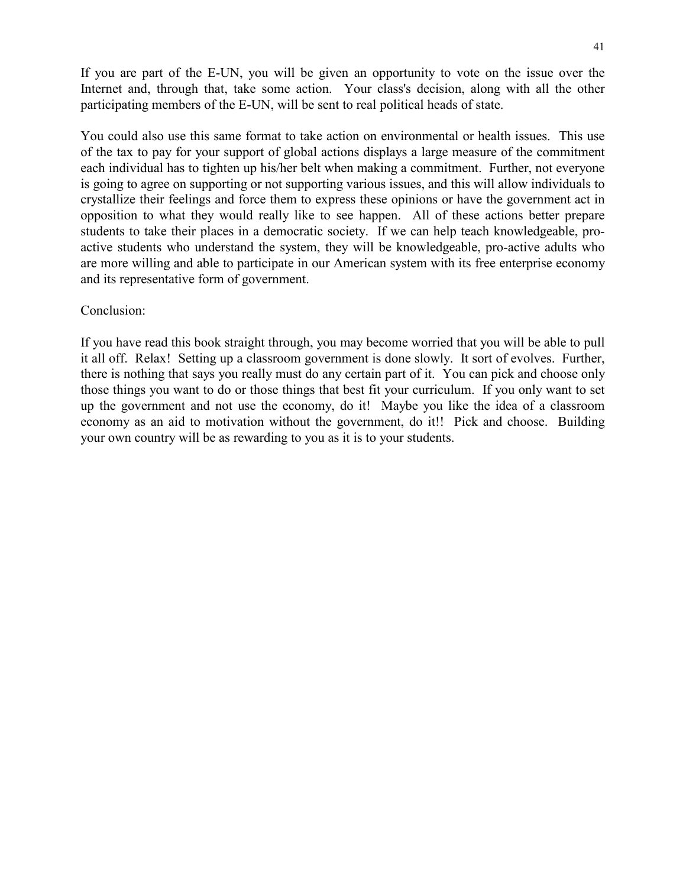If you are part of the E-UN, you will be given an opportunity to vote on the issue over the Internet and, through that, take some action. Your class's decision, along with all the other participating members of the E-UN, will be sent to real political heads of state.

You could also use this same format to take action on environmental or health issues. This use of the tax to pay for your support of global actions displays a large measure of the commitment each individual has to tighten up his/her belt when making a commitment. Further, not everyone is going to agree on supporting or not supporting various issues, and this will allow individuals to crystallize their feelings and force them to express these opinions or have the government act in opposition to what they would really like to see happen. All of these actions better prepare students to take their places in a democratic society. If we can help teach knowledgeable, pro-active students who understand the system, they will be knowledgeable, pro-active adults who are more willing and able to participate in our American system with its free enterprise economy and its representative form of government.

Conclusion:

If you have read this book straight through, you may become worried that you will be able to pull it all off. Relax! Setting up a classroom government is done slowly. It sort of evolves. Further, there is nothing that says you really must do any certain part of it. You can pick and choose only those things you want to do or those things that best fit your curriculum. If you only want to set up the government and not use the economy, do it! Maybe you like the idea of a classroom economy as an aid to motivation without the government, do it!! Pick and choose. Building your own country will be as rewarding to you as it is to your students.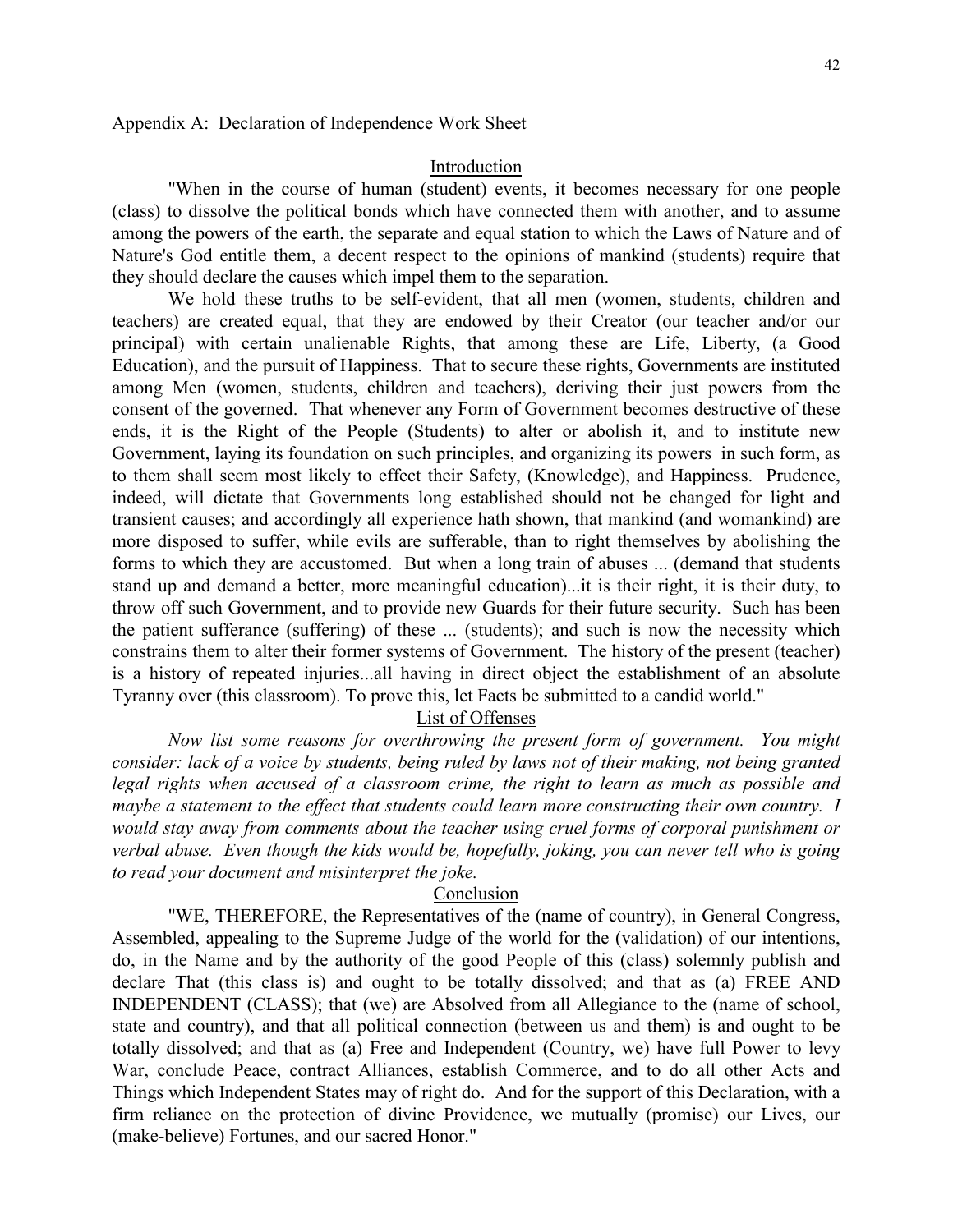Appendix A: Declaration of Independence Work Sheet

## Introduction

"When in the course of human (student) events, it becomes necessary for one people (class) to dissolve the political bonds which have connected them with another, and to assume among the powers of the earth, the separate and equal station to which the Laws of Nature and of Nature's God entitle them, a decent respect to the opinions of mankind (students) require that they should declare the causes which impel them to the separation.

We hold these truths to be self-evident, that all men (women, students, children and teachers) are created equal, that they are endowed by their Creator (our teacher and/or our principal) with certain unalienable Rights, that among these are Life, Liberty, (a Good Education), and the pursuit of Happiness. That to secure these rights, Governments are instituted among Men (women, students, children and teachers), deriving their just powers from the consent of the governed. That whenever any Form of Government becomes destructive of these ends, it is the Right of the People (Students) to alter or abolish it, and to institute new Government, laying its foundation on such principles, and organizing its powers in such form, as to them shall seem most likely to effect their Safety, (Knowledge), and Happiness. Prudence, indeed, will dictate that Governments long established should not be changed for light and transient causes; and accordingly all experience hath shown, that mankind (and womankind) are more disposed to suffer, while evils are sufferable, than to right themselves by abolishing the forms to which they are accustomed. But when a long train of abuses ... (demand that students stand up and demand a better, more meaningful education)...it is their right, it is their duty, to throw off such Government, and to provide new Guards for their future security. Such has been the patient sufferance (suffering) of these ... (students); and such is now the necessity which constrains them to alter their former systems of Government. The history of the present (teacher) is a history of repeated injuries...all having in direct object the establishment of an absolute Tyranny over (this classroom). To prove this, let Facts be submitted to a candid world."

## List of Offenses

*Now list some reasons for overthrowing the present form of government. You might consider: lack of a voice by students, being ruled by laws not of their making, not being granted legal rights when accused of a classroom crime, the right to learn as much as possible and maybe a statement to the effect that students could learn more constructing their own country. I would stay away from comments about the teacher using cruel forms of corporal punishment or verbal abuse. Even though the kids would be, hopefully, joking, you can never tell who is going to read your document and misinterpret the joke.*

## Conclusion

"WE, THEREFORE, the Representatives of the (name of country), in General Congress, Assembled, appealing to the Supreme Judge of the world for the (validation) of our intentions, do, in the Name and by the authority of the good People of this (class) solemnly publish and declare That (this class is) and ought to be totally dissolved; and that as (a) FREE AND INDEPENDENT (CLASS); that (we) are Absolved from all Allegiance to the (name of school, state and country), and that all political connection (between us and them) is and ought to be totally dissolved; and that as (a) Free and Independent (Country, we) have full Power to levy War, conclude Peace, contract Alliances, establish Commerce, and to do all other Acts and Things which Independent States may of right do. And for the support of this Declaration, with a firm reliance on the protection of divine Providence, we mutually (promise) our Lives, our (make-believe) Fortunes, and our sacred Honor."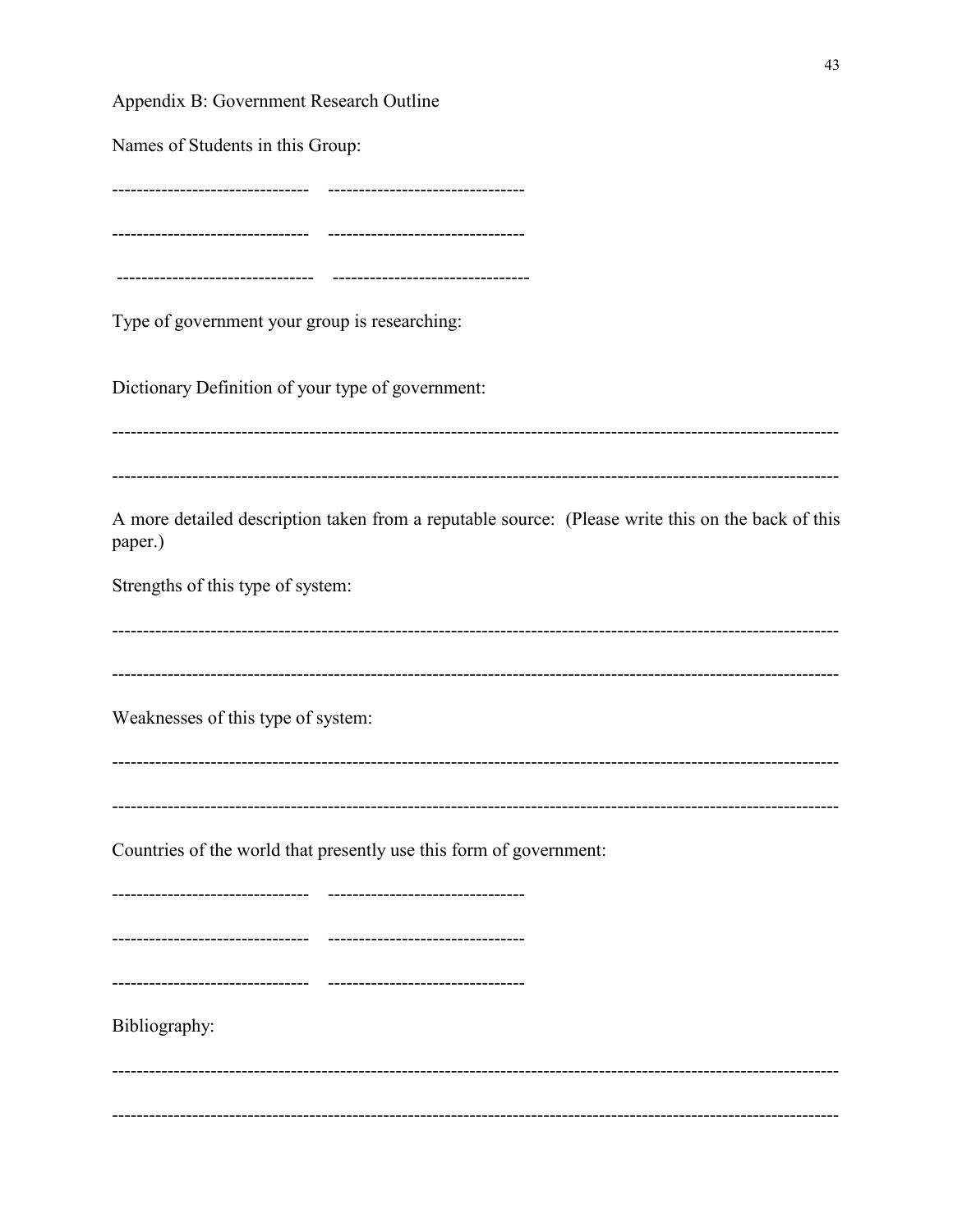Appendix B: Government Research Outline

Names of Students in this Group:

-------------------------------- --------------------------------

-------------------------------- --------------------------------

-------------------------------- --------------------------------

Type of government your group is researching:

Dictionary Definition of your type of government:

--------------------------------------------------------------------------------------------------------------------

--------------------------------------------------------------------------------------------------------------------

A more detailed description taken from a reputable source: (Please write this on the back of this paper.)

Strengths of this type of system:

--------------------------------------------------------------------------------------------------------------------

--------------------------------------------------------------------------------------------------------------------

Weaknesses of this type of system:

--------------------------------------------------------------------------------------------------------------------

--------------------------------------------------------------------------------------------------------------------

Countries of the world that presently use this form of government:

-------------------------------- --------------------------------

-------------------------------- --------------------------------

-------------------------------- --------------------------------

Bibliography:

--------------------------------------------------------------------------------------------------------------------

--------------------------------------------------------------------------------------------------------------------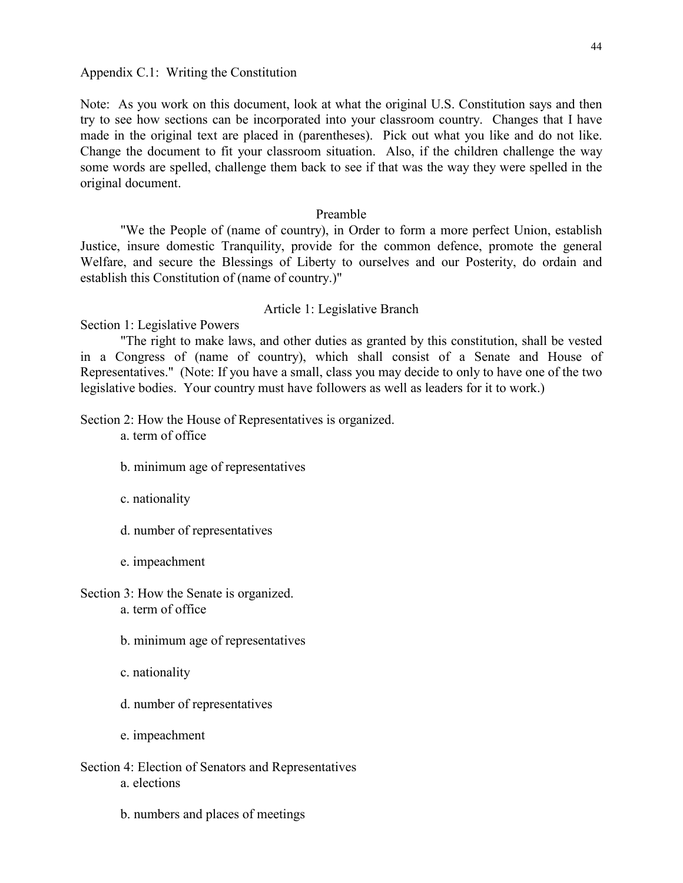Appendix C.1: Writing the Constitution

Note: As you work on this document, look at what the original U.S. Constitution says and then try to see how sections can be incorporated into your classroom country. Changes that I have made in the original text are placed in (parentheses). Pick out what you like and do not like. Change the document to fit your classroom situation. Also, if the children challenge the way some words are spelled, challenge them back to see if that was the way they were spelled in the original document.

## Preamble

"We the People of (name of country), in Order to form a more perfect Union, establish Justice, insure domestic Tranquility, provide for the common defence, promote the general Welfare, and secure the Blessings of Liberty to ourselves and our Posterity, do ordain and establish this Constitution of (name of country.)"

## Article 1: Legislative Branch

Section 1: Legislative Powers

"The right to make laws, and other duties as granted by this constitution, shall be vested in a Congress of (name of country), which shall consist of a Senate and House of Representatives." (Note: If you have a small, class you may decide to only to have one of the two legislative bodies. Your country must have followers as well as leaders for it to work.)

Section 2: How the House of Representatives is organized.

a. term of office

b. minimum age of representatives

c. nationality

d. number of representatives

e. impeachment

Section 3: How the Senate is organized.

a. term of office

b. minimum age of representatives

c. nationality

d. number of representatives

e. impeachment

Section 4: Election of Senators and Representatives

a. elections

b. numbers and places of meetings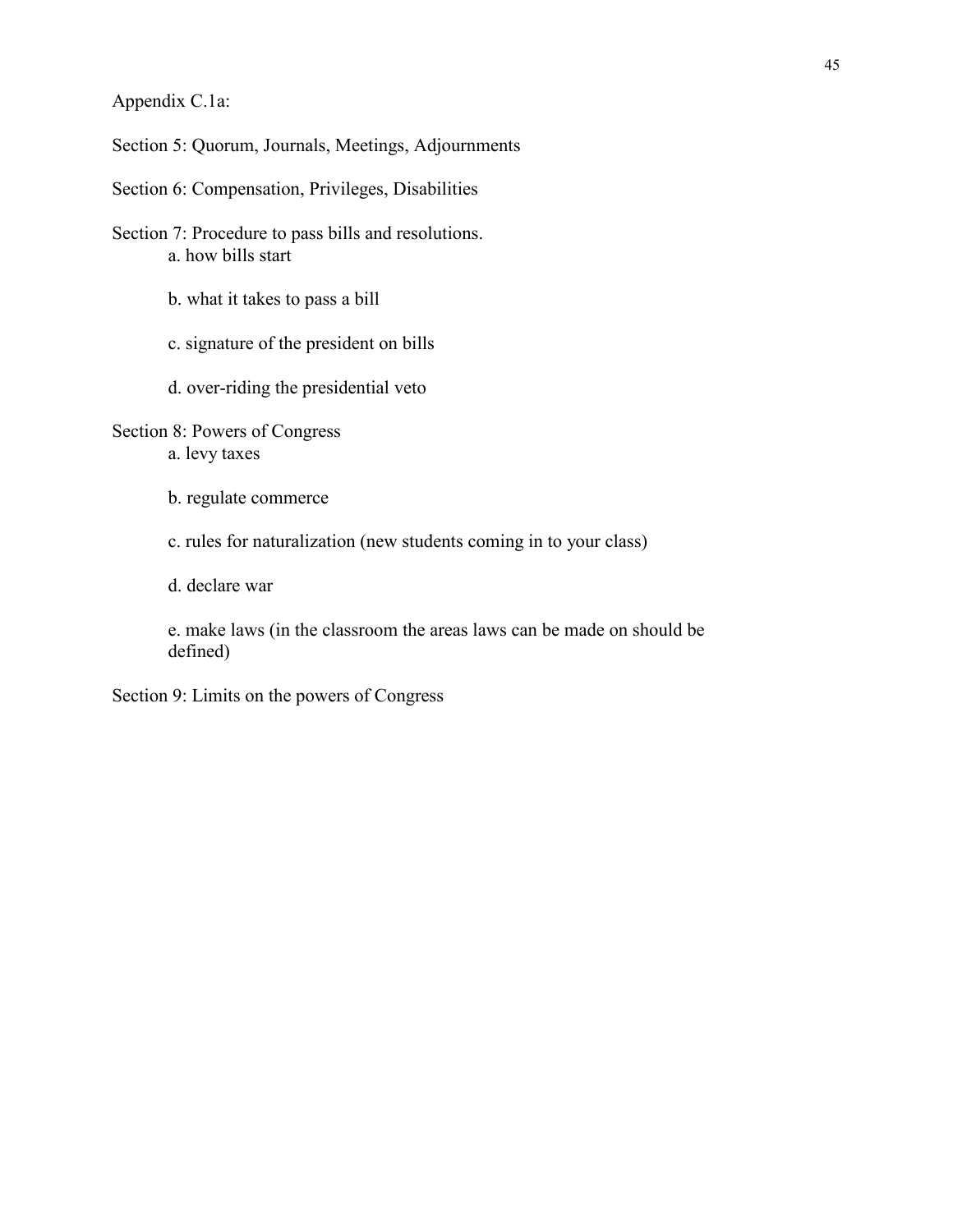Appendix C.1a:

Section 5: Quorum, Journals, Meetings, Adjournments

Section 6: Compensation, Privileges, Disabilities

Section 7: Procedure to pass bills and resolutions.

- a. how bills start
- b. what it takes to pass a bill
- c. signature of the president on bills
- d. over-riding the presidential veto

Section 8: Powers of Congress

- a. levy taxes
- b. regulate commerce
- c. rules for naturalization (new students coming in to your class)
- d. declare war
- e. make laws (in the classroom the areas laws can be made on should be defined)

Section 9: Limits on the powers of Congress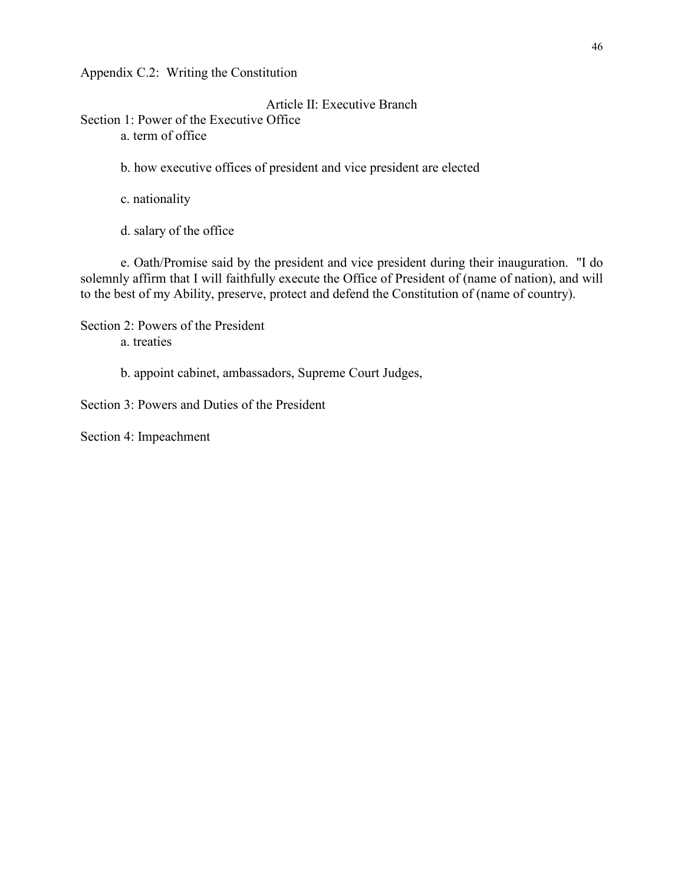Appendix C.2: Writing the Constitution

## Article II: Executive Branch

Section 1: Power of the Executive Office

a. term of office

b. how executive offices of president and vice president are elected

c. nationality

d. salary of the office

e. Oath/Promise said by the president and vice president during their inauguration. "I do solemnly affirm that I will faithfully execute the Office of President of (name of nation), and will to the best of my Ability, preserve, protect and defend the Constitution of (name of country).

Section 2: Powers of the President

a. treaties

b. appoint cabinet, ambassadors, Supreme Court Judges,

Section 3: Powers and Duties of the President

Section 4: Impeachment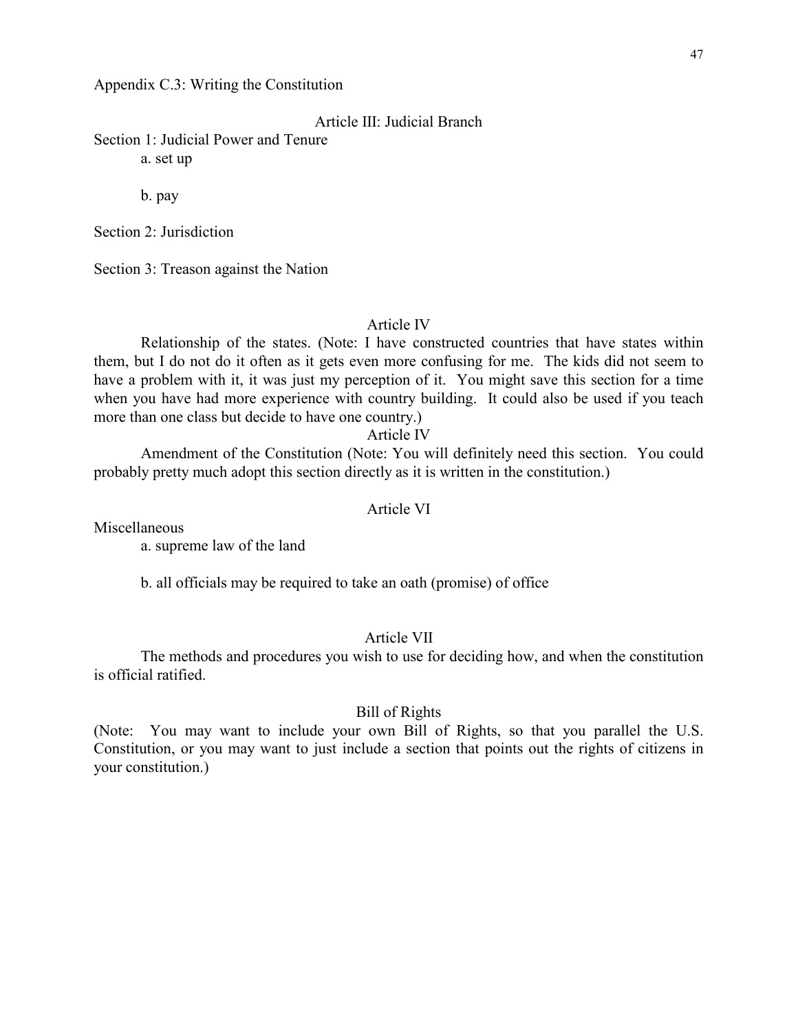Appendix C.3: Writing the Constitution

### Article III: Judicial Branch

Section 1: Judicial Power and Tenure

a. set up

b. pay

Section 2: Jurisdiction

Section 3: Treason against the Nation

### Article IV

Relationship of the states. (Note: I have constructed countries that have states within them, but I do not do it often as it gets even more confusing for me. The kids did not seem to have a problem with it, it was just my perception of it. You might save this section for a time when you have had more experience with country building. It could also be used if you teach more than one class but decide to have one country.)

### Article IV

Amendment of the Constitution (Note: You will definitely need this section. You could probably pretty much adopt this section directly as it is written in the constitution.)

### Article VI

Miscellaneous

a. supreme law of the land

b. all officials may be required to take an oath (promise) of office

### Article VII

The methods and procedures you wish to use for deciding how, and when the constitution is official ratified.

### Bill of Rights

(Note: You may want to include your own Bill of Rights, so that you parallel the U.S. Constitution, or you may want to just include a section that points out the rights of citizens in your constitution.)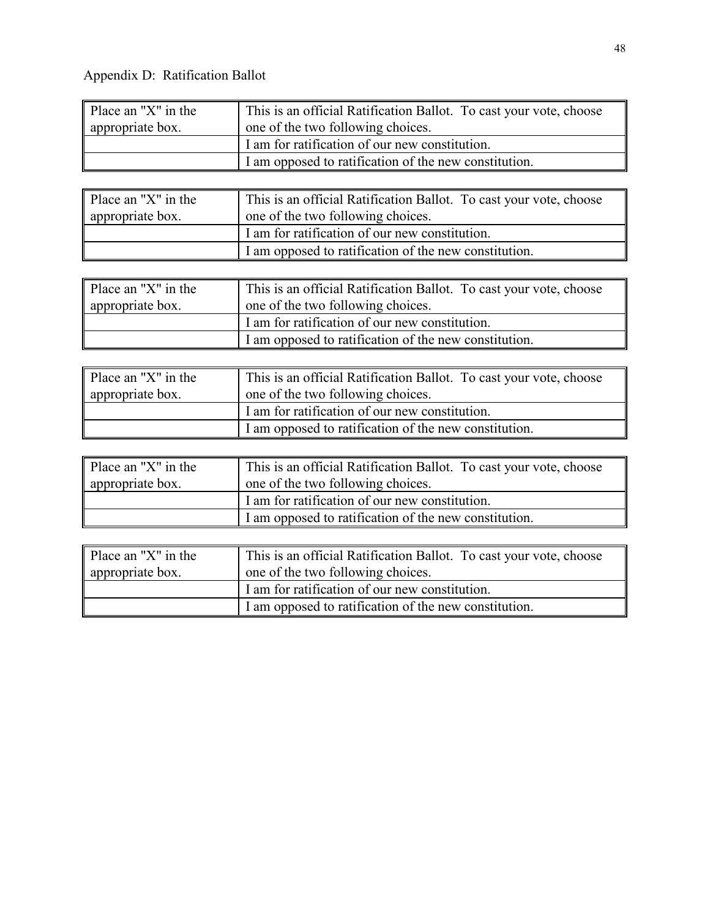Appendix D: Ratification Ballot

| Place an "X" in the appropriate box. | This is an official Ratification Ballot. To cast your vote, choose one of the two following choices. |
|---|---|
| | I am for ratification of our new constitution. |
| | I am opposed to ratification of the new constitution. |

| Place an "X" in the appropriate box. | This is an official Ratification Ballot. To cast your vote, choose one of the two following choices. |
|---|---|
| | I am for ratification of our new constitution. |
| | I am opposed to ratification of the new constitution. |

| Place an "X" in the appropriate box. | This is an official Ratification Ballot. To cast your vote, choose one of the two following choices. |
|---|---|
| | I am for ratification of our new constitution. |
| | I am opposed to ratification of the new constitution. |

| Place an "X" in the appropriate box. | This is an official Ratification Ballot. To cast your vote, choose one of the two following choices. |
|---|---|
| | I am for ratification of our new constitution. |
| | I am opposed to ratification of the new constitution. |

| Place an "X" in the appropriate box. | This is an official Ratification Ballot. To cast your vote, choose one of the two following choices. |
|---|---|
| | I am for ratification of our new constitution. |
| | I am opposed to ratification of the new constitution. |

| Place an "X" in the appropriate box. | This is an official Ratification Ballot. To cast your vote, choose one of the two following choices. |
|---|---|
| | I am for ratification of our new constitution. |
| | I am opposed to ratification of the new constitution. |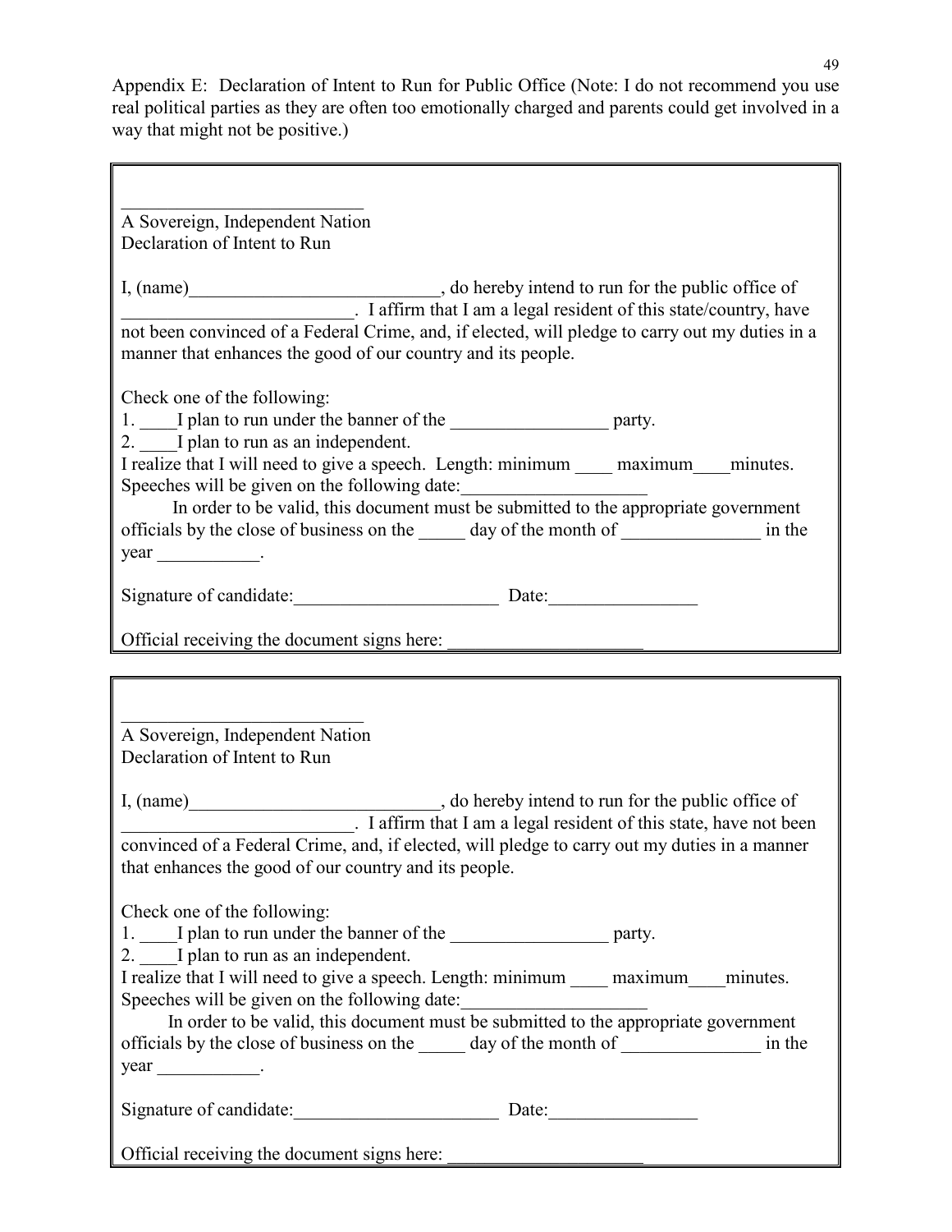Appendix E: Declaration of Intent to Run for Public Office (Note: I do not recommend you use real political parties as they are often too emotionally charged and parents could get involved in a way that might not be positive.)

---

__________________________

A Sovereign, Independent Nation
Declaration of Intent to Run

I, (name)___________________________, do hereby intend to run for the public office of _________________________. I affirm that I am a legal resident of this state/country, have not been convinced of a Federal Crime, and, if elected, will pledge to carry out my duties in a manner that enhances the good of our country and its people.

Check one of the following:

1. ____I plan to run under the banner of the _________________ party.
2. ____I plan to run as an independent.

I realize that I will need to give a speech. Length: minimum ____ maximum____minutes.
Speeches will be given on the following date:____________________

In order to be valid, this document must be submitted to the appropriate government officials by the close of business on the _____ day of the month of _______________ in the year ___________.

Signature of candidate:______________________ Date:________________

Official receiving the document signs here: ______________________

---

__________________________

A Sovereign, Independent Nation
Declaration of Intent to Run

I, (name)___________________________, do hereby intend to run for the public office of _________________________. I affirm that I am a legal resident of this state, have not been convinced of a Federal Crime, and, if elected, will pledge to carry out my duties in a manner that enhances the good of our country and its people.

Check one of the following:

1. ____I plan to run under the banner of the _________________ party.
2. ____I plan to run as an independent.

I realize that I will need to give a speech. Length: minimum ____ maximum____minutes.
Speeches will be given on the following date:____________________

In order to be valid, this document must be submitted to the appropriate government officials by the close of business on the _____ day of the month of _______________ in the year ___________.

Signature of candidate:______________________ Date:________________

Official receiving the document signs here: ______________________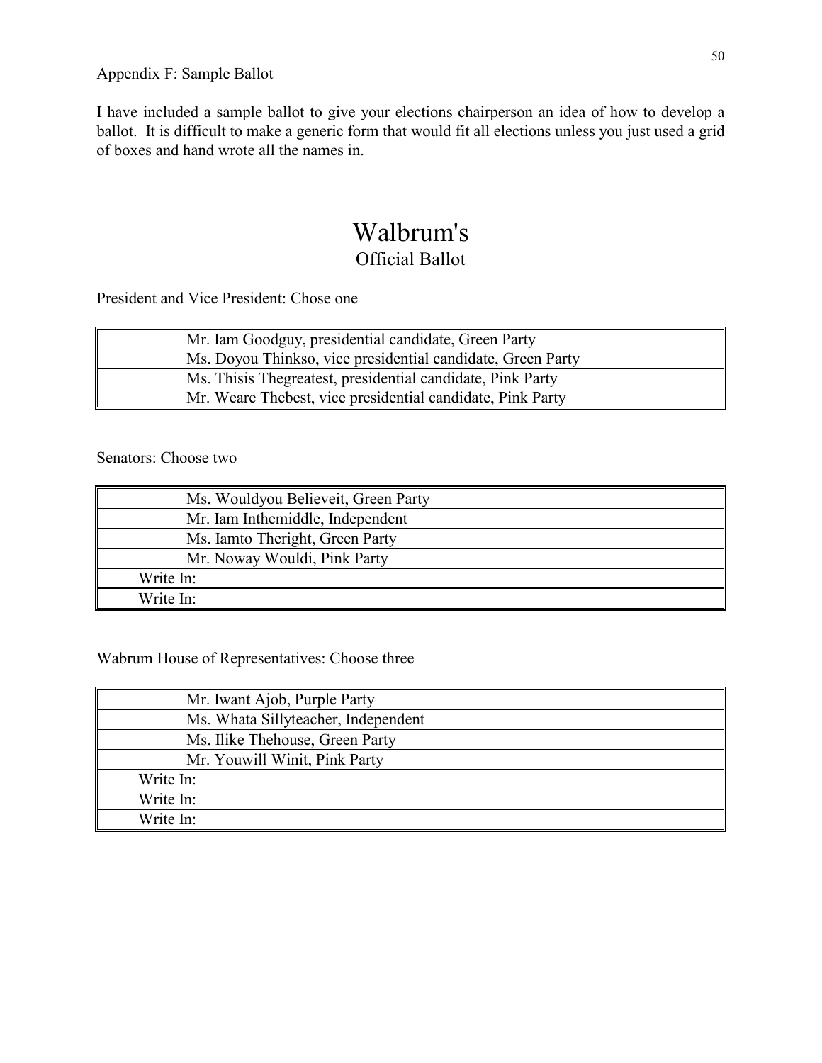Appendix F: Sample Ballot

I have included a sample ballot to give your elections chairperson an idea of how to develop a ballot. It is difficult to make a generic form that would fit all elections unless you just used a grid of boxes and hand wrote all the names in.

# Walbrum's

## Official Ballot

President and Vice President: Chose one

| | |
|---|---|
| | Mr. Iam Goodguy, presidential candidate, Green Party<br>Ms. Doyou Thinkso, vice presidential candidate, Green Party |
| | Ms. Thisis Thegreatest, presidential candidate, Pink Party<br>Mr. Weare Thebest, vice presidential candidate, Pink Party |

Senators: Choose two

| | |
|---|---|
| | Ms. Wouldyou Believeit, Green Party |
| | Mr. Iam Inthemiddle, Independent |
| | Ms. Iamto Theright, Green Party |
| | Mr. Noway Wouldi, Pink Party |
| | Write In: |
| | Write In: |

Wabrum House of Representatives: Choose three

| | |
|---|---|
| | Mr. Iwant Ajob, Purple Party |
| | Ms. Whata Sillyteacher, Independent |
| | Ms. Ilike Thehouse, Green Party |
| | Mr. Youwill Winit, Pink Party |
| | Write In: |
| | Write In: |
| | Write In: |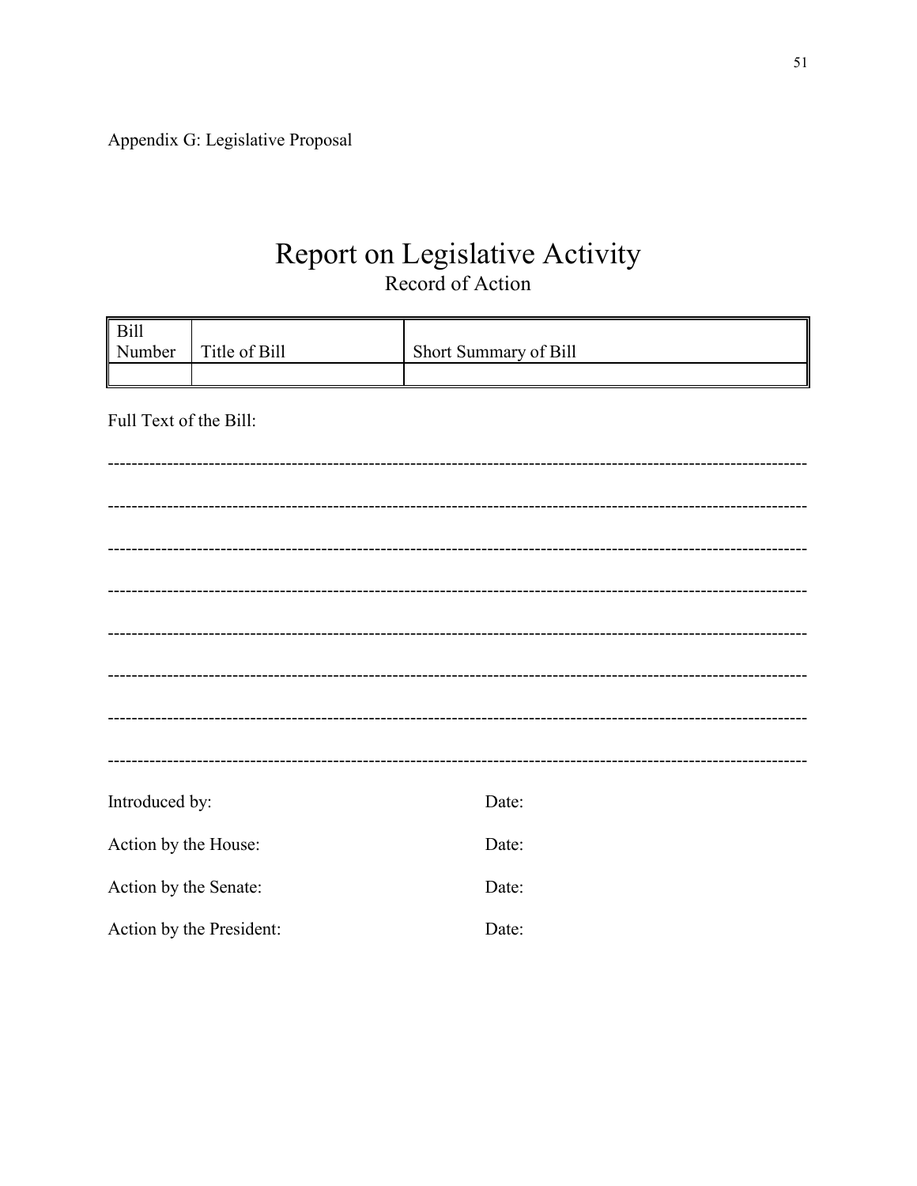Appendix G: Legislative Proposal

# Report on Legislative Activity

## Record of Action

| Bill Number | Title of Bill | Short Summary of Bill |
|---|---|---|
| | | |

Full Text of the Bill:

-------------------------------------------------------------------------------------------------------------------

-------------------------------------------------------------------------------------------------------------------

-------------------------------------------------------------------------------------------------------------------

-------------------------------------------------------------------------------------------------------------------

-------------------------------------------------------------------------------------------------------------------

-------------------------------------------------------------------------------------------------------------------

-------------------------------------------------------------------------------------------------------------------

-------------------------------------------------------------------------------------------------------------------

Introduced by: Date:

Action by the House: Date:

Action by the Senate: Date:

Action by the President: Date: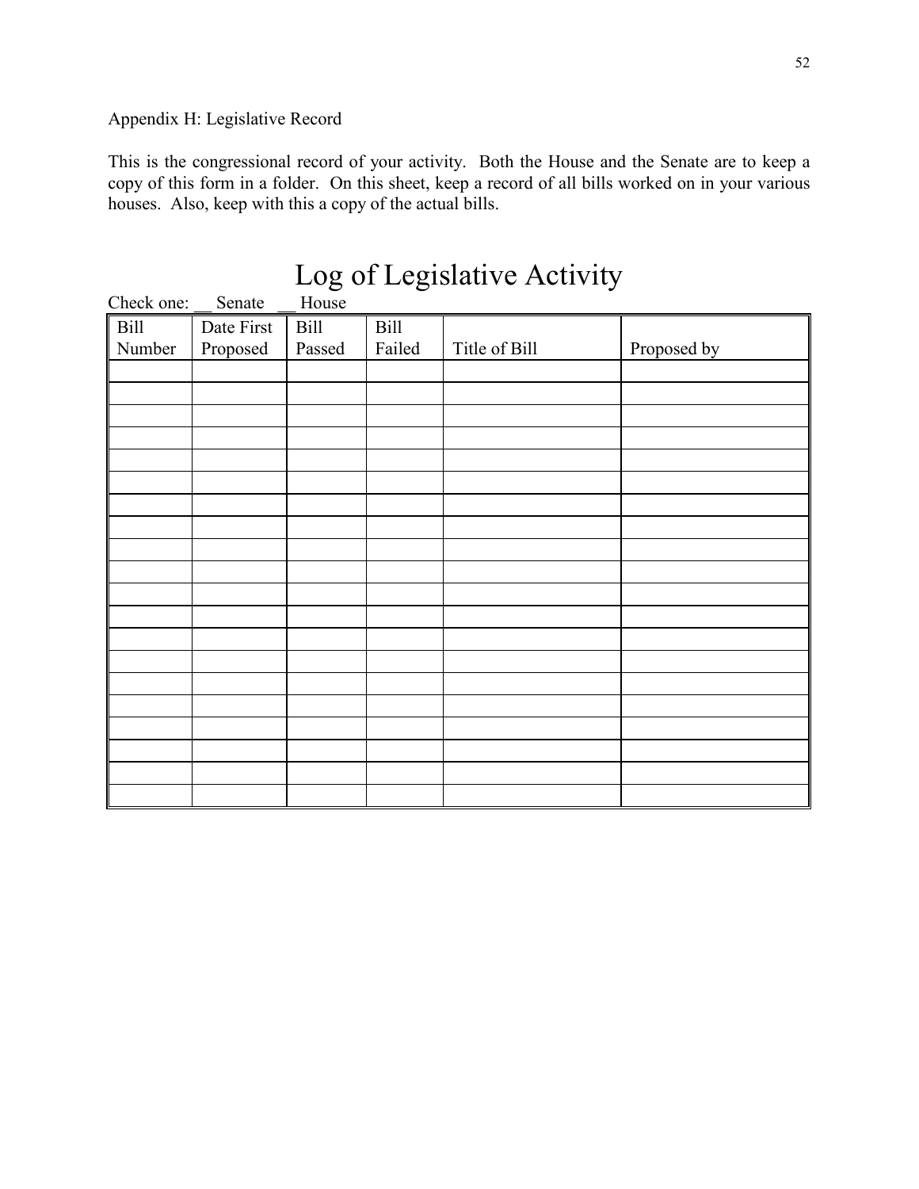Appendix H: Legislative Record

This is the congressional record of your activity. Both the House and the Senate are to keep a copy of this form in a folder. On this sheet, keep a record of all bills worked on in your various houses. Also, keep with this a copy of the actual bills.

# Log of Legislative Activity

Check one: __ Senate __ House

| Bill Number | Date First Proposed | Bill Passed | Bill Failed | Title of Bill | Proposed by |
|---|---|---|---|---|---|
| | | | | | |
| | | | | | |
| | | | | | |
| | | | | | |
| | | | | | |
| | | | | | |
| | | | | | |
| | | | | | |
| | | | | | |
| | | | | | |
| | | | | | |
| | | | | | |
| | | | | | |
| | | | | | |
| | | | | | |
| | | | | | |
| | | | | | |
| | | | | | |
| | | | | | |
| | | | | | |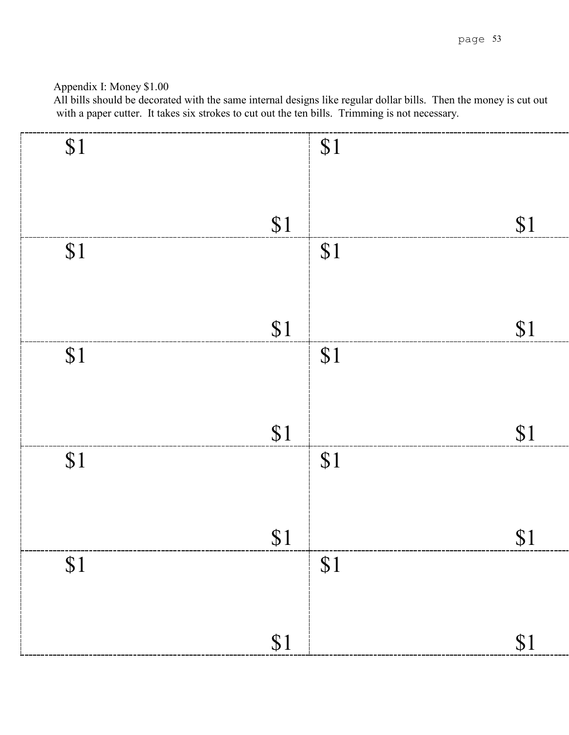Appendix I: Money $1.00

All bills should be decorated with the same internal designs like regular dollar bills. Then the money is cut out with a paper cutter. It takes six strokes to cut out the ten bills. Trimming is not necessary.

| | |
|---|---|
| $1<br><br><br>$1 | $1<br><br><br>$1 |
| $1<br><br><br>$1 | $1<br><br><br>$1 |
| $1<br><br><br>$1 | $1<br><br><br>$1 |
| $1<br><br><br>$1 | $1<br><br><br>$1 |
| $1<br><br><br>$1 | $1<br><br><br>$1 |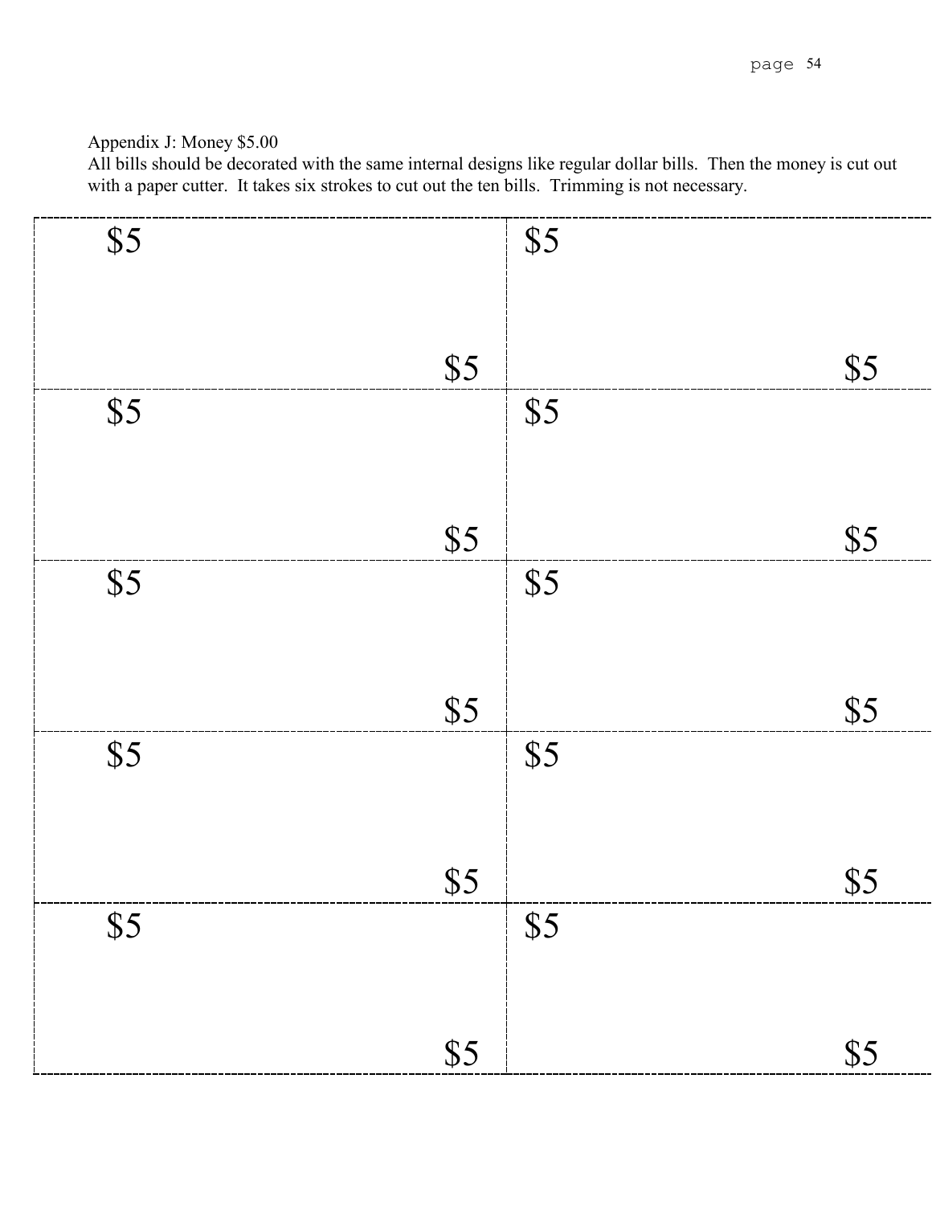Appendix J: Money $5.00

All bills should be decorated with the same internal designs like regular dollar bills. Then the money is cut out with a paper cutter. It takes six strokes to cut out the ten bills. Trimming is not necessary.

| | |
|---|---|
| $5 $5 | $5 $5 |
| $5 $5 | $5 $5 |
| $5 $5 | $5 $5 |
| $5 $5 | $5 $5 |
| $5 $5 | $5 $5 |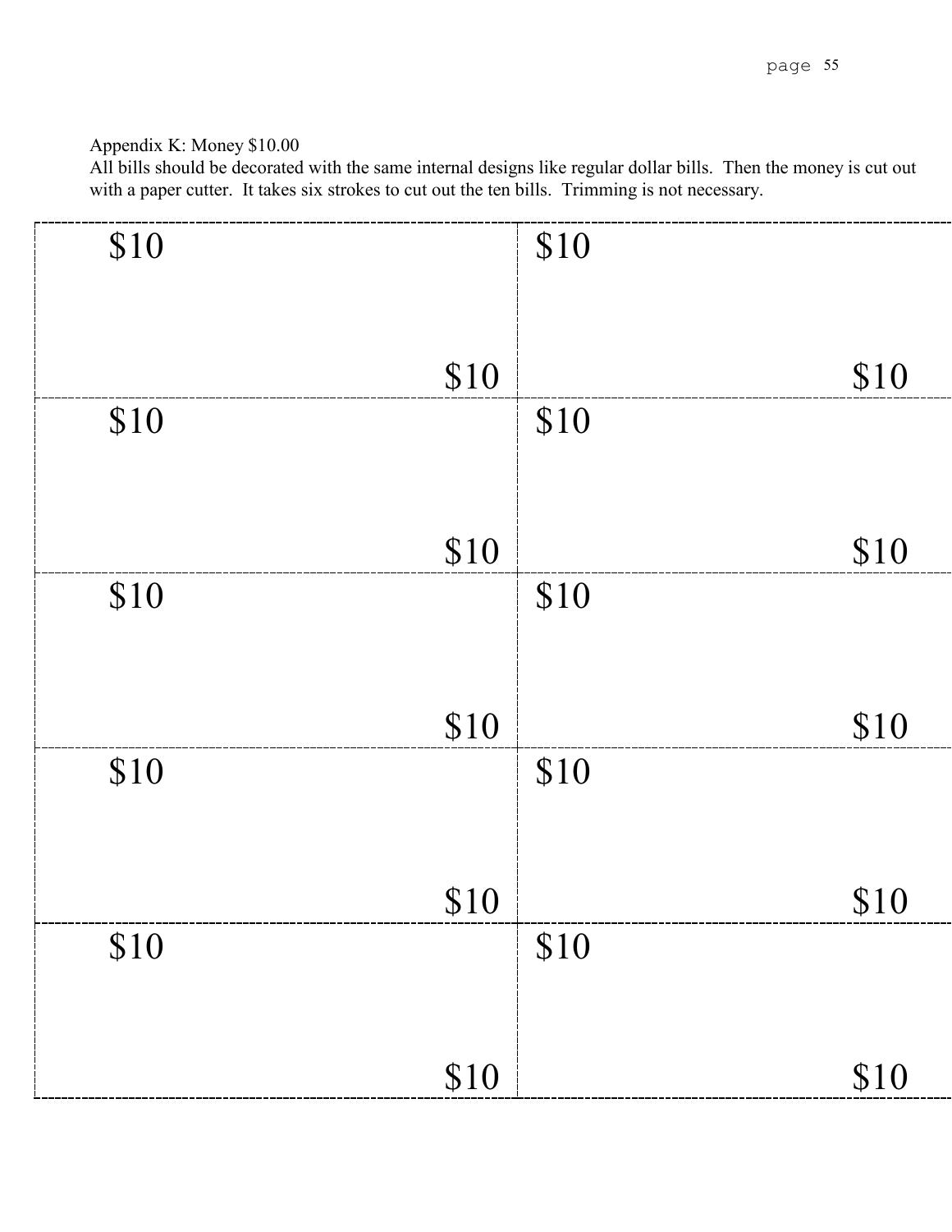Appendix K: Money $10.00

All bills should be decorated with the same internal designs like regular dollar bills. Then the money is cut out with a paper cutter. It takes six strokes to cut out the ten bills. Trimming is not necessary.

| | |
|---|---|
| $10<br><br><br>$10 | $10<br><br><br>$10 |
| $10<br><br><br>$10 | $10<br><br><br>$10 |
| $10<br><br><br>$10 | $10<br><br><br>$10 |
| $10<br><br><br>$10 | $10<br><br><br>$10 |
| $10<br><br><br>$10 | $10<br><br><br>$10 |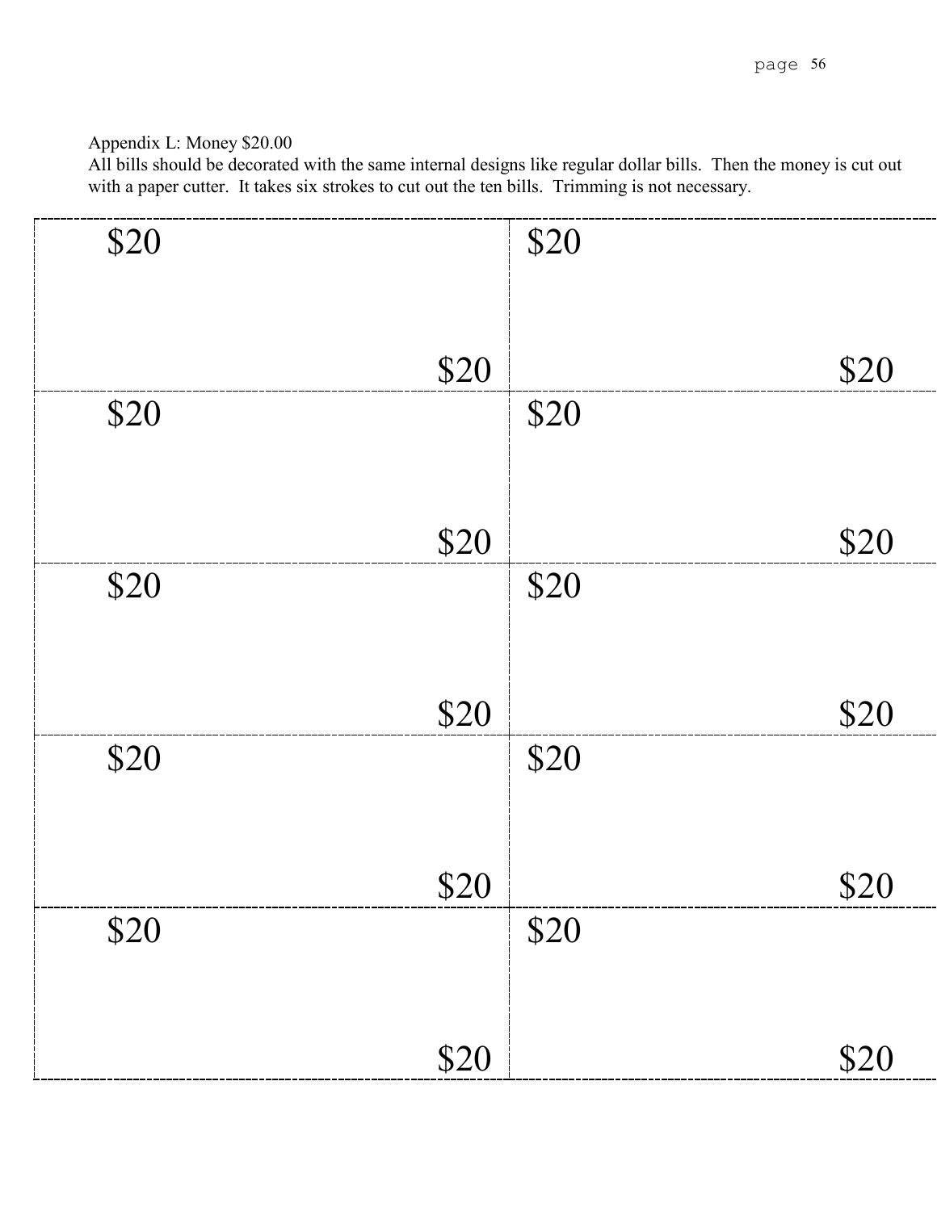Appendix L: Money $20.00

All bills should be decorated with the same internal designs like regular dollar bills. Then the money is cut out with a paper cutter. It takes six strokes to cut out the ten bills. Trimming is not necessary.

| | |
|---|---|
| $20<br><br>$20 | $20<br><br>$20 |
| $20<br><br>$20 | $20<br><br>$20 |
| $20<br><br>$20 | $20<br><br>$20 |
| $20<br><br>$20 | $20<br><br>$20 |
| $20<br><br>$20 | $20<br><br>$20 |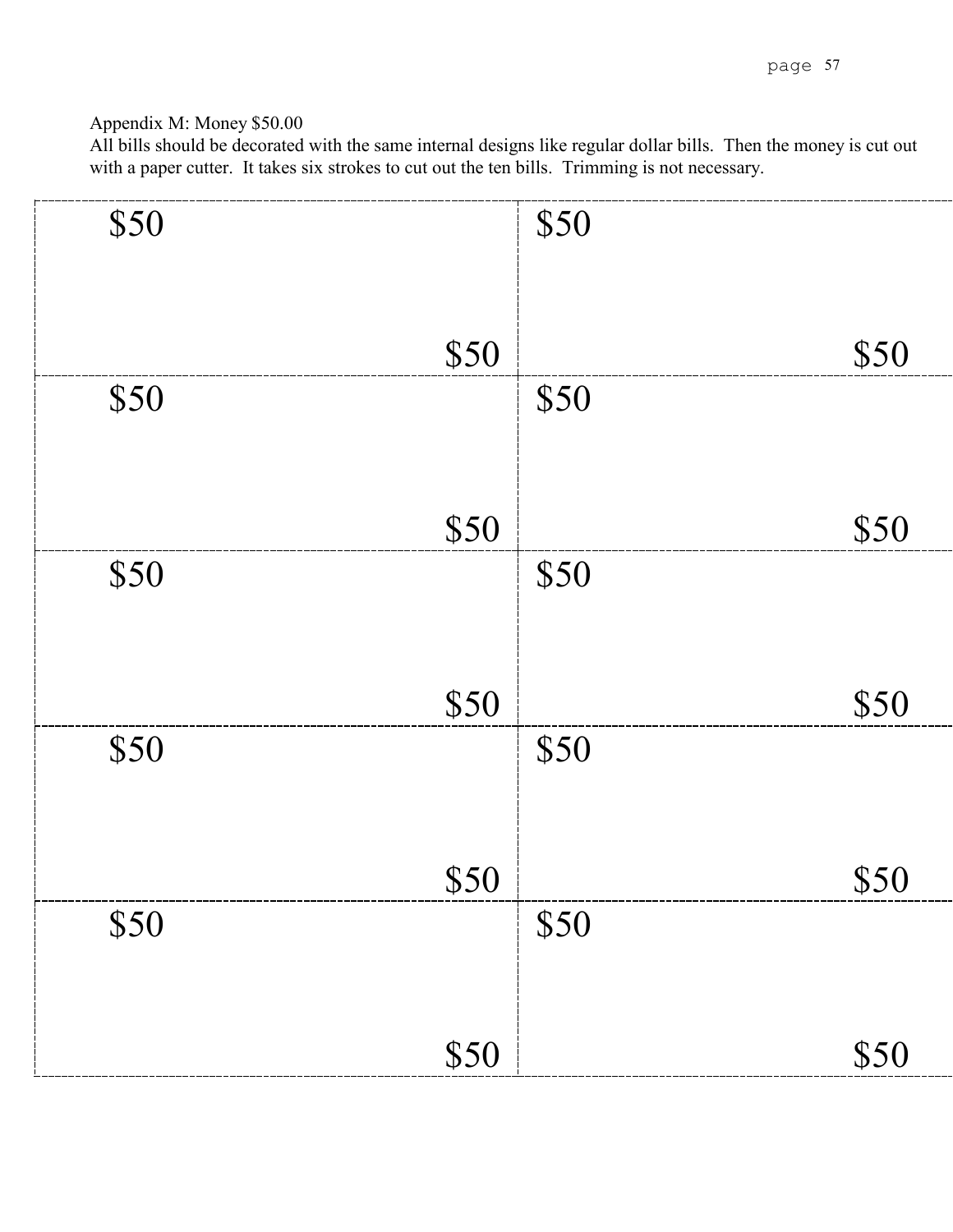Appendix M: Money $50.00

All bills should be decorated with the same internal designs like regular dollar bills. Then the money is cut out with a paper cutter. It takes six strokes to cut out the ten bills. Trimming is not necessary.

| | |
|---|---|
| $50<br><br>$50 | $50<br><br>$50 |
| $50<br><br>$50 | $50<br><br>$50 |
| $50<br><br>$50 | $50<br><br>$50 |
| $50<br><br>$50 | $50<br><br>$50 |
| $50<br><br>$50 | $50<br><br>$50 |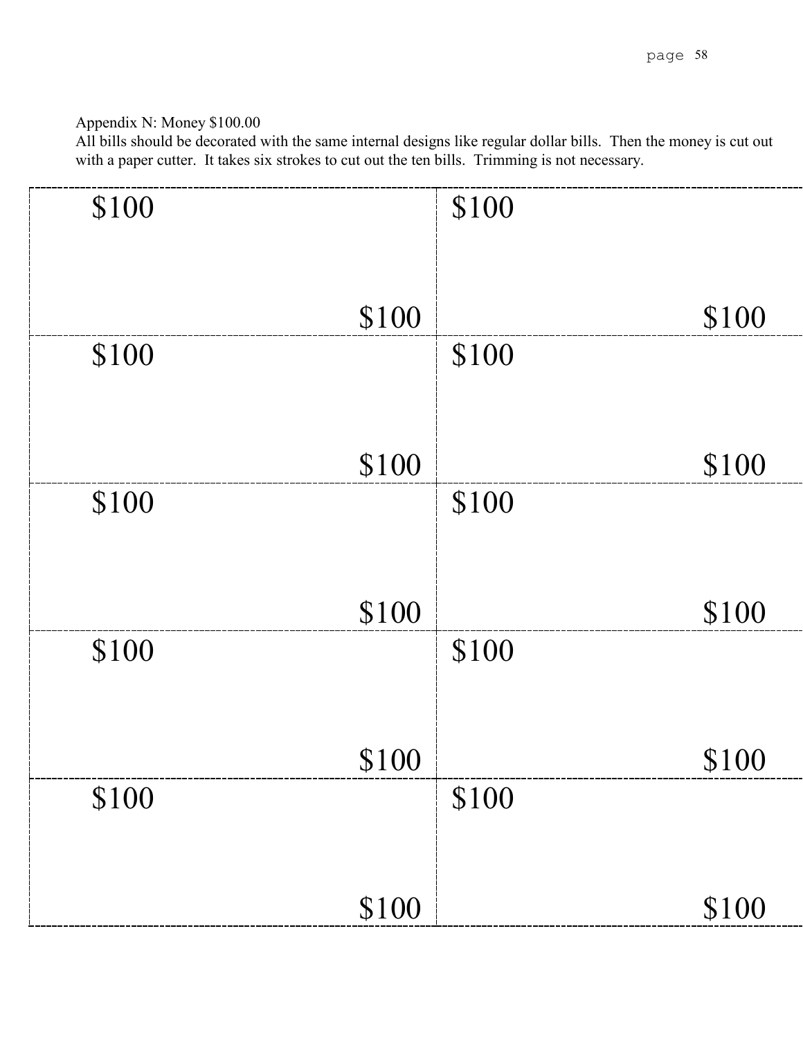Appendix N: Money $100.00

All bills should be decorated with the same internal designs like regular dollar bills. Then the money is cut out with a paper cutter. It takes six strokes to cut out the ten bills. Trimming is not necessary.

| | |
|---|---|
| $100<br><br>$100 | $100<br><br>$100 |
| $100<br><br>$100 | $100<br><br>$100 |
| $100<br><br>$100 | $100<br><br>$100 |
| $100<br><br>$100 | $100<br><br>$100 |
| $100<br><br>$100 | $100<br><br>$100 |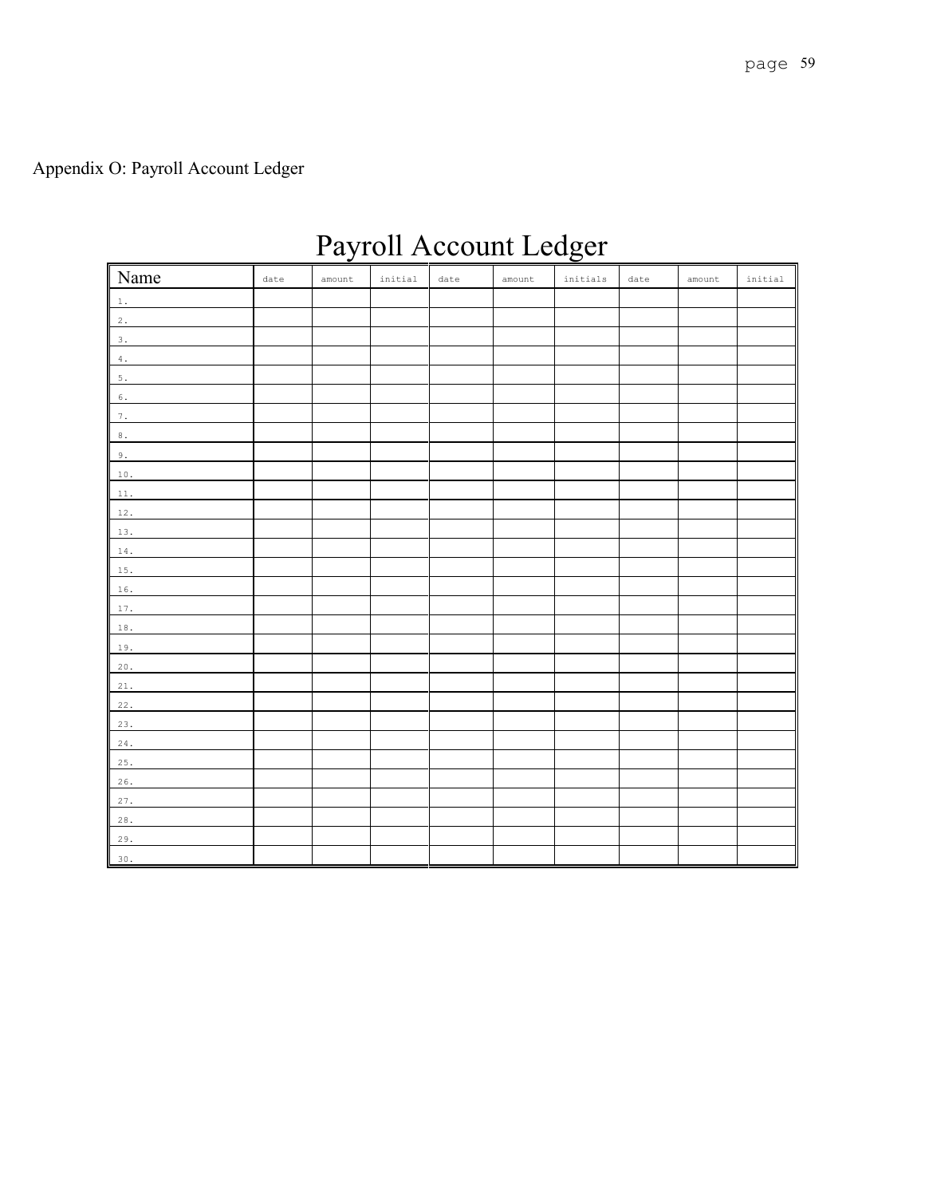Appendix O: Payroll Account Ledger

# Payroll Account Ledger

| Name | date | amount | initial | date | amount | initials | date | amount | initial |
|---|---|---|---|---|---|---|---|---|---|
| 1. | | | | | | | | | |
| 2. | | | | | | | | | |
| 3. | | | | | | | | | |
| 4. | | | | | | | | | |
| 5. | | | | | | | | | |
| 6. | | | | | | | | | |
| 7. | | | | | | | | | |
| 8. | | | | | | | | | |
| 9. | | | | | | | | | |
| 10. | | | | | | | | | |
| 11. | | | | | | | | | |
| 12. | | | | | | | | | |
| 13. | | | | | | | | | |
| 14. | | | | | | | | | |
| 15. | | | | | | | | | |
| 16. | | | | | | | | | |
| 17. | | | | | | | | | |
| 18. | | | | | | | | | |
| 19. | | | | | | | | | |
| 20. | | | | | | | | | |
| 21. | | | | | | | | | |
| 22. | | | | | | | | | |
| 23. | | | | | | | | | |
| 24. | | | | | | | | | |
| 25. | | | | | | | | | |
| 26. | | | | | | | | | |
| 27. | | | | | | | | | |
| 28. | | | | | | | | | |
| 29. | | | | | | | | | |
| 30. | | | | | | | | | |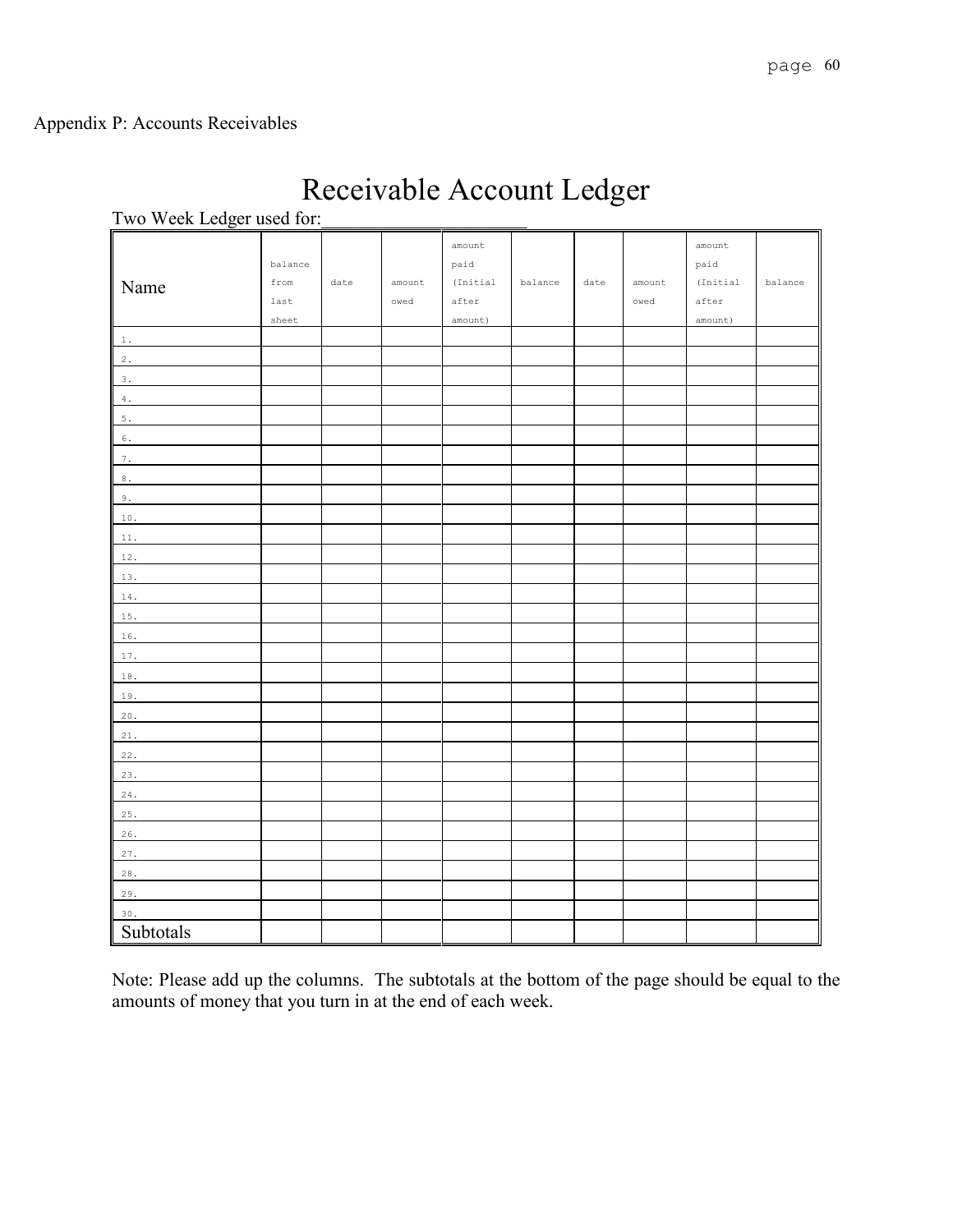Appendix P: Accounts Receivables

# Receivable Account Ledger

Two Week Ledger used for:______________________

| Name | balance from last sheet | date | amount owed | amount paid (Initial after amount) | balance | date | amount owed | amount paid (Initial after amount) | balance |
|---|---|---|---|---|---|---|---|---|---|
| 1. | | | | | | | | | |
| 2. | | | | | | | | | |
| 3. | | | | | | | | | |
| 4. | | | | | | | | | |
| 5. | | | | | | | | | |
| 6. | | | | | | | | | |
| 7. | | | | | | | | | |
| 8. | | | | | | | | | |
| 9. | | | | | | | | | |
| 10. | | | | | | | | | |
| 11. | | | | | | | | | |
| 12. | | | | | | | | | |
| 13. | | | | | | | | | |
| 14. | | | | | | | | | |
| 15. | | | | | | | | | |
| 16. | | | | | | | | | |
| 17. | | | | | | | | | |
| 18. | | | | | | | | | |
| 19. | | | | | | | | | |
| 20. | | | | | | | | | |
| 21. | | | | | | | | | |
| 22. | | | | | | | | | |
| 23. | | | | | | | | | |
| 24. | | | | | | | | | |
| 25. | | | | | | | | | |
| 26. | | | | | | | | | |
| 27. | | | | | | | | | |
| 28. | | | | | | | | | |
| 29. | | | | | | | | | |
| 30. | | | | | | | | | |
| Subtotals | | | | | | | | | |

Note: Please add up the columns. The subtotals at the bottom of the page should be equal to the amounts of money that you turn in at the end of each week.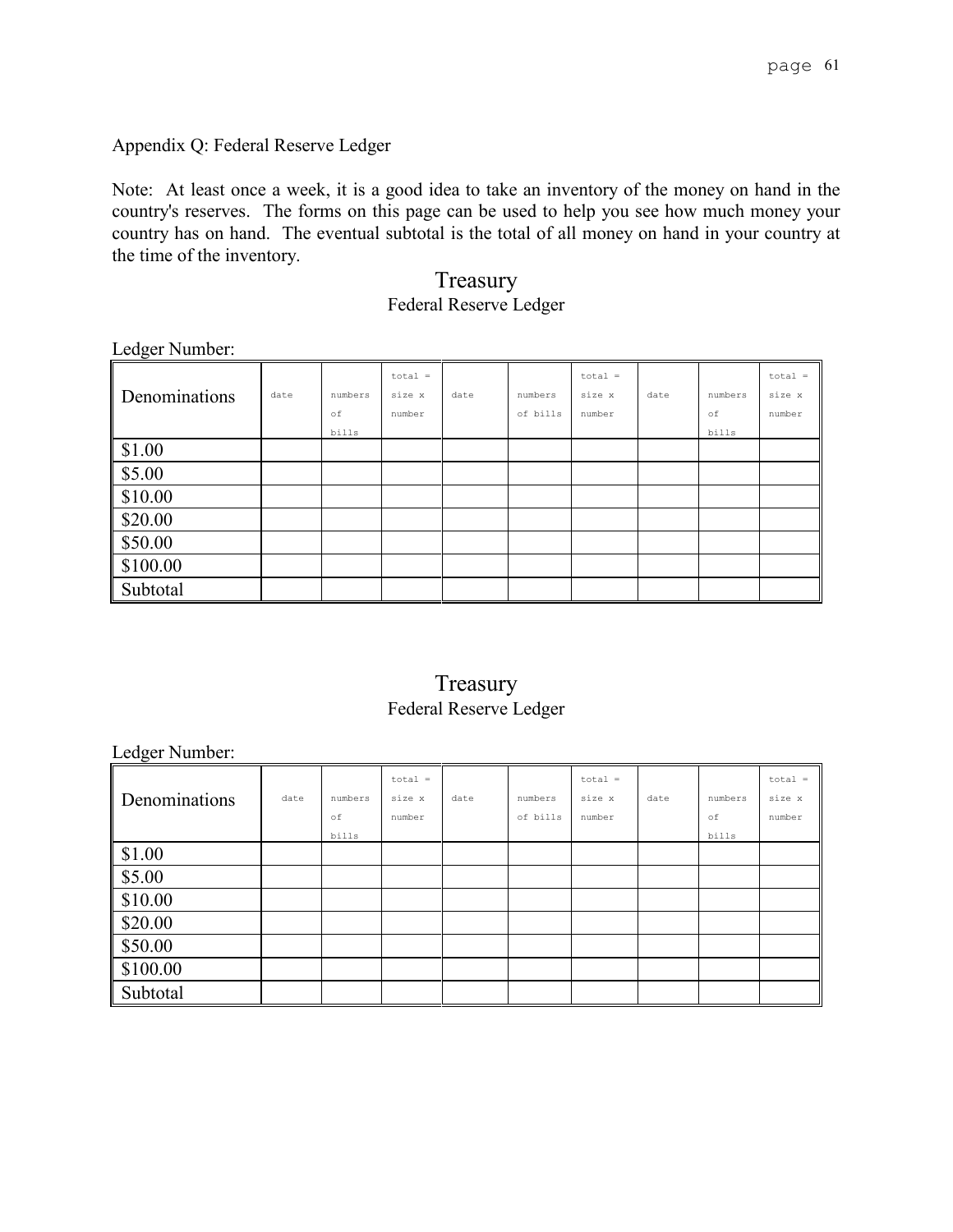Appendix Q: Federal Reserve Ledger

Note: At least once a week, it is a good idea to take an inventory of the money on hand in the country's reserves. The forms on this page can be used to help you see how much money your country has on hand. The eventual subtotal is the total of all money on hand in your country at the time of the inventory.

## Treasury

### Federal Reserve Ledger

Ledger Number:

| Denominations | date | numbers of bills | total = size x number | date | numbers of bills | total = size x number | date | numbers of bills | total = size x number |
|---|---|---|---|---|---|---|---|---|---|
| $1.00 | | | | | | | | | |
| $5.00 | | | | | | | | | |
| $10.00 | | | | | | | | | |
| $20.00 | | | | | | | | | |
| $50.00 | | | | | | | | | |
| $100.00 | | | | | | | | | |
| Subtotal | | | | | | | | | |

## Treasury

### Federal Reserve Ledger

Ledger Number:

| Denominations | date | numbers of bills | total = size x number | date | numbers of bills | total = size x number | date | numbers of bills | total = size x number |
|---|---|---|---|---|---|---|---|---|---|
| $1.00 | | | | | | | | | |
| $5.00 | | | | | | | | | |
| $10.00 | | | | | | | | | |
| $20.00 | | | | | | | | | |
| $50.00 | | | | | | | | | |
| $100.00 | | | | | | | | | |
| Subtotal | | | | | | | | | |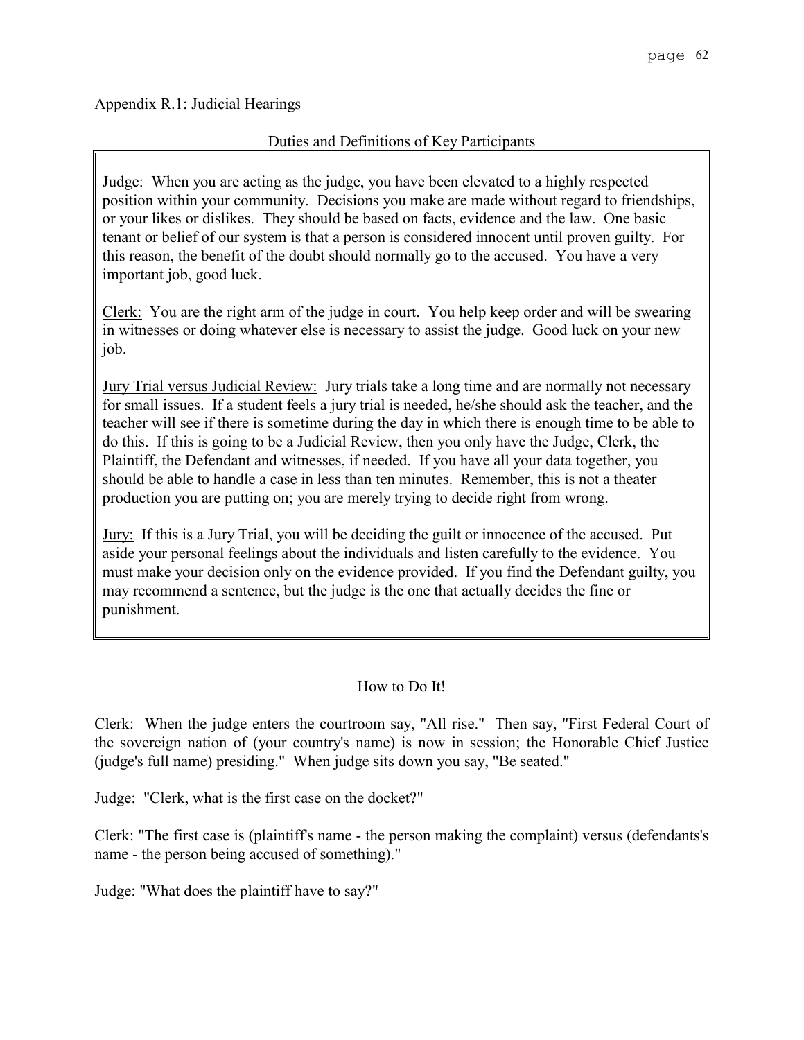Appendix R.1: Judicial Hearings

## Duties and Definitions of Key Participants

Judge: When you are acting as the judge, you have been elevated to a highly respected position within your community. Decisions you make are made without regard to friendships, or your likes or dislikes. They should be based on facts, evidence and the law. One basic tenant or belief of our system is that a person is considered innocent until proven guilty. For this reason, the benefit of the doubt should normally go to the accused. You have a very important job, good luck.

Clerk: You are the right arm of the judge in court. You help keep order and will be swearing in witnesses or doing whatever else is necessary to assist the judge. Good luck on your new job.

Jury Trial versus Judicial Review: Jury trials take a long time and are normally not necessary for small issues. If a student feels a jury trial is needed, he/she should ask the teacher, and the teacher will see if there is sometime during the day in which there is enough time to be able to do this. If this is going to be a Judicial Review, then you only have the Judge, Clerk, the Plaintiff, the Defendant and witnesses, if needed. If you have all your data together, you should be able to handle a case in less than ten minutes. Remember, this is not a theater production you are putting on; you are merely trying to decide right from wrong.

Jury: If this is a Jury Trial, you will be deciding the guilt or innocence of the accused. Put aside your personal feelings about the individuals and listen carefully to the evidence. You must make your decision only on the evidence provided. If you find the Defendant guilty, you may recommend a sentence, but the judge is the one that actually decides the fine or punishment.

## How to Do It!

Clerk: When the judge enters the courtroom say, "All rise." Then say, "First Federal Court of the sovereign nation of (your country's name) is now in session; the Honorable Chief Justice (judge's full name) presiding." When judge sits down you say, "Be seated."

Judge: "Clerk, what is the first case on the docket?"

Clerk: "The first case is (plaintiff's name - the person making the complaint) versus (defendants's name - the person being accused of something)."

Judge: "What does the plaintiff have to say?"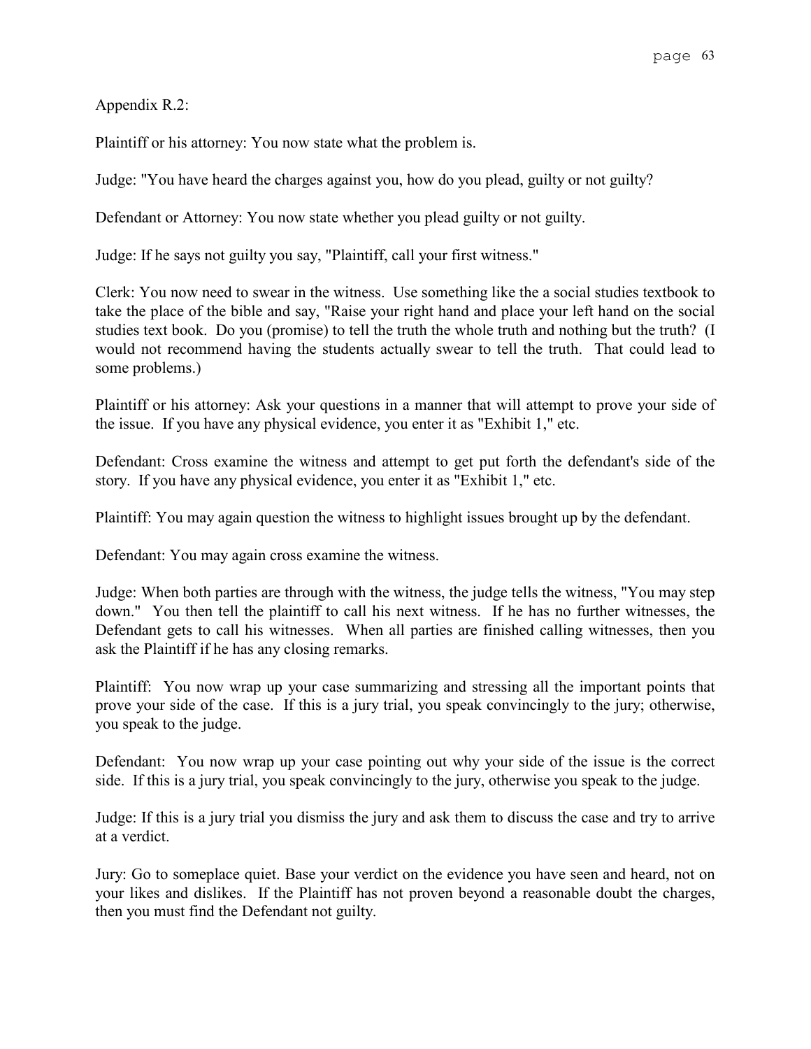Appendix R.2:

Plaintiff or his attorney: You now state what the problem is.

Judge: "You have heard the charges against you, how do you plead, guilty or not guilty?

Defendant or Attorney: You now state whether you plead guilty or not guilty.

Judge: If he says not guilty you say, "Plaintiff, call your first witness."

Clerk: You now need to swear in the witness. Use something like the a social studies textbook to take the place of the bible and say, "Raise your right hand and place your left hand on the social studies text book. Do you (promise) to tell the truth the whole truth and nothing but the truth? (I would not recommend having the students actually swear to tell the truth. That could lead to some problems.)

Plaintiff or his attorney: Ask your questions in a manner that will attempt to prove your side of the issue. If you have any physical evidence, you enter it as "Exhibit 1," etc.

Defendant: Cross examine the witness and attempt to get put forth the defendant's side of the story. If you have any physical evidence, you enter it as "Exhibit 1," etc.

Plaintiff: You may again question the witness to highlight issues brought up by the defendant.

Defendant: You may again cross examine the witness.

Judge: When both parties are through with the witness, the judge tells the witness, "You may step down." You then tell the plaintiff to call his next witness. If he has no further witnesses, the Defendant gets to call his witnesses. When all parties are finished calling witnesses, then you ask the Plaintiff if he has any closing remarks.

Plaintiff: You now wrap up your case summarizing and stressing all the important points that prove your side of the case. If this is a jury trial, you speak convincingly to the jury; otherwise, you speak to the judge.

Defendant: You now wrap up your case pointing out why your side of the issue is the correct side. If this is a jury trial, you speak convincingly to the jury, otherwise you speak to the judge.

Judge: If this is a jury trial you dismiss the jury and ask them to discuss the case and try to arrive at a verdict.

Jury: Go to someplace quiet. Base your verdict on the evidence you have seen and heard, not on your likes and dislikes. If the Plaintiff has not proven beyond a reasonable doubt the charges, then you must find the Defendant not guilty.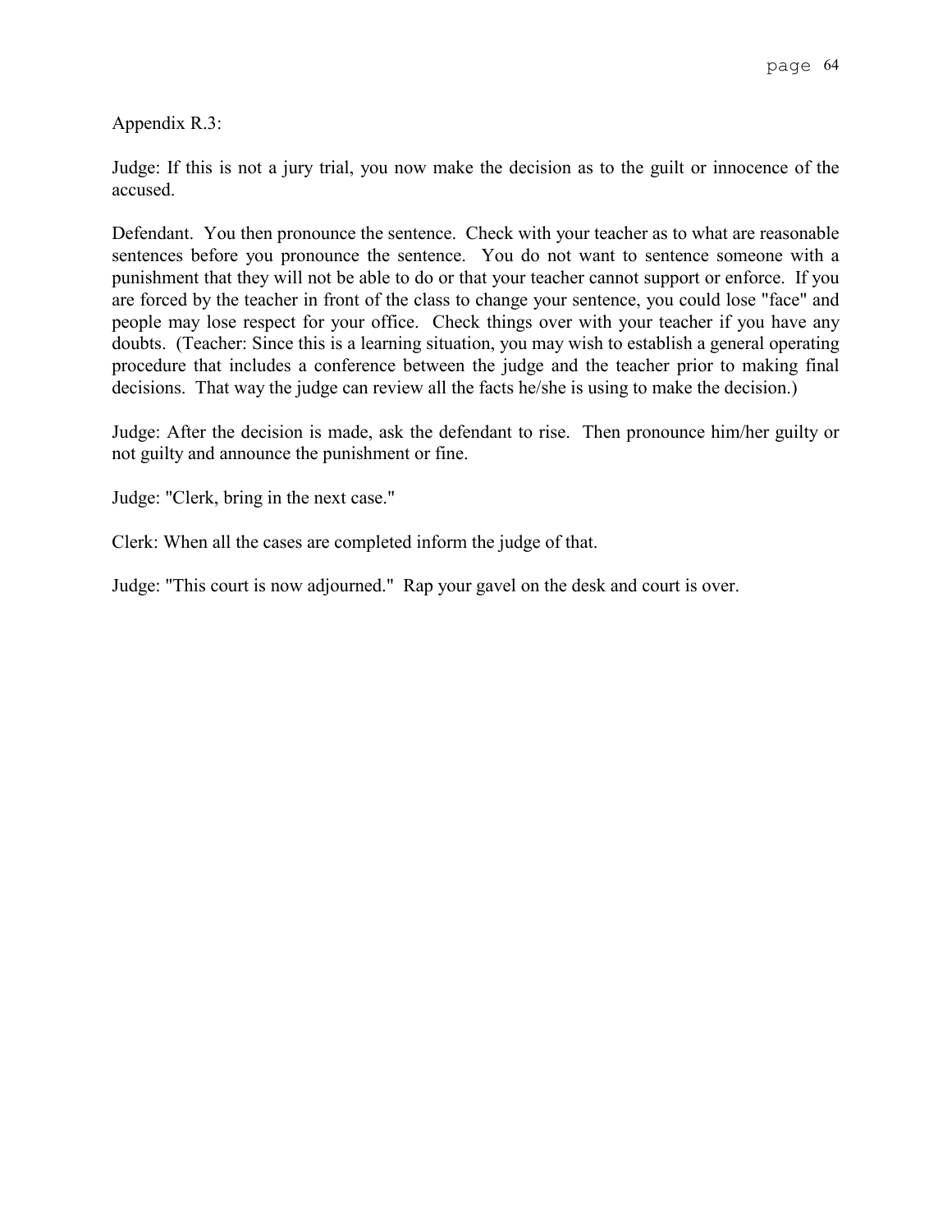Appendix R.3:

Judge: If this is not a jury trial, you now make the decision as to the guilt or innocence of the accused.

Defendant. You then pronounce the sentence. Check with your teacher as to what are reasonable sentences before you pronounce the sentence. You do not want to sentence someone with a punishment that they will not be able to do or that your teacher cannot support or enforce. If you are forced by the teacher in front of the class to change your sentence, you could lose "face" and people may lose respect for your office. Check things over with your teacher if you have any doubts. (Teacher: Since this is a learning situation, you may wish to establish a general operating procedure that includes a conference between the judge and the teacher prior to making final decisions. That way the judge can review all the facts he/she is using to make the decision.)

Judge: After the decision is made, ask the defendant to rise. Then pronounce him/her guilty or not guilty and announce the punishment or fine.

Judge: "Clerk, bring in the next case."

Clerk: When all the cases are completed inform the judge of that.

Judge: "This court is now adjourned." Rap your gavel on the desk and court is over.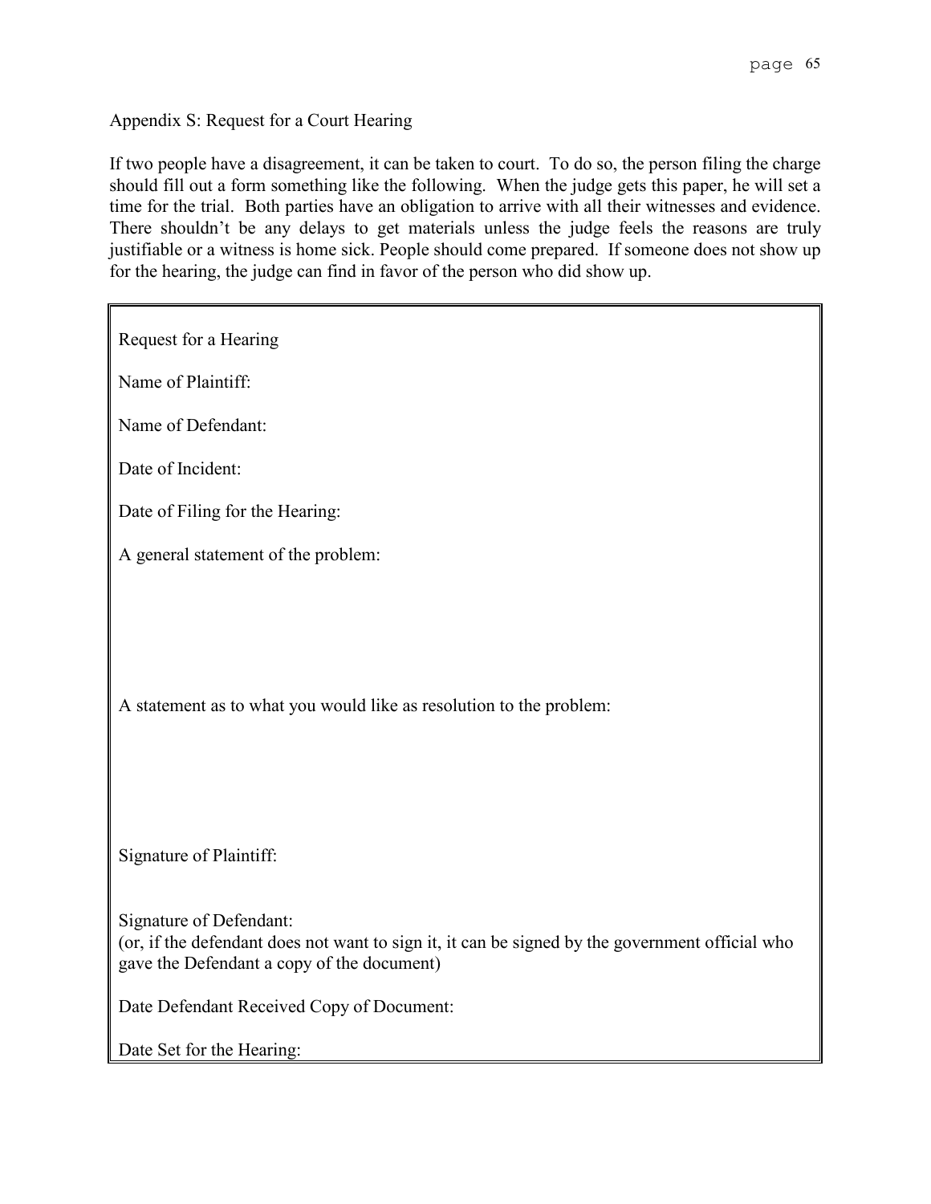## Appendix S: Request for a Court Hearing

If two people have a disagreement, it can be taken to court. To do so, the person filing the charge should fill out a form something like the following. When the judge gets this paper, he will set a time for the trial. Both parties have an obligation to arrive with all their witnesses and evidence. There shouldn't be any delays to get materials unless the judge feels the reasons are truly justifiable or a witness is home sick. People should come prepared. If someone does not show up for the hearing, the judge can find in favor of the person who did show up.

---

Request for a Hearing

Name of Plaintiff:

Name of Defendant:

Date of Incident:

Date of Filing for the Hearing:

A general statement of the problem:

A statement as to what you would like as resolution to the problem:

Signature of Plaintiff:

Signature of Defendant:
(or, if the defendant does not want to sign it, it can be signed by the government official who gave the Defendant a copy of the document)

Date Defendant Received Copy of Document:

Date Set for the Hearing:

---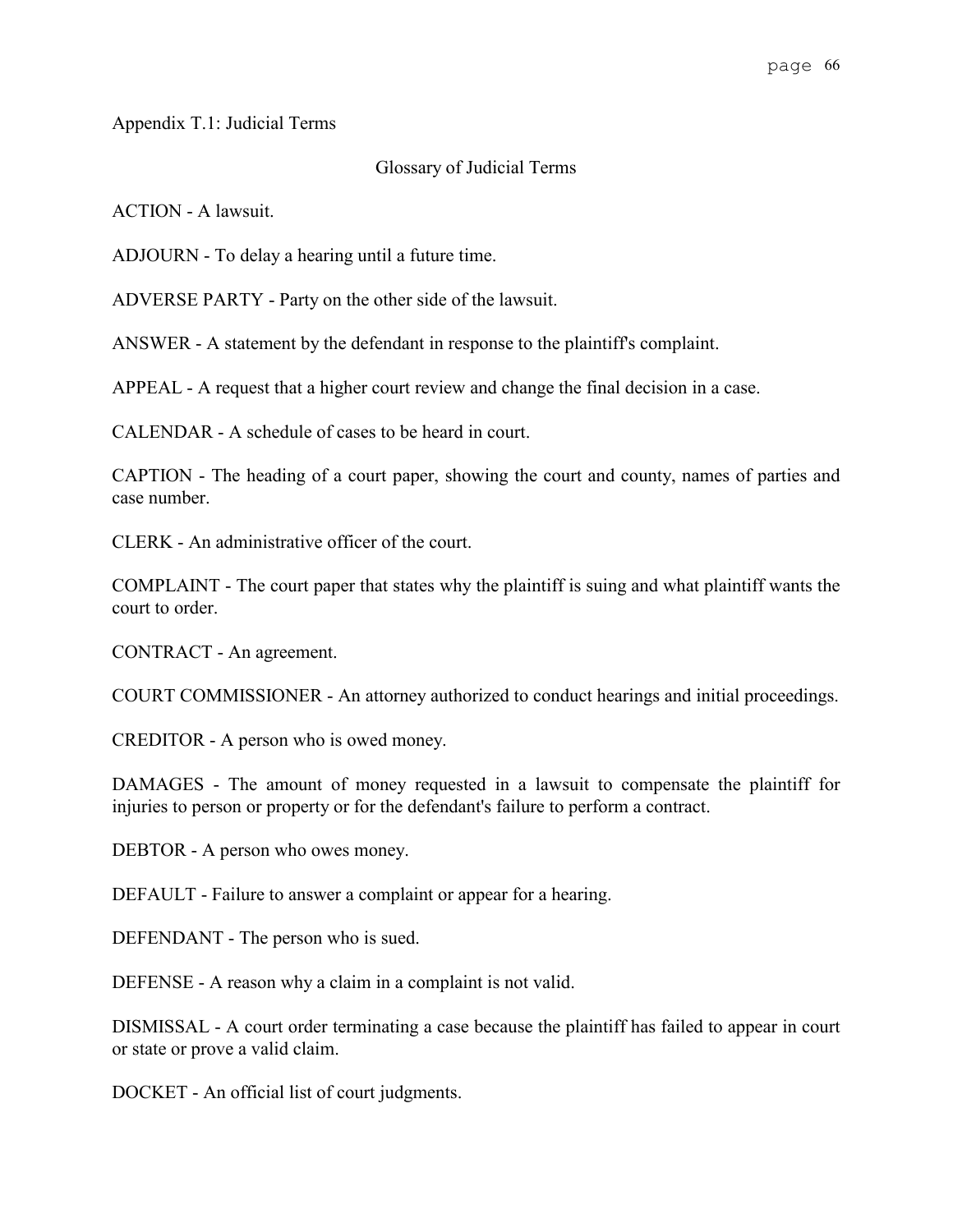Appendix T.1: Judicial Terms

## Glossary of Judicial Terms

ACTION - A lawsuit.

ADJOURN - To delay a hearing until a future time.

ADVERSE PARTY - Party on the other side of the lawsuit.

ANSWER - A statement by the defendant in response to the plaintiff's complaint.

APPEAL - A request that a higher court review and change the final decision in a case.

CALENDAR - A schedule of cases to be heard in court.

CAPTION - The heading of a court paper, showing the court and county, names of parties and case number.

CLERK - An administrative officer of the court.

COMPLAINT - The court paper that states why the plaintiff is suing and what plaintiff wants the court to order.

CONTRACT - An agreement.

COURT COMMISSIONER - An attorney authorized to conduct hearings and initial proceedings.

CREDITOR - A person who is owed money.

DAMAGES - The amount of money requested in a lawsuit to compensate the plaintiff for injuries to person or property or for the defendant's failure to perform a contract.

DEBTOR - A person who owes money.

DEFAULT - Failure to answer a complaint or appear for a hearing.

DEFENDANT - The person who is sued.

DEFENSE - A reason why a claim in a complaint is not valid.

DISMISSAL - A court order terminating a case because the plaintiff has failed to appear in court or state or prove a valid claim.

DOCKET - An official list of court judgments.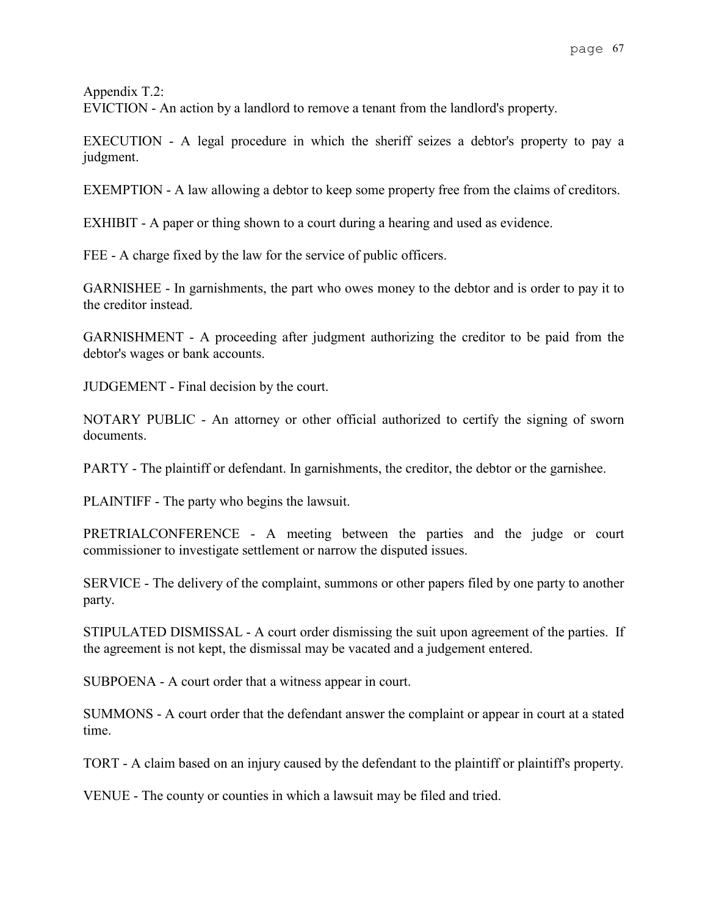Appendix T.2:

EVICTION - An action by a landlord to remove a tenant from the landlord's property.

EXECUTION - A legal procedure in which the sheriff seizes a debtor's property to pay a judgment.

EXEMPTION - A law allowing a debtor to keep some property free from the claims of creditors.

EXHIBIT - A paper or thing shown to a court during a hearing and used as evidence.

FEE - A charge fixed by the law for the service of public officers.

GARNISHEE - In garnishments, the part who owes money to the debtor and is order to pay it to the creditor instead.

GARNISHMENT - A proceeding after judgment authorizing the creditor to be paid from the debtor's wages or bank accounts.

JUDGEMENT - Final decision by the court.

NOTARY PUBLIC - An attorney or other official authorized to certify the signing of sworn documents.

PARTY - The plaintiff or defendant. In garnishments, the creditor, the debtor or the garnishee.

PLAINTIFF - The party who begins the lawsuit.

PRETRIALCONFERENCE - A meeting between the parties and the judge or court commissioner to investigate settlement or narrow the disputed issues.

SERVICE - The delivery of the complaint, summons or other papers filed by one party to another party.

STIPULATED DISMISSAL - A court order dismissing the suit upon agreement of the parties. If the agreement is not kept, the dismissal may be vacated and a judgement entered.

SUBPOENA - A court order that a witness appear in court.

SUMMONS - A court order that the defendant answer the complaint or appear in court at a stated time.

TORT - A claim based on an injury caused by the defendant to the plaintiff or plaintiff's property.

VENUE - The county or counties in which a lawsuit may be filed and tried.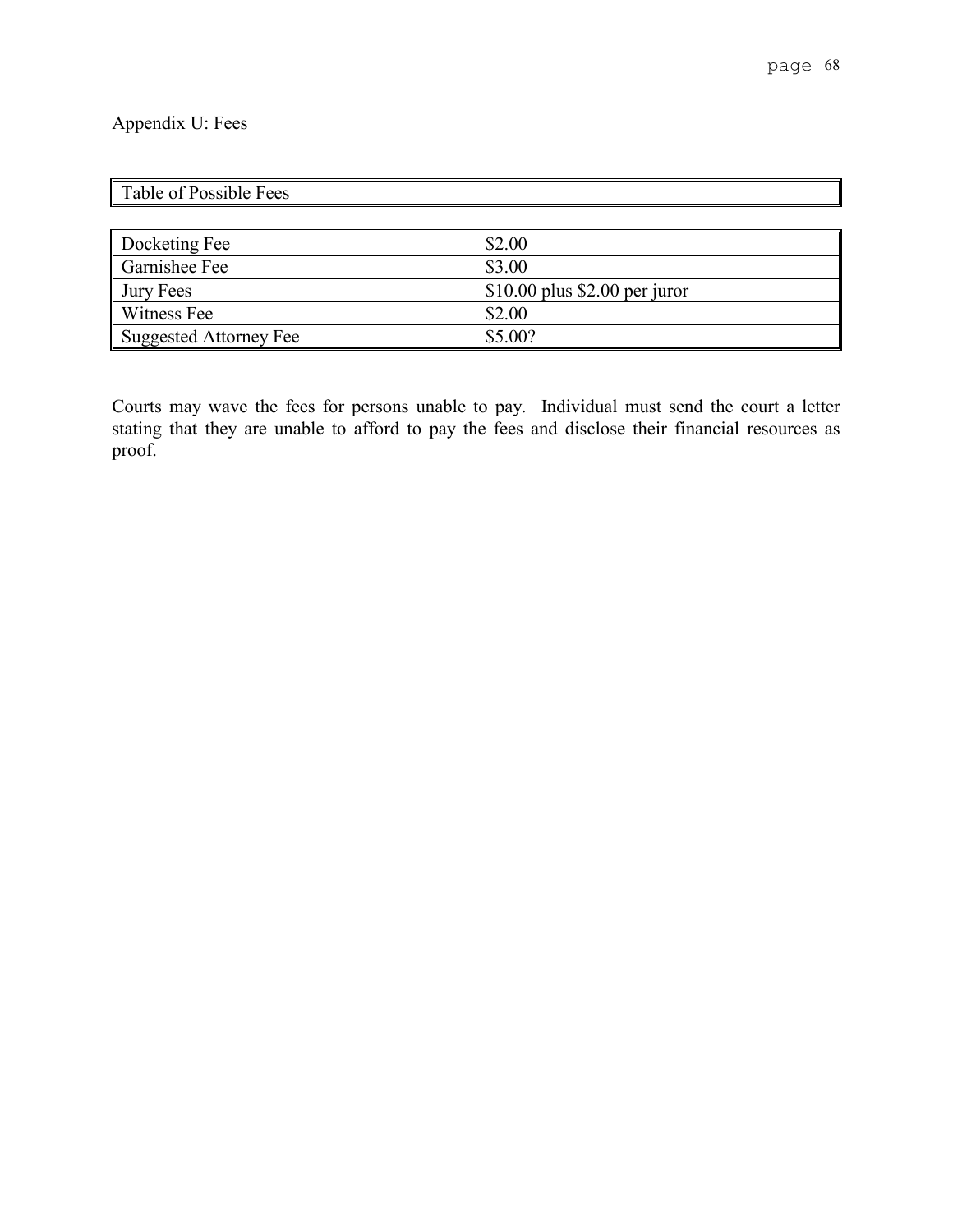## Appendix U: Fees

| Table of Possible Fees | |
|---|---|
| Docketing Fee | $2.00 |
| Garnishee Fee | $3.00 |
| Jury Fees | $10.00 plus $2.00 per juror |
| Witness Fee | $2.00 |
| Suggested Attorney Fee | $5.00? |

Courts may wave the fees for persons unable to pay. Individual must send the court a letter stating that they are unable to afford to pay the fees and disclose their financial resources as proof.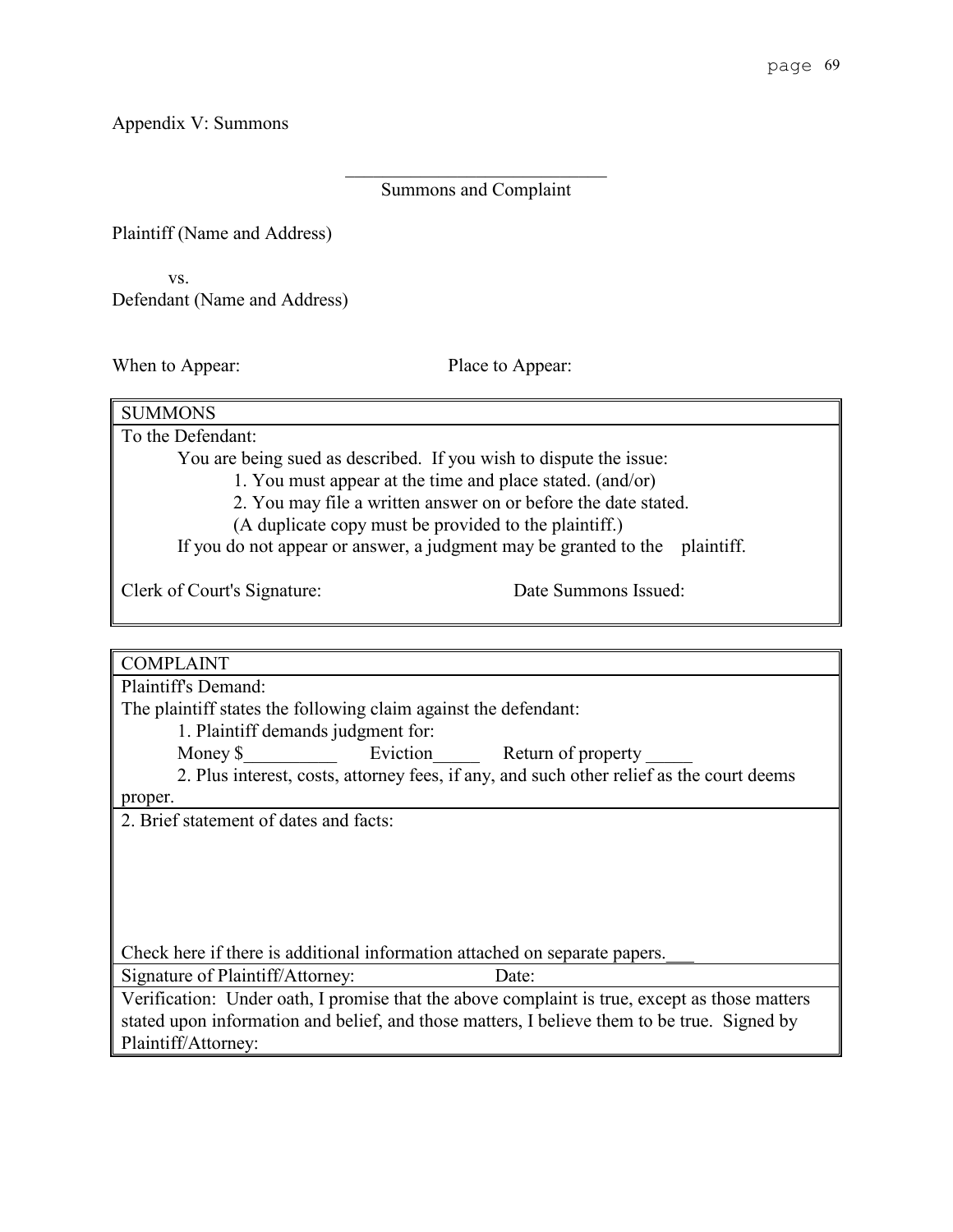Appendix V: Summons

\_\_\_\_\_\_\_\_\_\_\_\_\_\_\_\_\_\_\_\_\_\_\_\_\_\_\_\_

Summons and Complaint

Plaintiff (Name and Address)

vs.

Defendant (Name and Address)

When to Appear: Place to Appear:

| SUMMONS |
|---|
| To the Defendant:<br>You are being sued as described. If you wish to dispute the issue:<br>1. You must appear at the time and place stated. (and/or)<br>2. You may file a written answer on or before the date stated.<br>(A duplicate copy must be provided to the plaintiff.)<br>If you do not appear or answer, a judgment may be granted to the plaintiff.<br><br>Clerk of Court's Signature: Date Summons Issued: |

| COMPLAINT |
|---|
| Plaintiff's Demand:<br>The plaintiff states the following claim against the defendant:<br>1. Plaintiff demands judgment for:<br>Money $\_\_\_\_\_\_\_\_\_\_ Eviction\_\_\_\_\_ Return of property \_\_\_\_\_<br>2. Plus interest, costs, attorney fees, if any, and such other relief as the court deems proper. |
| 2. Brief statement of dates and facts:<br><br><br><br>Check here if there is additional information attached on separate papers.\_\_\_ |
| Signature of Plaintiff/Attorney: Date: |
| Verification: Under oath, I promise that the above complaint is true, except as those matters stated upon information and belief, and those matters, I believe them to be true. Signed by Plaintiff/Attorney: |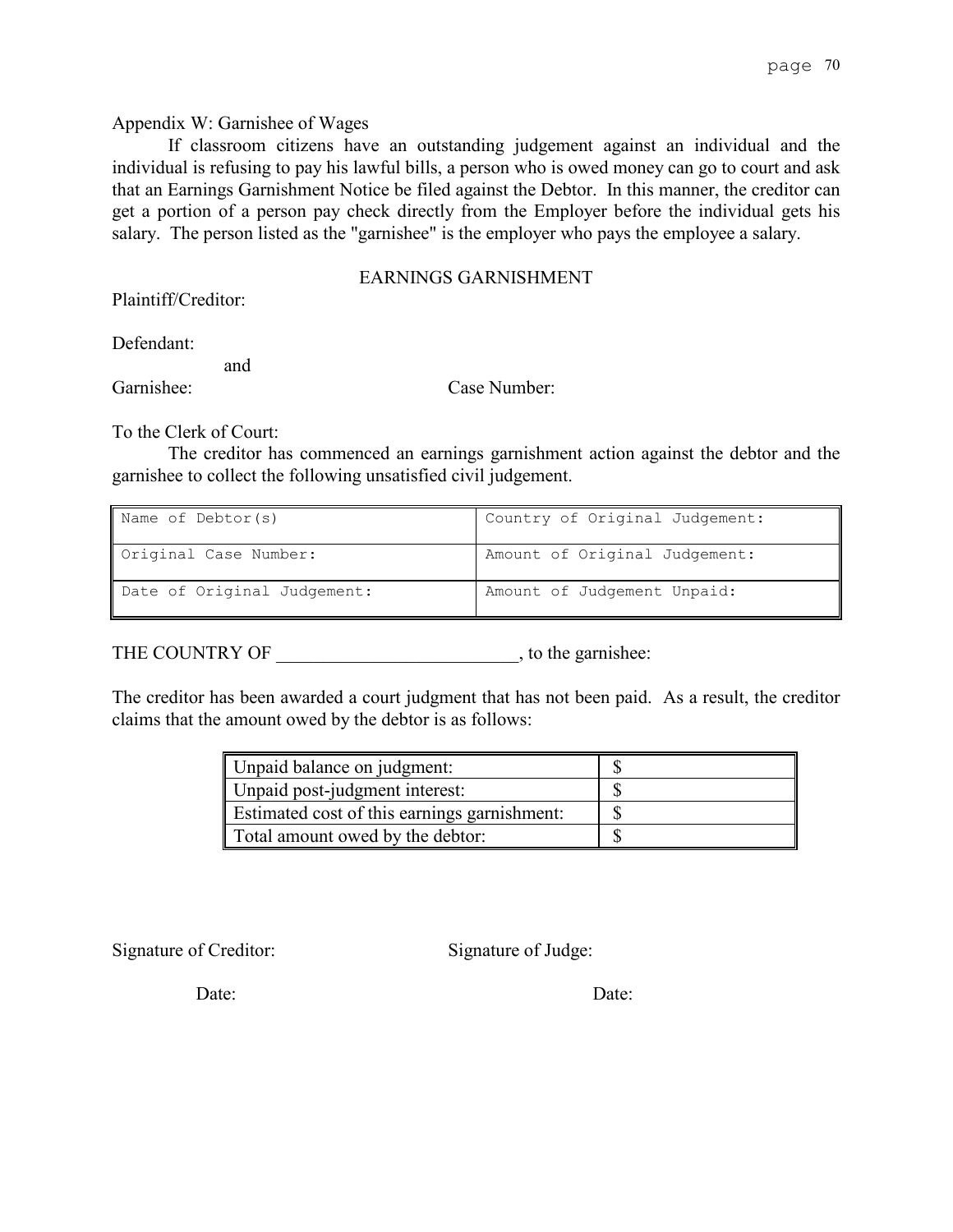Appendix W: Garnishee of Wages

If classroom citizens have an outstanding judgement against an individual and the individual is refusing to pay his lawful bills, a person who is owed money can go to court and ask that an Earnings Garnishment Notice be filed against the Debtor. In this manner, the creditor can get a portion of a person pay check directly from the Employer before the individual gets his salary. The person listed as the "garnishee" is the employer who pays the employee a salary.

EARNINGS GARNISHMENT

Plaintiff/Creditor:

Defendant:

and

Garnishee: Case Number:

To the Clerk of Court:

The creditor has commenced an earnings garnishment action against the debtor and the garnishee to collect the following unsatisfied civil judgement.

| Name of Debtor(s) | Country of Original Judgement: |
|---|---|
| Original Case Number: | Amount of Original Judgement: |
| Date of Original Judgement: | Amount of Judgement Unpaid: |

THE COUNTRY OF ___________________________, to the garnishee:

The creditor has been awarded a court judgment that has not been paid. As a result, the creditor claims that the amount owed by the debtor is as follows:

| | |
|---|---|
| Unpaid balance on judgment: | $ |
| Unpaid post-judgment interest: | $ |
| Estimated cost of this earnings garnishment: | $ |
| Total amount owed by the debtor: | $ |

Signature of Creditor: Signature of Judge:

Date: Date: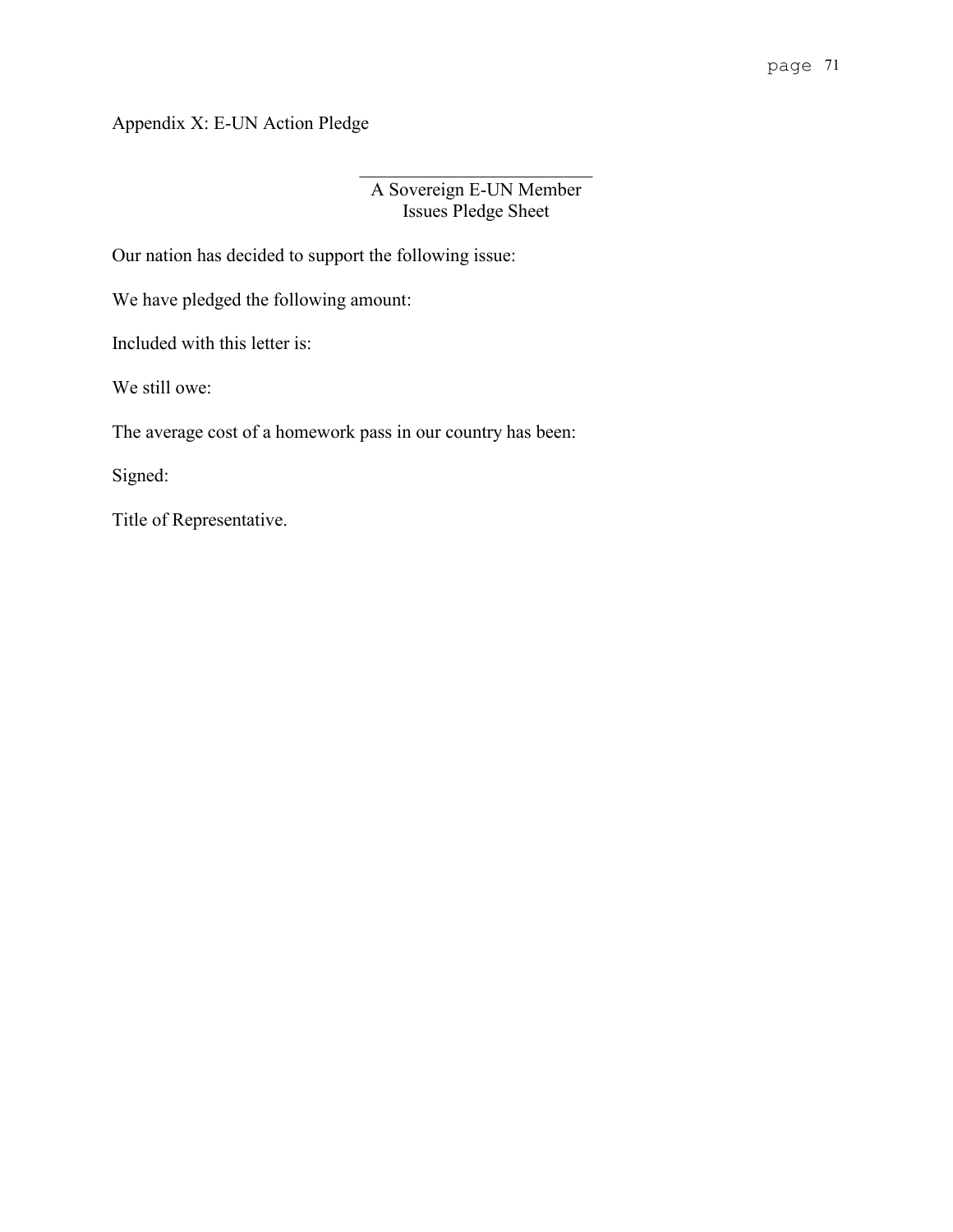Appendix X: E-UN Action Pledge

\_\_\_\_\_\_\_\_\_\_\_\_\_\_\_\_\_\_\_\_\_\_\_\_\_\_

A Sovereign E-UN Member
Issues Pledge Sheet

Our nation has decided to support the following issue:

We have pledged the following amount:

Included with this letter is:

We still owe:

The average cost of a homework pass in our country has been:

Signed:

Title of Representative.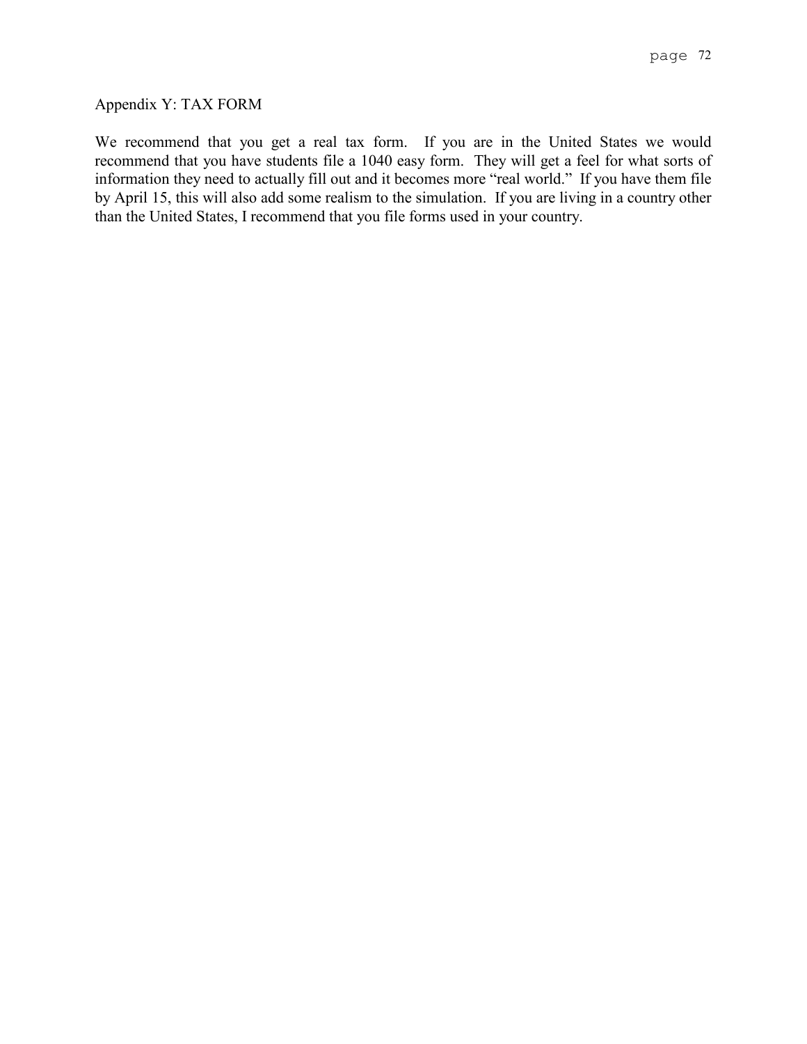## Appendix Y: TAX FORM

We recommend that you get a real tax form. If you are in the United States we would recommend that you have students file a 1040 easy form. They will get a feel for what sorts of information they need to actually fill out and it becomes more "real world." If you have them file by April 15, this will also add some realism to the simulation. If you are living in a country other than the United States, I recommend that you file forms used in your country.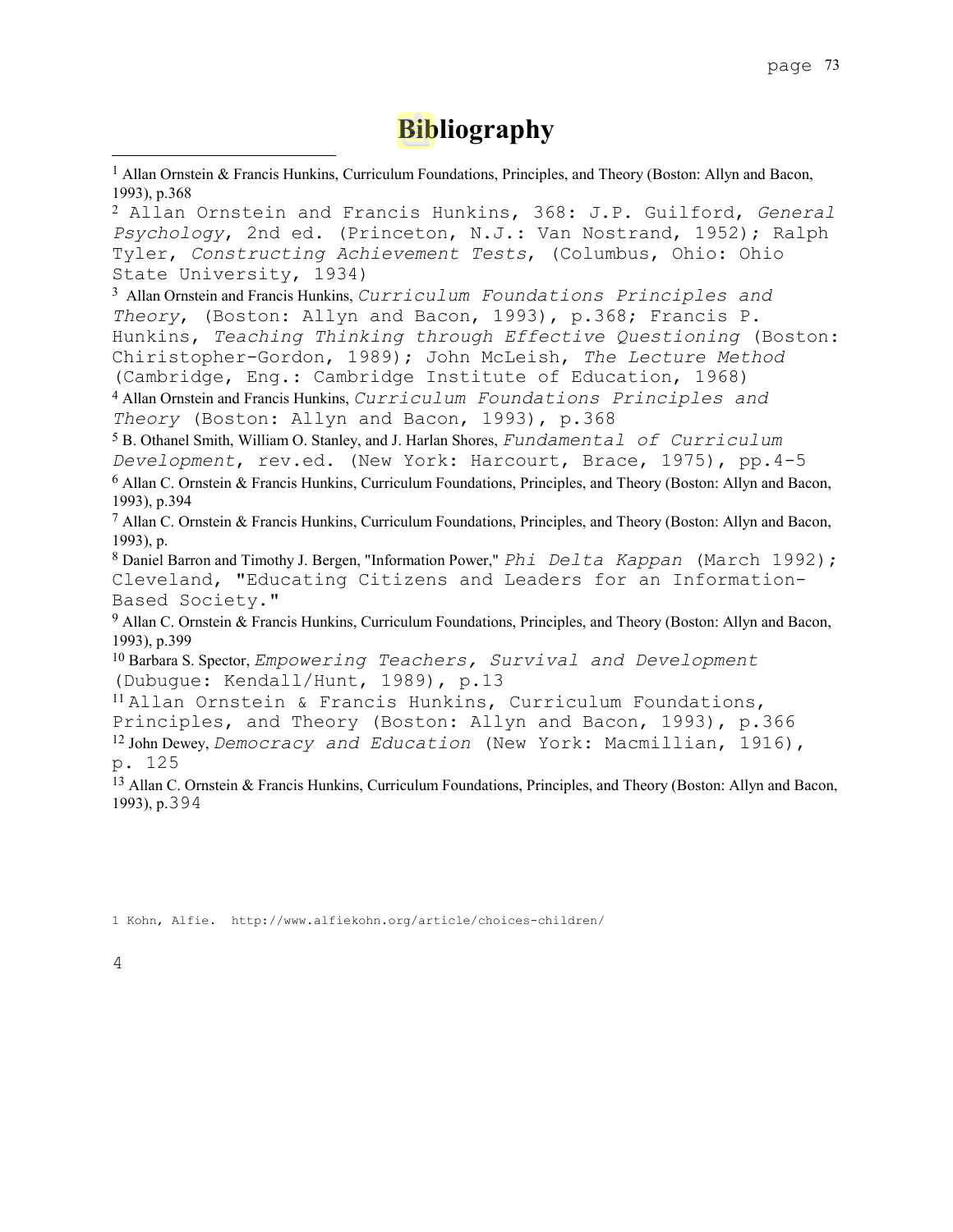# Bibliography

[1] Allan Ornstein & Francis Hunkins, Curriculum Foundations, Principles, and Theory (Boston: Allyn and Bacon, 1993), p.368

[2] Allan Ornstein and Francis Hunkins, 368: J.P. Guilford, *General Psychology*, 2nd ed. (Princeton, N.J.: Van Nostrand, 1952); Ralph Tyler, *Constructing Achievement Tests*, (Columbus, Ohio: Ohio State University, 1934)

[3] Allan Ornstein and Francis Hunkins, *Curriculum Foundations Principles and Theory*, (Boston: Allyn and Bacon, 1993), p.368; Francis P. Hunkins, *Teaching Thinking through Effective Questioning* (Boston: Chiristopher-Gordon, 1989); John McLeish, *The Lecture Method* (Cambridge, Eng.: Cambridge Institute of Education, 1968)

[4] Allan Ornstein and Francis Hunkins, *Curriculum Foundations Principles and Theory* (Boston: Allyn and Bacon, 1993), p.368

[5] B. Othanel Smith, William O. Stanley, and J. Harlan Shores, *Fundamental of Curriculum Development*, rev.ed. (New York: Harcourt, Brace, 1975), pp.4-5

[6] Allan C. Ornstein & Francis Hunkins, Curriculum Foundations, Principles, and Theory (Boston: Allyn and Bacon, 1993), p.394

[7] Allan C. Ornstein & Francis Hunkins, Curriculum Foundations, Principles, and Theory (Boston: Allyn and Bacon, 1993), p.

[8] Daniel Barron and Timothy J. Bergen, "Information Power," *Phi Delta Kappan* (March 1992); Cleveland, "Educating Citizens and Leaders for an Information-Based Society."

[9] Allan C. Ornstein & Francis Hunkins, Curriculum Foundations, Principles, and Theory (Boston: Allyn and Bacon, 1993), p.399

[10] Barbara S. Spector, *Empowering Teachers, Survival and Development* (Dubugue: Kendall/Hunt, 1989), p.13

[11] Allan Ornstein & Francis Hunkins, Curriculum Foundations, Principles, and Theory (Boston: Allyn and Bacon, 1993), p.366

[12] John Dewey, *Democracy and Education* (New York: Macmillian, 1916), p. 125

[13] Allan C. Ornstein & Francis Hunkins, Curriculum Foundations, Principles, and Theory (Boston: Allyn and Bacon, 1993), p.394

1 Kohn, Alfie. http://www.alfiekohn.org/article/choices-children/